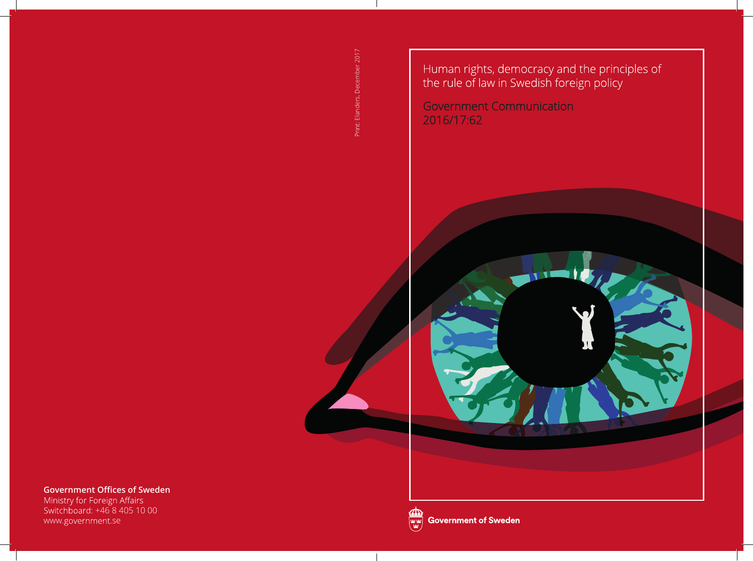# Human rights, democracy and the principles of the rule of law in Swedish foreign policy

## Government Communication 2016/17:62

Print: Elanders, December 2017

**Government Offices of Sweden**
Ministry for Foreign Affairs
Switchboard: +46 8 405 10 00
www.government.se

**Government of Sweden**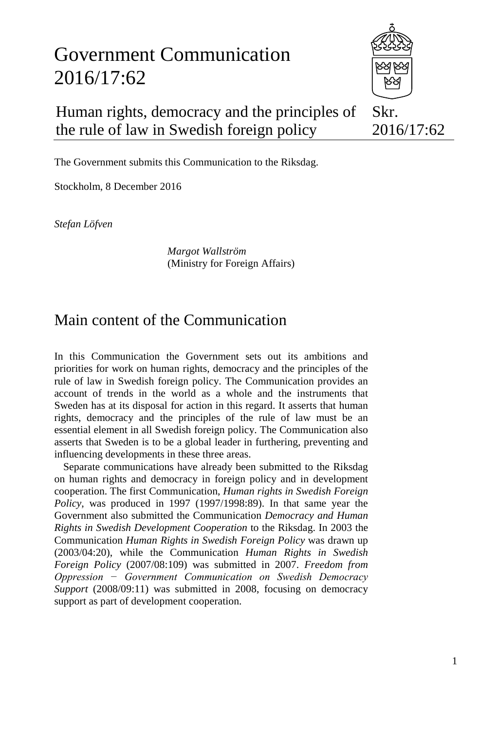# Government Communication 2016/17:62

## Human rights, democracy and the principles of the rule of law in Swedish foreign policy

Skr. 2016/17:62

The Government submits this Communication to the Riksdag.

Stockholm, 8 December 2016

*Stefan Löfven*

*Margot Wallström*
(Ministry for Foreign Affairs)

## Main content of the Communication

In this Communication the Government sets out its ambitions and priorities for work on human rights, democracy and the principles of the rule of law in Swedish foreign policy. The Communication provides an account of trends in the world as a whole and the instruments that Sweden has at its disposal for action in this regard. It asserts that human rights, democracy and the principles of the rule of law must be an essential element in all Swedish foreign policy. The Communication also asserts that Sweden is to be a global leader in furthering, preventing and influencing developments in these three areas.

Separate communications have already been submitted to the Riksdag on human rights and democracy in foreign policy and in development cooperation. The first Communication, *Human rights in Swedish Foreign Policy*, was produced in 1997 (1997/1998:89). In that same year the Government also submitted the Communication *Democracy and Human Rights in Swedish Development Cooperation* to the Riksdag. In 2003 the Communication *Human Rights in Swedish Foreign Policy* was drawn up (2003/04:20), while the Communication *Human Rights in Swedish Foreign Policy* (2007/08:109) was submitted in 2007. *Freedom from Oppression − Government Communication on Swedish Democracy Support* (2008/09:11) was submitted in 2008, focusing on democracy support as part of development cooperation.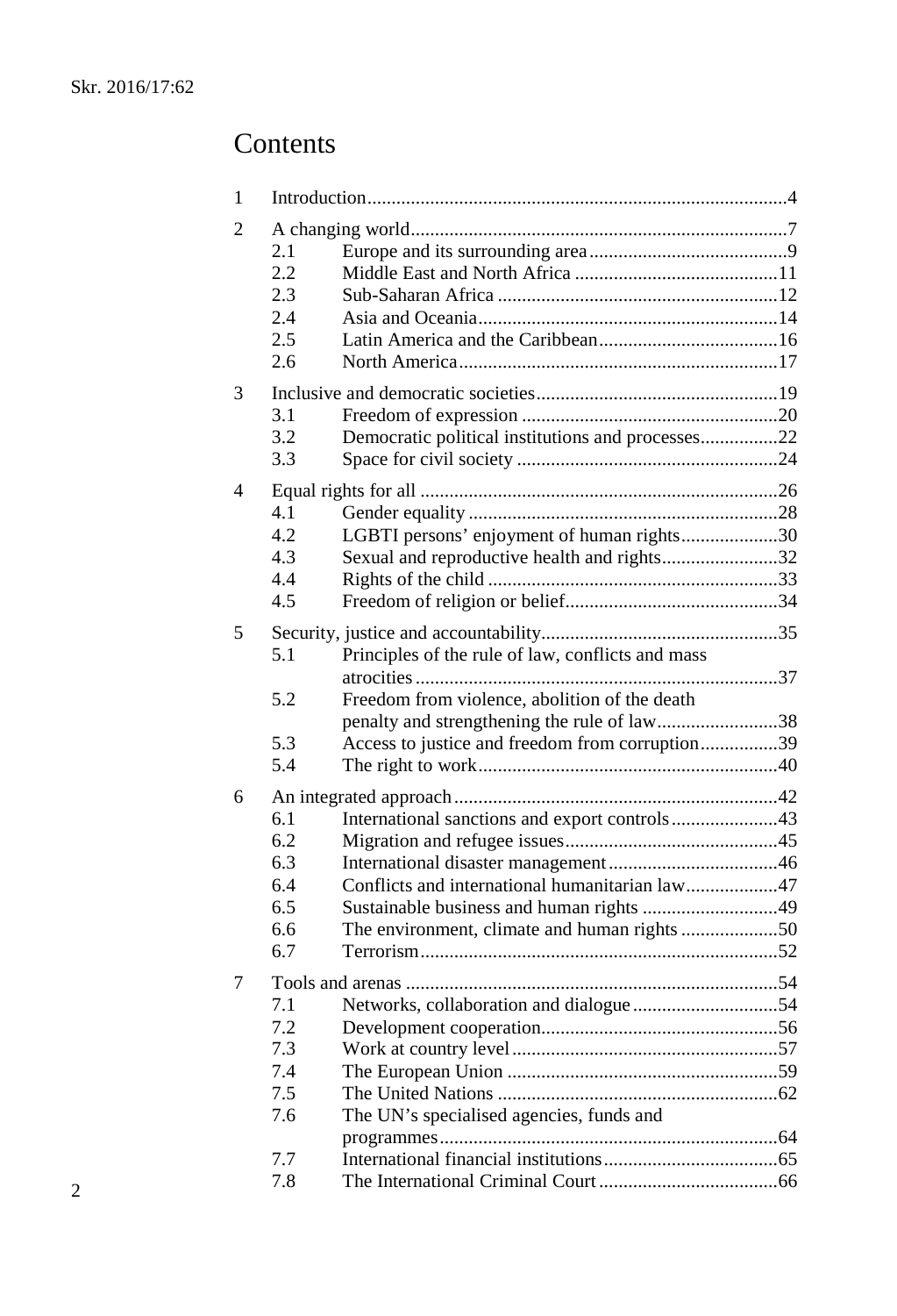# Contents

1 Introduction 4

2 A changing world 7
- 2.1 Europe and its surrounding area 9
- 2.2 Middle East and North Africa 11
- 2.3 Sub-Saharan Africa 12
- 2.4 Asia and Oceania 14
- 2.5 Latin America and the Caribbean 16
- 2.6 North America 17

3 Inclusive and democratic societies 19
- 3.1 Freedom of expression 20
- 3.2 Democratic political institutions and processes 22
- 3.3 Space for civil society 24

4 Equal rights for all 26
- 4.1 Gender equality 28
- 4.2 LGBTI persons' enjoyment of human rights 30
- 4.3 Sexual and reproductive health and rights 32
- 4.4 Rights of the child 33
- 4.5 Freedom of religion or belief 34

5 Security, justice and accountability 35
- 5.1 Principles of the rule of law, conflicts and mass atrocities 37
- 5.2 Freedom from violence, abolition of the death penalty and strengthening the rule of law 38
- 5.3 Access to justice and freedom from corruption 39
- 5.4 The right to work 40

6 An integrated approach 42
- 6.1 International sanctions and export controls 43
- 6.2 Migration and refugee issues 45
- 6.3 International disaster management 46
- 6.4 Conflicts and international humanitarian law 47
- 6.5 Sustainable business and human rights 49
- 6.6 The environment, climate and human rights 50
- 6.7 Terrorism 52

7 Tools and arenas 54
- 7.1 Networks, collaboration and dialogue 54
- 7.2 Development cooperation 56
- 7.3 Work at country level 57
- 7.4 The European Union 59
- 7.5 The United Nations 62
- 7.6 The UN's specialised agencies, funds and programmes 64
- 7.7 International financial institutions 65
- 7.8 The International Criminal Court 66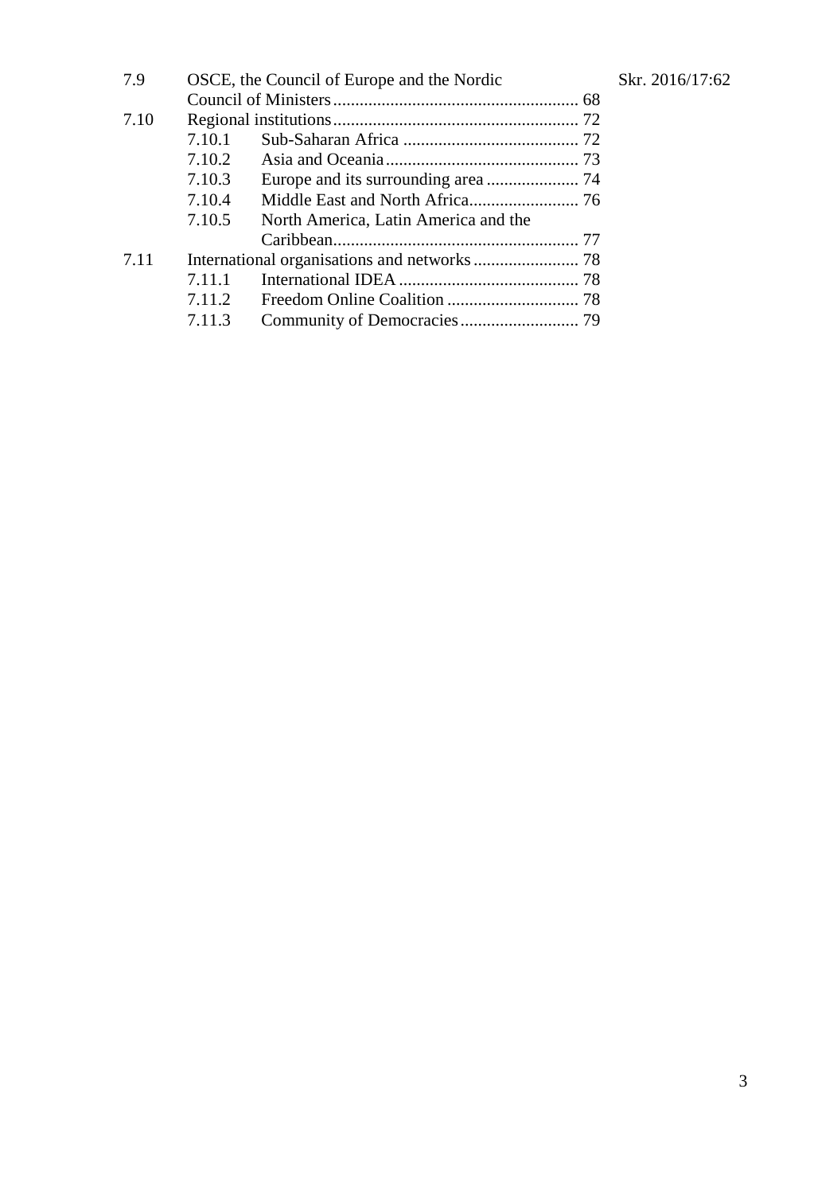7.9 OSCE, the Council of Europe and the Nordic Council of Ministers ........ 68

7.10 Regional institutions ........ 72

- 7.10.1 Sub-Saharan Africa ........ 72
- 7.10.2 Asia and Oceania ........ 73
- 7.10.3 Europe and its surrounding area ........ 74
- 7.10.4 Middle East and North Africa ........ 76
- 7.10.5 North America, Latin America and the Caribbean ........ 77

7.11 International organisations and networks ........ 78

- 7.11.1 International IDEA ........ 78
- 7.11.2 Freedom Online Coalition ........ 78
- 7.11.3 Community of Democracies ........ 79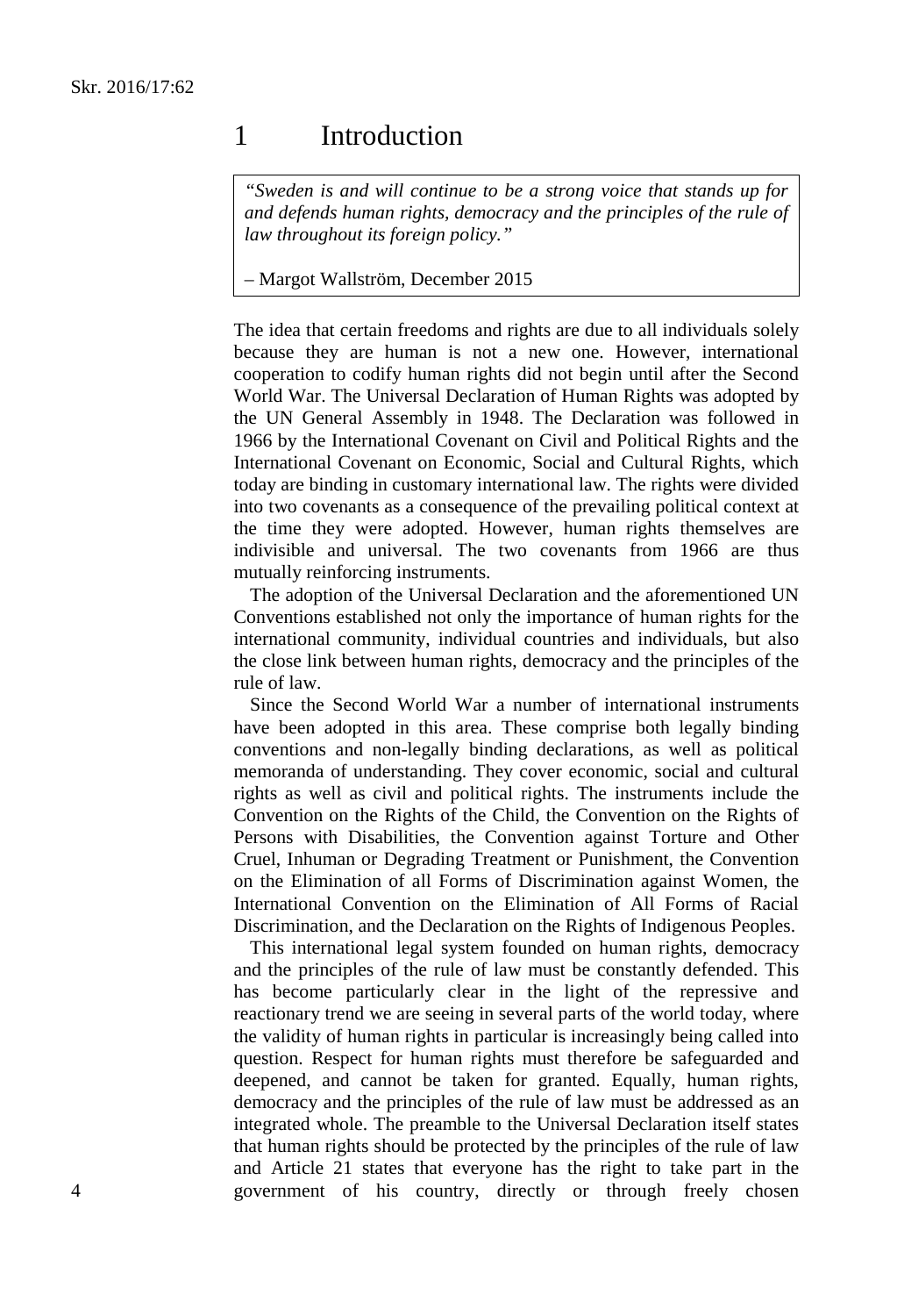# 1 Introduction

> *"Sweden is and will continue to be a strong voice that stands up for and defends human rights, democracy and the principles of the rule of law throughout its foreign policy."*
>
> – Margot Wallström, December 2015

The idea that certain freedoms and rights are due to all individuals solely because they are human is not a new one. However, international cooperation to codify human rights did not begin until after the Second World War. The Universal Declaration of Human Rights was adopted by the UN General Assembly in 1948. The Declaration was followed in 1966 by the International Covenant on Civil and Political Rights and the International Covenant on Economic, Social and Cultural Rights, which today are binding in customary international law. The rights were divided into two covenants as a consequence of the prevailing political context at the time they were adopted. However, human rights themselves are indivisible and universal. The two covenants from 1966 are thus mutually reinforcing instruments.

The adoption of the Universal Declaration and the aforementioned UN Conventions established not only the importance of human rights for the international community, individual countries and individuals, but also the close link between human rights, democracy and the principles of the rule of law.

Since the Second World War a number of international instruments have been adopted in this area. These comprise both legally binding conventions and non-legally binding declarations, as well as political memoranda of understanding. They cover economic, social and cultural rights as well as civil and political rights. The instruments include the Convention on the Rights of the Child, the Convention on the Rights of Persons with Disabilities, the Convention against Torture and Other Cruel, Inhuman or Degrading Treatment or Punishment, the Convention on the Elimination of all Forms of Discrimination against Women, the International Convention on the Elimination of All Forms of Racial Discrimination, and the Declaration on the Rights of Indigenous Peoples.

This international legal system founded on human rights, democracy and the principles of the rule of law must be constantly defended. This has become particularly clear in the light of the repressive and reactionary trend we are seeing in several parts of the world today, where the validity of human rights in particular is increasingly being called into question. Respect for human rights must therefore be safeguarded and deepened, and cannot be taken for granted. Equally, human rights, democracy and the principles of the rule of law must be addressed as an integrated whole. The preamble to the Universal Declaration itself states that human rights should be protected by the principles of the rule of law and Article 21 states that everyone has the right to take part in the government of his country, directly or through freely chosen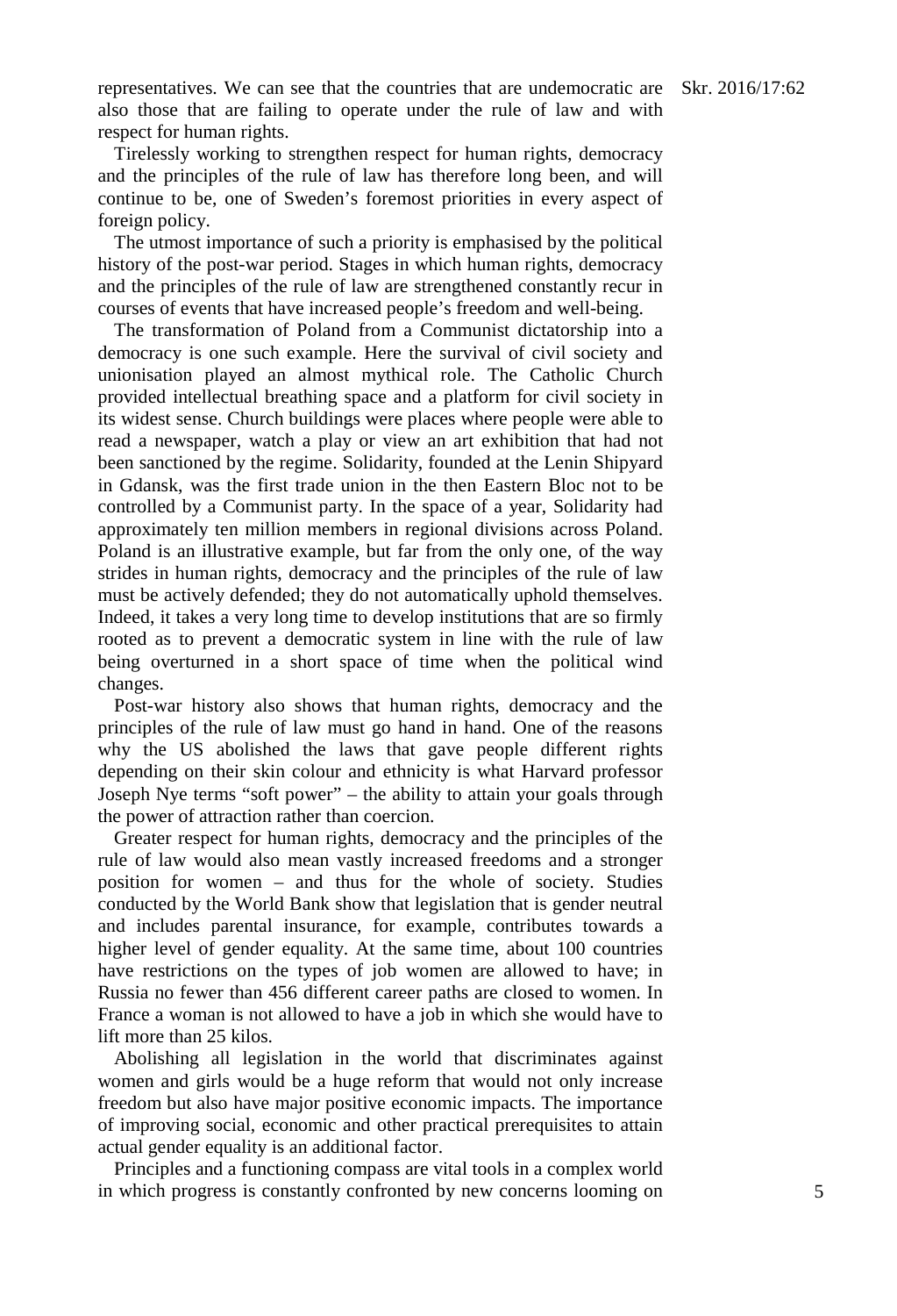representatives. We can see that the countries that are undemocratic are also those that are failing to operate under the rule of law and with respect for human rights.

Tirelessly working to strengthen respect for human rights, democracy and the principles of the rule of law has therefore long been, and will continue to be, one of Sweden's foremost priorities in every aspect of foreign policy.

The utmost importance of such a priority is emphasised by the political history of the post-war period. Stages in which human rights, democracy and the principles of the rule of law are strengthened constantly recur in courses of events that have increased people's freedom and well-being.

The transformation of Poland from a Communist dictatorship into a democracy is one such example. Here the survival of civil society and unionisation played an almost mythical role. The Catholic Church provided intellectual breathing space and a platform for civil society in its widest sense. Church buildings were places where people were able to read a newspaper, watch a play or view an art exhibition that had not been sanctioned by the regime. Solidarity, founded at the Lenin Shipyard in Gdansk, was the first trade union in the then Eastern Bloc not to be controlled by a Communist party. In the space of a year, Solidarity had approximately ten million members in regional divisions across Poland. Poland is an illustrative example, but far from the only one, of the way strides in human rights, democracy and the principles of the rule of law must be actively defended; they do not automatically uphold themselves. Indeed, it takes a very long time to develop institutions that are so firmly rooted as to prevent a democratic system in line with the rule of law being overturned in a short space of time when the political wind changes.

Post-war history also shows that human rights, democracy and the principles of the rule of law must go hand in hand. One of the reasons why the US abolished the laws that gave people different rights depending on their skin colour and ethnicity is what Harvard professor Joseph Nye terms "soft power" – the ability to attain your goals through the power of attraction rather than coercion.

Greater respect for human rights, democracy and the principles of the rule of law would also mean vastly increased freedoms and a stronger position for women – and thus for the whole of society. Studies conducted by the World Bank show that legislation that is gender neutral and includes parental insurance, for example, contributes towards a higher level of gender equality. At the same time, about 100 countries have restrictions on the types of job women are allowed to have; in Russia no fewer than 456 different career paths are closed to women. In France a woman is not allowed to have a job in which she would have to lift more than 25 kilos.

Abolishing all legislation in the world that discriminates against women and girls would be a huge reform that would not only increase freedom but also have major positive economic impacts. The importance of improving social, economic and other practical prerequisites to attain actual gender equality is an additional factor.

Principles and a functioning compass are vital tools in a complex world in which progress is constantly confronted by new concerns looming on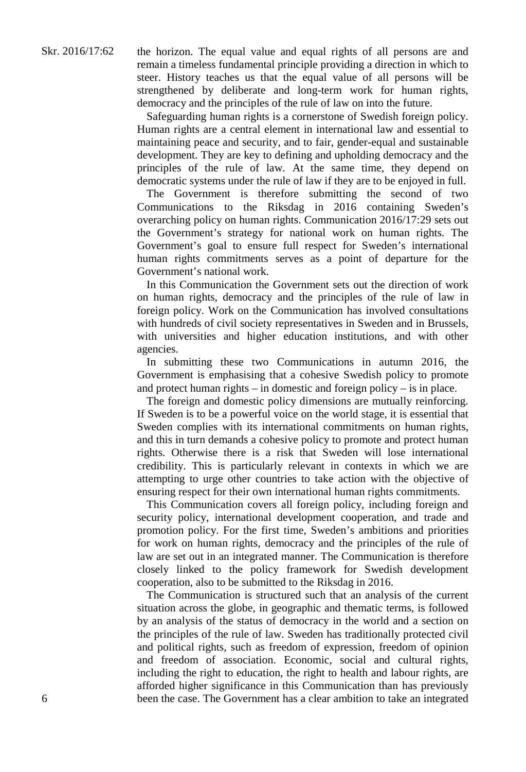the horizon. The equal value and equal rights of all persons are and remain a timeless fundamental principle providing a direction in which to steer. History teaches us that the equal value of all persons will be strengthened by deliberate and long-term work for human rights, democracy and the principles of the rule of law on into the future.

Safeguarding human rights is a cornerstone of Swedish foreign policy. Human rights are a central element in international law and essential to maintaining peace and security, and to fair, gender-equal and sustainable development. They are key to defining and upholding democracy and the principles of the rule of law. At the same time, they depend on democratic systems under the rule of law if they are to be enjoyed in full.

The Government is therefore submitting the second of two Communications to the Riksdag in 2016 containing Sweden's overarching policy on human rights. Communication 2016/17:29 sets out the Government's strategy for national work on human rights. The Government's goal to ensure full respect for Sweden's international human rights commitments serves as a point of departure for the Government's national work.

In this Communication the Government sets out the direction of work on human rights, democracy and the principles of the rule of law in foreign policy. Work on the Communication has involved consultations with hundreds of civil society representatives in Sweden and in Brussels, with universities and higher education institutions, and with other agencies.

In submitting these two Communications in autumn 2016, the Government is emphasising that a cohesive Swedish policy to promote and protect human rights – in domestic and foreign policy – is in place.

The foreign and domestic policy dimensions are mutually reinforcing. If Sweden is to be a powerful voice on the world stage, it is essential that Sweden complies with its international commitments on human rights, and this in turn demands a cohesive policy to promote and protect human rights. Otherwise there is a risk that Sweden will lose international credibility. This is particularly relevant in contexts in which we are attempting to urge other countries to take action with the objective of ensuring respect for their own international human rights commitments.

This Communication covers all foreign policy, including foreign and security policy, international development cooperation, and trade and promotion policy. For the first time, Sweden's ambitions and priorities for work on human rights, democracy and the principles of the rule of law are set out in an integrated manner. The Communication is therefore closely linked to the policy framework for Swedish development cooperation, also to be submitted to the Riksdag in 2016.

The Communication is structured such that an analysis of the current situation across the globe, in geographic and thematic terms, is followed by an analysis of the status of democracy in the world and a section on the principles of the rule of law. Sweden has traditionally protected civil and political rights, such as freedom of expression, freedom of opinion and freedom of association. Economic, social and cultural rights, including the right to education, the right to health and labour rights, are afforded higher significance in this Communication than has previously been the case. The Government has a clear ambition to take an integrated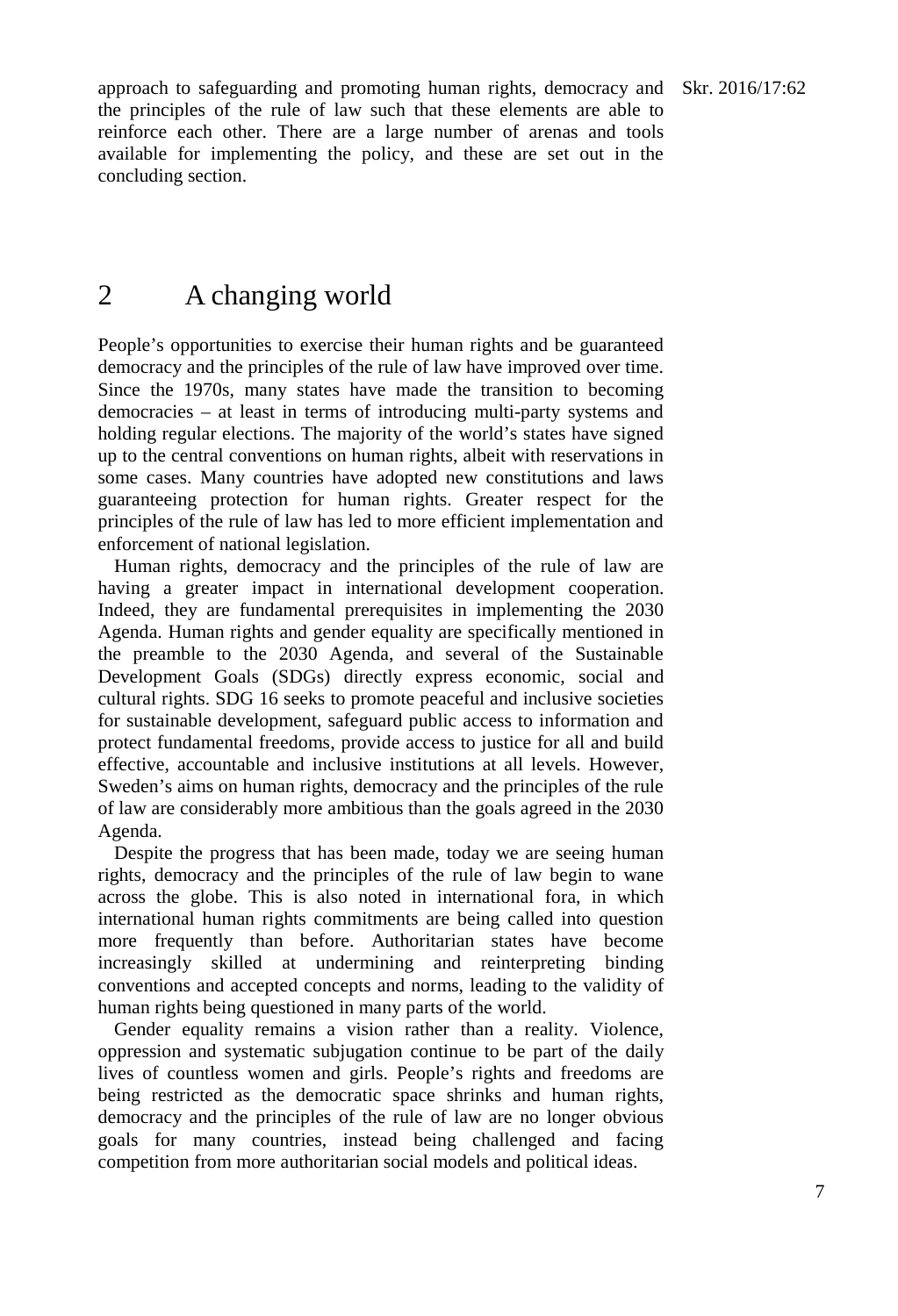approach to safeguarding and promoting human rights, democracy and the principles of the rule of law such that these elements are able to reinforce each other. There are a large number of arenas and tools available for implementing the policy, and these are set out in the concluding section.

# 2 A changing world

People's opportunities to exercise their human rights and be guaranteed democracy and the principles of the rule of law have improved over time. Since the 1970s, many states have made the transition to becoming democracies – at least in terms of introducing multi-party systems and holding regular elections. The majority of the world's states have signed up to the central conventions on human rights, albeit with reservations in some cases. Many countries have adopted new constitutions and laws guaranteeing protection for human rights. Greater respect for the principles of the rule of law has led to more efficient implementation and enforcement of national legislation.

Human rights, democracy and the principles of the rule of law are having a greater impact in international development cooperation. Indeed, they are fundamental prerequisites in implementing the 2030 Agenda. Human rights and gender equality are specifically mentioned in the preamble to the 2030 Agenda, and several of the Sustainable Development Goals (SDGs) directly express economic, social and cultural rights. SDG 16 seeks to promote peaceful and inclusive societies for sustainable development, safeguard public access to information and protect fundamental freedoms, provide access to justice for all and build effective, accountable and inclusive institutions at all levels. However, Sweden's aims on human rights, democracy and the principles of the rule of law are considerably more ambitious than the goals agreed in the 2030 Agenda.

Despite the progress that has been made, today we are seeing human rights, democracy and the principles of the rule of law begin to wane across the globe. This is also noted in international fora, in which international human rights commitments are being called into question more frequently than before. Authoritarian states have become increasingly skilled at undermining and reinterpreting binding conventions and accepted concepts and norms, leading to the validity of human rights being questioned in many parts of the world.

Gender equality remains a vision rather than a reality. Violence, oppression and systematic subjugation continue to be part of the daily lives of countless women and girls. People's rights and freedoms are being restricted as the democratic space shrinks and human rights, democracy and the principles of the rule of law are no longer obvious goals for many countries, instead being challenged and facing competition from more authoritarian social models and political ideas.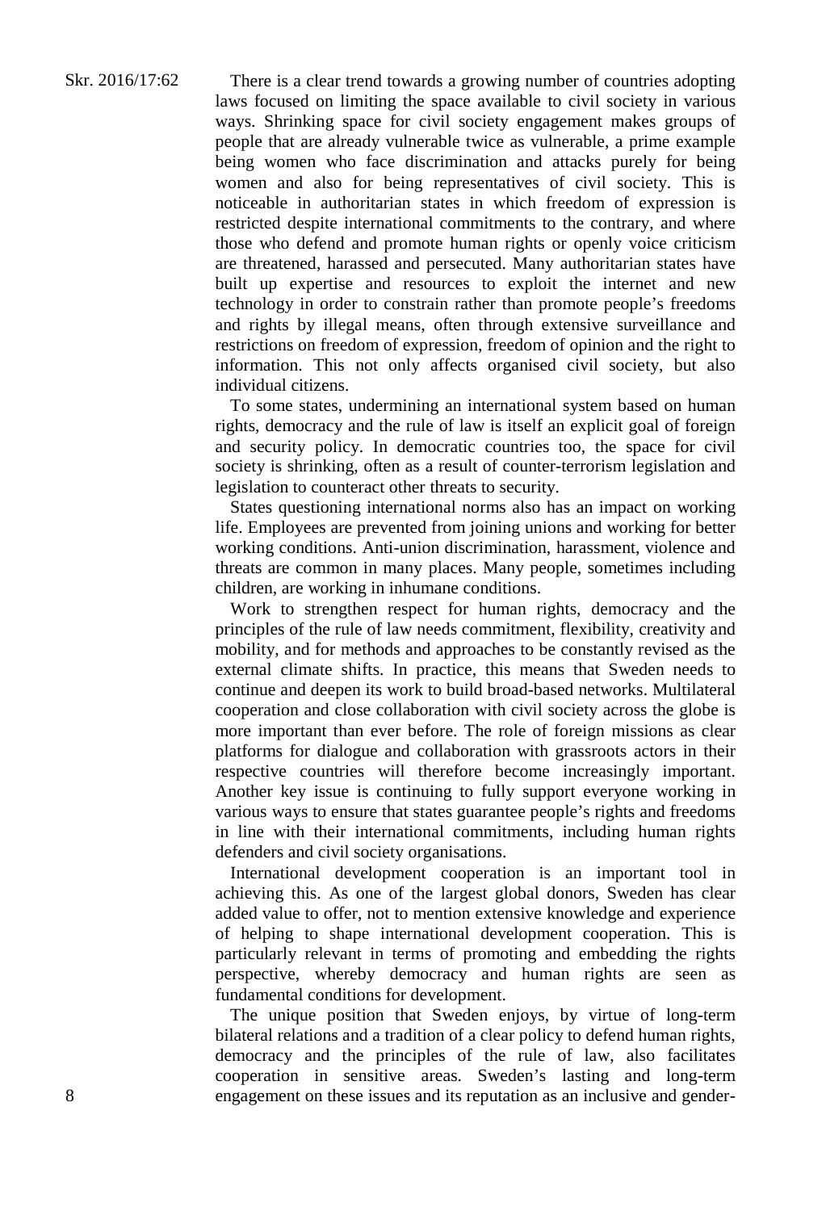There is a clear trend towards a growing number of countries adopting laws focused on limiting the space available to civil society in various ways. Shrinking space for civil society engagement makes groups of people that are already vulnerable twice as vulnerable, a prime example being women who face discrimination and attacks purely for being women and also for being representatives of civil society. This is noticeable in authoritarian states in which freedom of expression is restricted despite international commitments to the contrary, and where those who defend and promote human rights or openly voice criticism are threatened, harassed and persecuted. Many authoritarian states have built up expertise and resources to exploit the internet and new technology in order to constrain rather than promote people's freedoms and rights by illegal means, often through extensive surveillance and restrictions on freedom of expression, freedom of opinion and the right to information. This not only affects organised civil society, but also individual citizens.

To some states, undermining an international system based on human rights, democracy and the rule of law is itself an explicit goal of foreign and security policy. In democratic countries too, the space for civil society is shrinking, often as a result of counter-terrorism legislation and legislation to counteract other threats to security.

States questioning international norms also has an impact on working life. Employees are prevented from joining unions and working for better working conditions. Anti-union discrimination, harassment, violence and threats are common in many places. Many people, sometimes including children, are working in inhumane conditions.

Work to strengthen respect for human rights, democracy and the principles of the rule of law needs commitment, flexibility, creativity and mobility, and for methods and approaches to be constantly revised as the external climate shifts. In practice, this means that Sweden needs to continue and deepen its work to build broad-based networks. Multilateral cooperation and close collaboration with civil society across the globe is more important than ever before. The role of foreign missions as clear platforms for dialogue and collaboration with grassroots actors in their respective countries will therefore become increasingly important. Another key issue is continuing to fully support everyone working in various ways to ensure that states guarantee people's rights and freedoms in line with their international commitments, including human rights defenders and civil society organisations.

International development cooperation is an important tool in achieving this. As one of the largest global donors, Sweden has clear added value to offer, not to mention extensive knowledge and experience of helping to shape international development cooperation. This is particularly relevant in terms of promoting and embedding the rights perspective, whereby democracy and human rights are seen as fundamental conditions for development.

The unique position that Sweden enjoys, by virtue of long-term bilateral relations and a tradition of a clear policy to defend human rights, democracy and the principles of the rule of law, also facilitates cooperation in sensitive areas. Sweden's lasting and long-term engagement on these issues and its reputation as an inclusive and gender-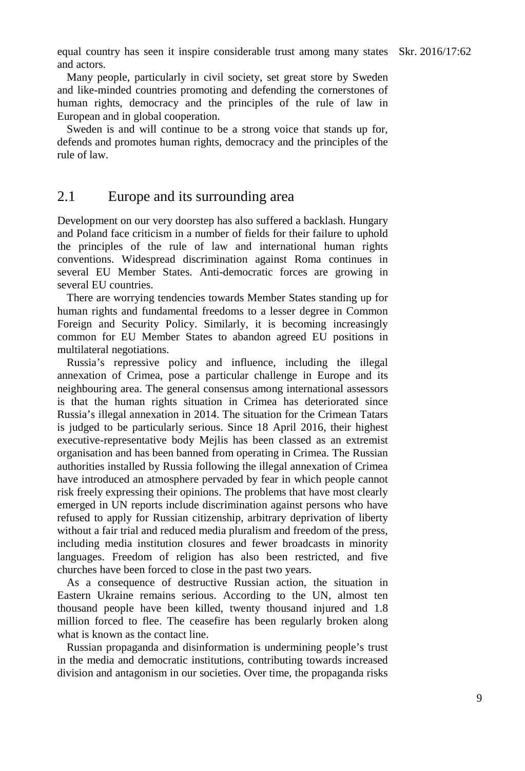equal country has seen it inspire considerable trust among many states and actors.

Many people, particularly in civil society, set great store by Sweden and like-minded countries promoting and defending the cornerstones of human rights, democracy and the principles of the rule of law in European and in global cooperation.

Sweden is and will continue to be a strong voice that stands up for, defends and promotes human rights, democracy and the principles of the rule of law.

## 2.1 Europe and its surrounding area

Development on our very doorstep has also suffered a backlash. Hungary and Poland face criticism in a number of fields for their failure to uphold the principles of the rule of law and international human rights conventions. Widespread discrimination against Roma continues in several EU Member States. Anti-democratic forces are growing in several EU countries.

There are worrying tendencies towards Member States standing up for human rights and fundamental freedoms to a lesser degree in Common Foreign and Security Policy. Similarly, it is becoming increasingly common for EU Member States to abandon agreed EU positions in multilateral negotiations.

Russia's repressive policy and influence, including the illegal annexation of Crimea, pose a particular challenge in Europe and its neighbouring area. The general consensus among international assessors is that the human rights situation in Crimea has deteriorated since Russia's illegal annexation in 2014. The situation for the Crimean Tatars is judged to be particularly serious. Since 18 April 2016, their highest executive-representative body Mejlis has been classed as an extremist organisation and has been banned from operating in Crimea. The Russian authorities installed by Russia following the illegal annexation of Crimea have introduced an atmosphere pervaded by fear in which people cannot risk freely expressing their opinions. The problems that have most clearly emerged in UN reports include discrimination against persons who have refused to apply for Russian citizenship, arbitrary deprivation of liberty without a fair trial and reduced media pluralism and freedom of the press, including media institution closures and fewer broadcasts in minority languages. Freedom of religion has also been restricted, and five churches have been forced to close in the past two years.

As a consequence of destructive Russian action, the situation in Eastern Ukraine remains serious. According to the UN, almost ten thousand people have been killed, twenty thousand injured and 1.8 million forced to flee. The ceasefire has been regularly broken along what is known as the contact line.

Russian propaganda and disinformation is undermining people's trust in the media and democratic institutions, contributing towards increased division and antagonism in our societies. Over time, the propaganda risks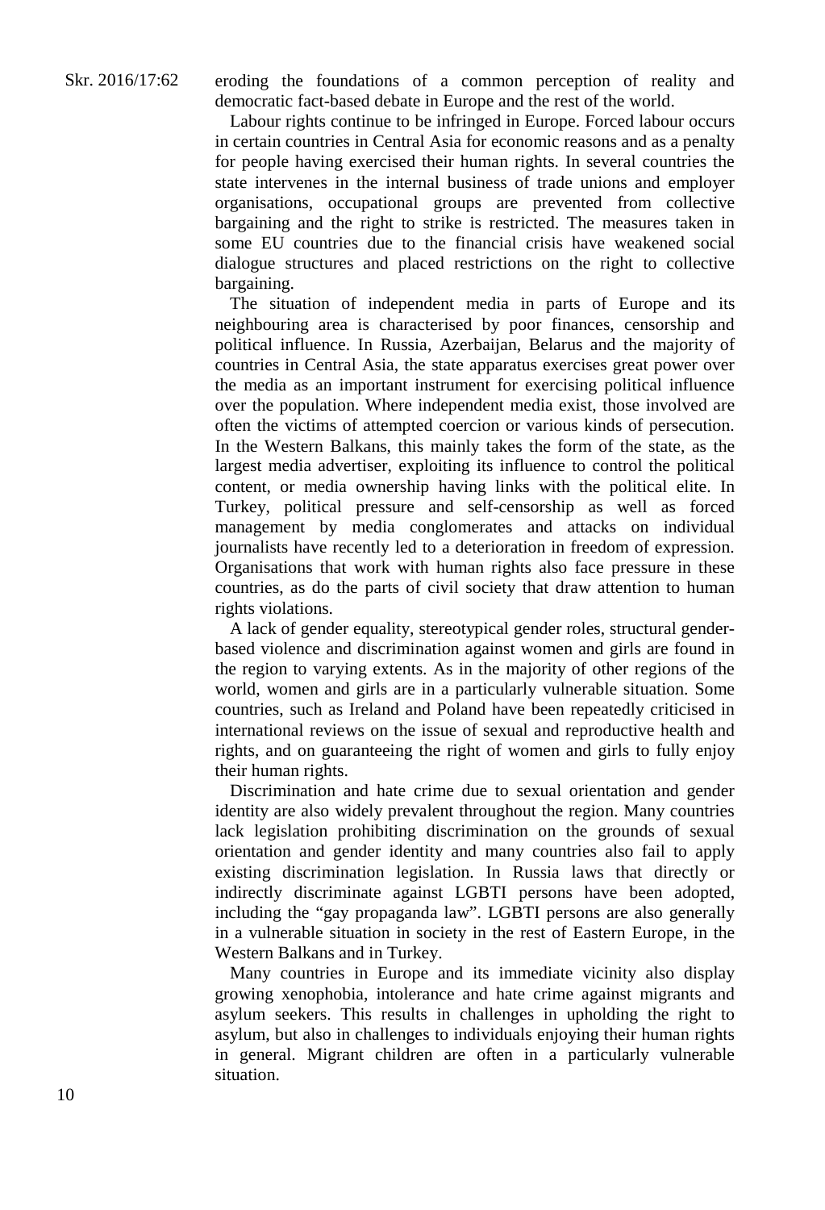eroding the foundations of a common perception of reality and democratic fact-based debate in Europe and the rest of the world.

Labour rights continue to be infringed in Europe. Forced labour occurs in certain countries in Central Asia for economic reasons and as a penalty for people having exercised their human rights. In several countries the state intervenes in the internal business of trade unions and employer organisations, occupational groups are prevented from collective bargaining and the right to strike is restricted. The measures taken in some EU countries due to the financial crisis have weakened social dialogue structures and placed restrictions on the right to collective bargaining.

The situation of independent media in parts of Europe and its neighbouring area is characterised by poor finances, censorship and political influence. In Russia, Azerbaijan, Belarus and the majority of countries in Central Asia, the state apparatus exercises great power over the media as an important instrument for exercising political influence over the population. Where independent media exist, those involved are often the victims of attempted coercion or various kinds of persecution. In the Western Balkans, this mainly takes the form of the state, as the largest media advertiser, exploiting its influence to control the political content, or media ownership having links with the political elite. In Turkey, political pressure and self-censorship as well as forced management by media conglomerates and attacks on individual journalists have recently led to a deterioration in freedom of expression. Organisations that work with human rights also face pressure in these countries, as do the parts of civil society that draw attention to human rights violations.

A lack of gender equality, stereotypical gender roles, structural gender-based violence and discrimination against women and girls are found in the region to varying extents. As in the majority of other regions of the world, women and girls are in a particularly vulnerable situation. Some countries, such as Ireland and Poland have been repeatedly criticised in international reviews on the issue of sexual and reproductive health and rights, and on guaranteeing the right of women and girls to fully enjoy their human rights.

Discrimination and hate crime due to sexual orientation and gender identity are also widely prevalent throughout the region. Many countries lack legislation prohibiting discrimination on the grounds of sexual orientation and gender identity and many countries also fail to apply existing discrimination legislation. In Russia laws that directly or indirectly discriminate against LGBTI persons have been adopted, including the "gay propaganda law". LGBTI persons are also generally in a vulnerable situation in society in the rest of Eastern Europe, in the Western Balkans and in Turkey.

Many countries in Europe and its immediate vicinity also display growing xenophobia, intolerance and hate crime against migrants and asylum seekers. This results in challenges in upholding the right to asylum, but also in challenges to individuals enjoying their human rights in general. Migrant children are often in a particularly vulnerable situation.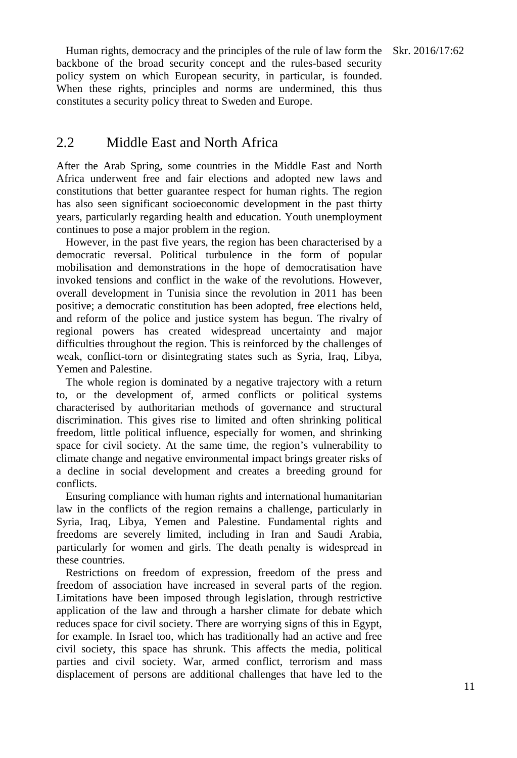Human rights, democracy and the principles of the rule of law form the backbone of the broad security concept and the rules-based security policy system on which European security, in particular, is founded. When these rights, principles and norms are undermined, this thus constitutes a security policy threat to Sweden and Europe.

## 2.2 Middle East and North Africa

After the Arab Spring, some countries in the Middle East and North Africa underwent free and fair elections and adopted new laws and constitutions that better guarantee respect for human rights. The region has also seen significant socioeconomic development in the past thirty years, particularly regarding health and education. Youth unemployment continues to pose a major problem in the region.

However, in the past five years, the region has been characterised by a democratic reversal. Political turbulence in the form of popular mobilisation and demonstrations in the hope of democratisation have invoked tensions and conflict in the wake of the revolutions. However, overall development in Tunisia since the revolution in 2011 has been positive; a democratic constitution has been adopted, free elections held, and reform of the police and justice system has begun. The rivalry of regional powers has created widespread uncertainty and major difficulties throughout the region. This is reinforced by the challenges of weak, conflict-torn or disintegrating states such as Syria, Iraq, Libya, Yemen and Palestine.

The whole region is dominated by a negative trajectory with a return to, or the development of, armed conflicts or political systems characterised by authoritarian methods of governance and structural discrimination. This gives rise to limited and often shrinking political freedom, little political influence, especially for women, and shrinking space for civil society. At the same time, the region's vulnerability to climate change and negative environmental impact brings greater risks of a decline in social development and creates a breeding ground for conflicts.

Ensuring compliance with human rights and international humanitarian law in the conflicts of the region remains a challenge, particularly in Syria, Iraq, Libya, Yemen and Palestine. Fundamental rights and freedoms are severely limited, including in Iran and Saudi Arabia, particularly for women and girls. The death penalty is widespread in these countries.

Restrictions on freedom of expression, freedom of the press and freedom of association have increased in several parts of the region. Limitations have been imposed through legislation, through restrictive application of the law and through a harsher climate for debate which reduces space for civil society. There are worrying signs of this in Egypt, for example. In Israel too, which has traditionally had an active and free civil society, this space has shrunk. This affects the media, political parties and civil society. War, armed conflict, terrorism and mass displacement of persons are additional challenges that have led to the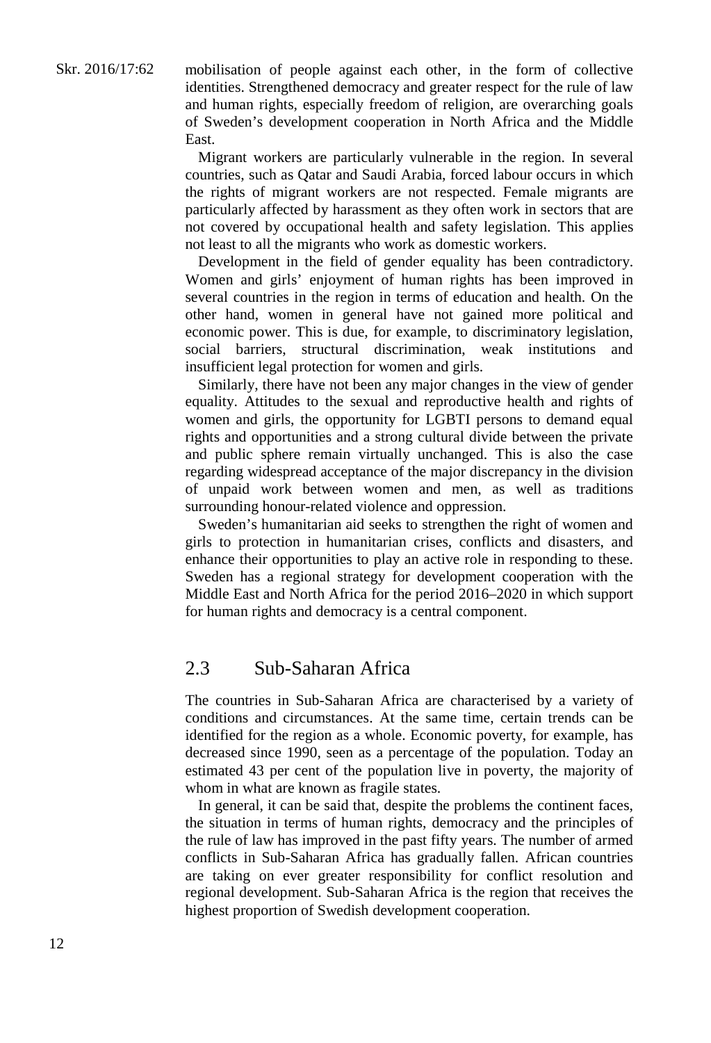mobilisation of people against each other, in the form of collective identities. Strengthened democracy and greater respect for the rule of law and human rights, especially freedom of religion, are overarching goals of Sweden's development cooperation in North Africa and the Middle East.

Migrant workers are particularly vulnerable in the region. In several countries, such as Qatar and Saudi Arabia, forced labour occurs in which the rights of migrant workers are not respected. Female migrants are particularly affected by harassment as they often work in sectors that are not covered by occupational health and safety legislation. This applies not least to all the migrants who work as domestic workers.

Development in the field of gender equality has been contradictory. Women and girls' enjoyment of human rights has been improved in several countries in the region in terms of education and health. On the other hand, women in general have not gained more political and economic power. This is due, for example, to discriminatory legislation, social barriers, structural discrimination, weak institutions and insufficient legal protection for women and girls.

Similarly, there have not been any major changes in the view of gender equality. Attitudes to the sexual and reproductive health and rights of women and girls, the opportunity for LGBTI persons to demand equal rights and opportunities and a strong cultural divide between the private and public sphere remain virtually unchanged. This is also the case regarding widespread acceptance of the major discrepancy in the division of unpaid work between women and men, as well as traditions surrounding honour-related violence and oppression.

Sweden's humanitarian aid seeks to strengthen the right of women and girls to protection in humanitarian crises, conflicts and disasters, and enhance their opportunities to play an active role in responding to these. Sweden has a regional strategy for development cooperation with the Middle East and North Africa for the period 2016–2020 in which support for human rights and democracy is a central component.

## 2.3 Sub-Saharan Africa

The countries in Sub-Saharan Africa are characterised by a variety of conditions and circumstances. At the same time, certain trends can be identified for the region as a whole. Economic poverty, for example, has decreased since 1990, seen as a percentage of the population. Today an estimated 43 per cent of the population live in poverty, the majority of whom in what are known as fragile states.

In general, it can be said that, despite the problems the continent faces, the situation in terms of human rights, democracy and the principles of the rule of law has improved in the past fifty years. The number of armed conflicts in Sub-Saharan Africa has gradually fallen. African countries are taking on ever greater responsibility for conflict resolution and regional development. Sub-Saharan Africa is the region that receives the highest proportion of Swedish development cooperation.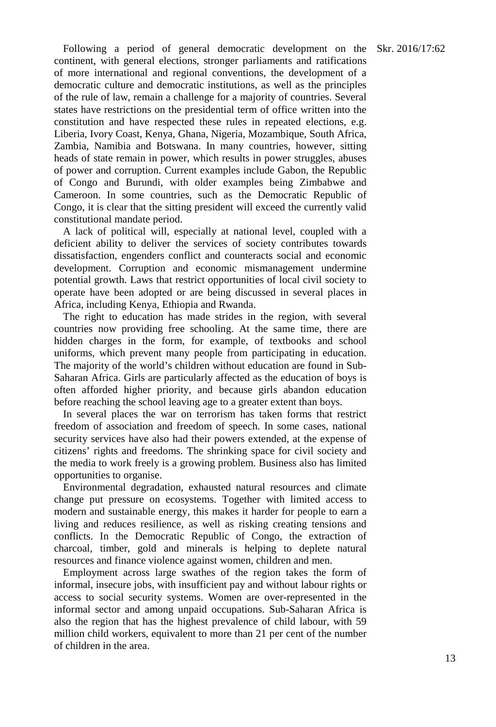Following a period of general democratic development on the continent, with general elections, stronger parliaments and ratifications of more international and regional conventions, the development of a democratic culture and democratic institutions, as well as the principles of the rule of law, remain a challenge for a majority of countries. Several states have restrictions on the presidential term of office written into the constitution and have respected these rules in repeated elections, e.g. Liberia, Ivory Coast, Kenya, Ghana, Nigeria, Mozambique, South Africa, Zambia, Namibia and Botswana. In many countries, however, sitting heads of state remain in power, which results in power struggles, abuses of power and corruption. Current examples include Gabon, the Republic of Congo and Burundi, with older examples being Zimbabwe and Cameroon. In some countries, such as the Democratic Republic of Congo, it is clear that the sitting president will exceed the currently valid constitutional mandate period.

A lack of political will, especially at national level, coupled with a deficient ability to deliver the services of society contributes towards dissatisfaction, engenders conflict and counteracts social and economic development. Corruption and economic mismanagement undermine potential growth. Laws that restrict opportunities of local civil society to operate have been adopted or are being discussed in several places in Africa, including Kenya, Ethiopia and Rwanda.

The right to education has made strides in the region, with several countries now providing free schooling. At the same time, there are hidden charges in the form, for example, of textbooks and school uniforms, which prevent many people from participating in education. The majority of the world's children without education are found in Sub-Saharan Africa. Girls are particularly affected as the education of boys is often afforded higher priority, and because girls abandon education before reaching the school leaving age to a greater extent than boys.

In several places the war on terrorism has taken forms that restrict freedom of association and freedom of speech. In some cases, national security services have also had their powers extended, at the expense of citizens' rights and freedoms. The shrinking space for civil society and the media to work freely is a growing problem. Business also has limited opportunities to organise.

Environmental degradation, exhausted natural resources and climate change put pressure on ecosystems. Together with limited access to modern and sustainable energy, this makes it harder for people to earn a living and reduces resilience, as well as risking creating tensions and conflicts. In the Democratic Republic of Congo, the extraction of charcoal, timber, gold and minerals is helping to deplete natural resources and finance violence against women, children and men.

Employment across large swathes of the region takes the form of informal, insecure jobs, with insufficient pay and without labour rights or access to social security systems. Women are over-represented in the informal sector and among unpaid occupations. Sub-Saharan Africa is also the region that has the highest prevalence of child labour, with 59 million child workers, equivalent to more than 21 per cent of the number of children in the area.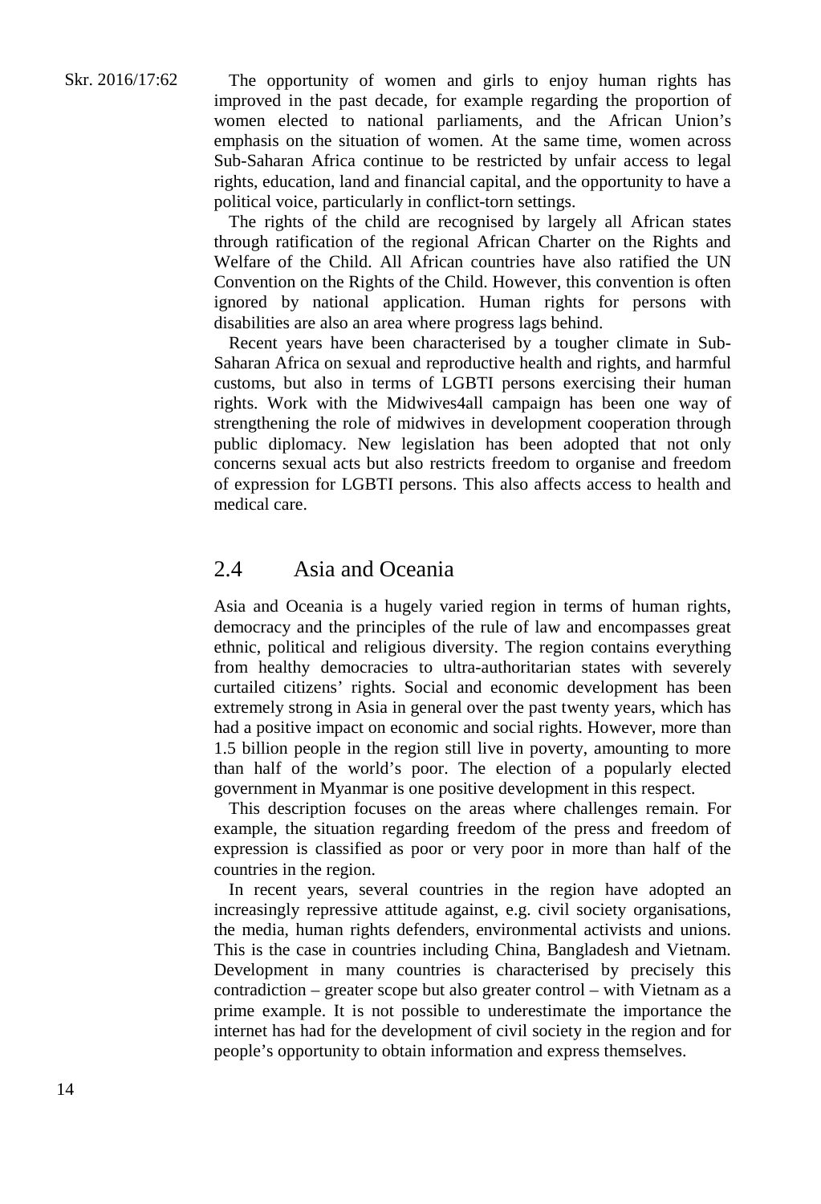The opportunity of women and girls to enjoy human rights has improved in the past decade, for example regarding the proportion of women elected to national parliaments, and the African Union's emphasis on the situation of women. At the same time, women across Sub-Saharan Africa continue to be restricted by unfair access to legal rights, education, land and financial capital, and the opportunity to have a political voice, particularly in conflict-torn settings.

The rights of the child are recognised by largely all African states through ratification of the regional African Charter on the Rights and Welfare of the Child. All African countries have also ratified the UN Convention on the Rights of the Child. However, this convention is often ignored by national application. Human rights for persons with disabilities are also an area where progress lags behind.

Recent years have been characterised by a tougher climate in Sub-Saharan Africa on sexual and reproductive health and rights, and harmful customs, but also in terms of LGBTI persons exercising their human rights. Work with the Midwives4all campaign has been one way of strengthening the role of midwives in development cooperation through public diplomacy. New legislation has been adopted that not only concerns sexual acts but also restricts freedom to organise and freedom of expression for LGBTI persons. This also affects access to health and medical care.

## 2.4 Asia and Oceania

Asia and Oceania is a hugely varied region in terms of human rights, democracy and the principles of the rule of law and encompasses great ethnic, political and religious diversity. The region contains everything from healthy democracies to ultra-authoritarian states with severely curtailed citizens' rights. Social and economic development has been extremely strong in Asia in general over the past twenty years, which has had a positive impact on economic and social rights. However, more than 1.5 billion people in the region still live in poverty, amounting to more than half of the world's poor. The election of a popularly elected government in Myanmar is one positive development in this respect.

This description focuses on the areas where challenges remain. For example, the situation regarding freedom of the press and freedom of expression is classified as poor or very poor in more than half of the countries in the region.

In recent years, several countries in the region have adopted an increasingly repressive attitude against, e.g. civil society organisations, the media, human rights defenders, environmental activists and unions. This is the case in countries including China, Bangladesh and Vietnam. Development in many countries is characterised by precisely this contradiction – greater scope but also greater control – with Vietnam as a prime example. It is not possible to underestimate the importance the internet has had for the development of civil society in the region and for people's opportunity to obtain information and express themselves.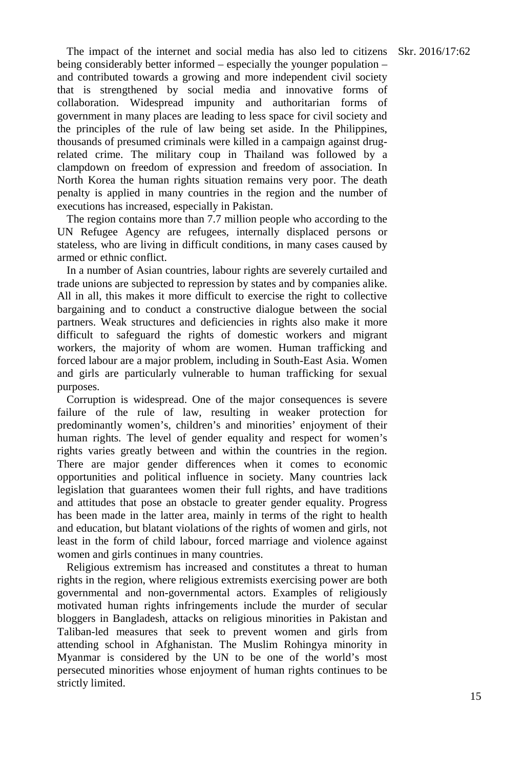The impact of the internet and social media has also led to citizens being considerably better informed – especially the younger population – and contributed towards a growing and more independent civil society that is strengthened by social media and innovative forms of collaboration. Widespread impunity and authoritarian forms of government in many places are leading to less space for civil society and the principles of the rule of law being set aside. In the Philippines, thousands of presumed criminals were killed in a campaign against drug-related crime. The military coup in Thailand was followed by a clampdown on freedom of expression and freedom of association. In North Korea the human rights situation remains very poor. The death penalty is applied in many countries in the region and the number of executions has increased, especially in Pakistan.

The region contains more than 7.7 million people who according to the UN Refugee Agency are refugees, internally displaced persons or stateless, who are living in difficult conditions, in many cases caused by armed or ethnic conflict.

In a number of Asian countries, labour rights are severely curtailed and trade unions are subjected to repression by states and by companies alike. All in all, this makes it more difficult to exercise the right to collective bargaining and to conduct a constructive dialogue between the social partners. Weak structures and deficiencies in rights also make it more difficult to safeguard the rights of domestic workers and migrant workers, the majority of whom are women. Human trafficking and forced labour are a major problem, including in South-East Asia. Women and girls are particularly vulnerable to human trafficking for sexual purposes.

Corruption is widespread. One of the major consequences is severe failure of the rule of law, resulting in weaker protection for predominantly women's, children's and minorities' enjoyment of their human rights. The level of gender equality and respect for women's rights varies greatly between and within the countries in the region. There are major gender differences when it comes to economic opportunities and political influence in society. Many countries lack legislation that guarantees women their full rights, and have traditions and attitudes that pose an obstacle to greater gender equality. Progress has been made in the latter area, mainly in terms of the right to health and education, but blatant violations of the rights of women and girls, not least in the form of child labour, forced marriage and violence against women and girls continues in many countries.

Religious extremism has increased and constitutes a threat to human rights in the region, where religious extremists exercising power are both governmental and non-governmental actors. Examples of religiously motivated human rights infringements include the murder of secular bloggers in Bangladesh, attacks on religious minorities in Pakistan and Taliban-led measures that seek to prevent women and girls from attending school in Afghanistan. The Muslim Rohingya minority in Myanmar is considered by the UN to be one of the world's most persecuted minorities whose enjoyment of human rights continues to be strictly limited.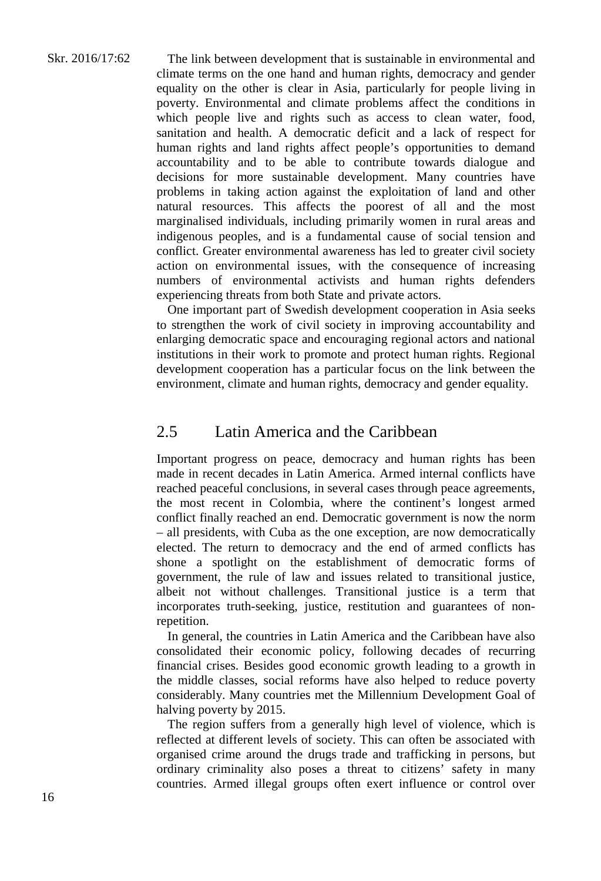The link between development that is sustainable in environmental and climate terms on the one hand and human rights, democracy and gender equality on the other is clear in Asia, particularly for people living in poverty. Environmental and climate problems affect the conditions in which people live and rights such as access to clean water, food, sanitation and health. A democratic deficit and a lack of respect for human rights and land rights affect people's opportunities to demand accountability and to be able to contribute towards dialogue and decisions for more sustainable development. Many countries have problems in taking action against the exploitation of land and other natural resources. This affects the poorest of all and the most marginalised individuals, including primarily women in rural areas and indigenous peoples, and is a fundamental cause of social tension and conflict. Greater environmental awareness has led to greater civil society action on environmental issues, with the consequence of increasing numbers of environmental activists and human rights defenders experiencing threats from both State and private actors.

One important part of Swedish development cooperation in Asia seeks to strengthen the work of civil society in improving accountability and enlarging democratic space and encouraging regional actors and national institutions in their work to promote and protect human rights. Regional development cooperation has a particular focus on the link between the environment, climate and human rights, democracy and gender equality.

## 2.5 Latin America and the Caribbean

Important progress on peace, democracy and human rights has been made in recent decades in Latin America. Armed internal conflicts have reached peaceful conclusions, in several cases through peace agreements, the most recent in Colombia, where the continent's longest armed conflict finally reached an end. Democratic government is now the norm – all presidents, with Cuba as the one exception, are now democratically elected. The return to democracy and the end of armed conflicts has shone a spotlight on the establishment of democratic forms of government, the rule of law and issues related to transitional justice, albeit not without challenges. Transitional justice is a term that incorporates truth-seeking, justice, restitution and guarantees of non-repetition.

In general, the countries in Latin America and the Caribbean have also consolidated their economic policy, following decades of recurring financial crises. Besides good economic growth leading to a growth in the middle classes, social reforms have also helped to reduce poverty considerably. Many countries met the Millennium Development Goal of halving poverty by 2015.

The region suffers from a generally high level of violence, which is reflected at different levels of society. This can often be associated with organised crime around the drugs trade and trafficking in persons, but ordinary criminality also poses a threat to citizens' safety in many countries. Armed illegal groups often exert influence or control over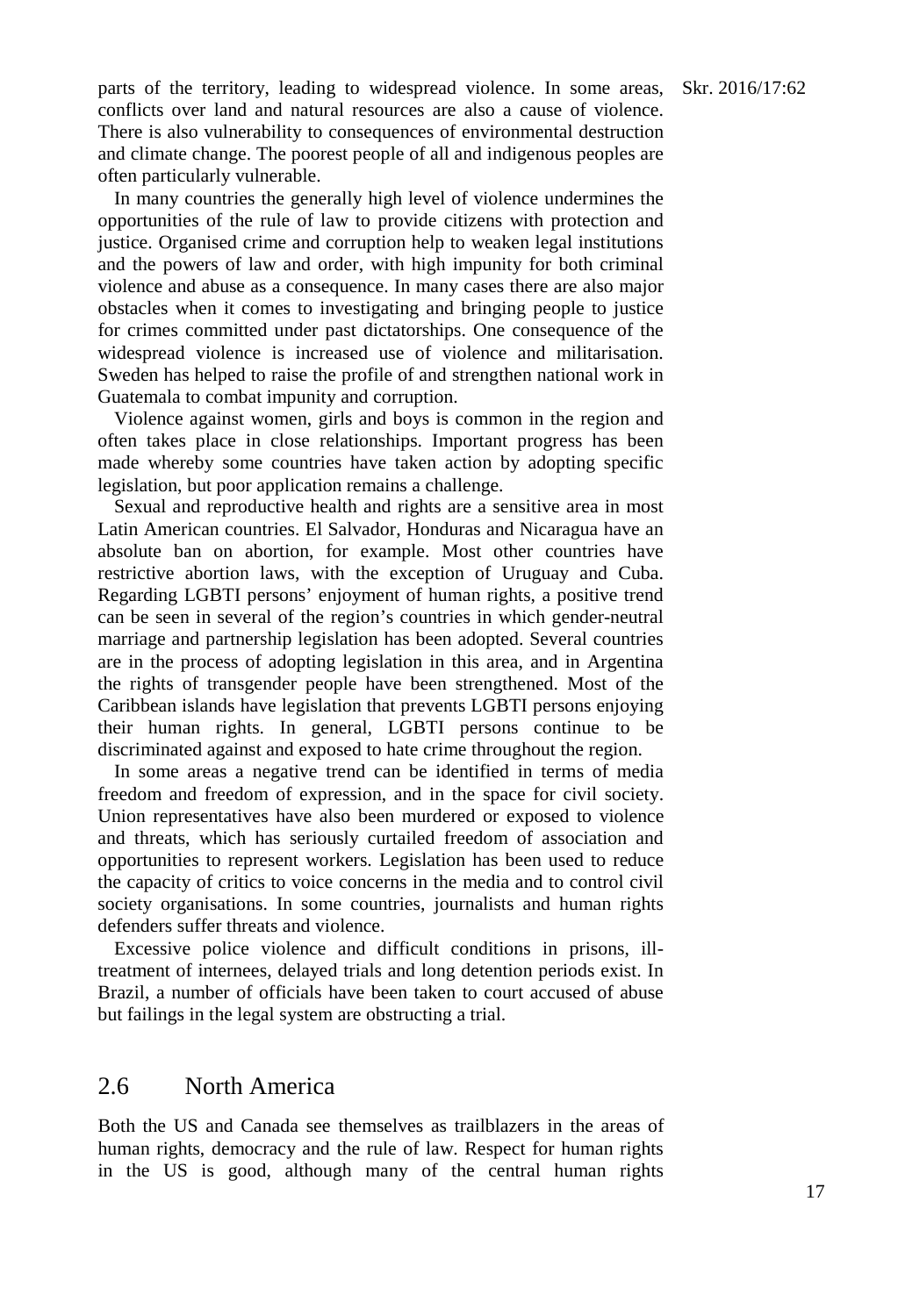parts of the territory, leading to widespread violence. In some areas, conflicts over land and natural resources are also a cause of violence. There is also vulnerability to consequences of environmental destruction and climate change. The poorest people of all and indigenous peoples are often particularly vulnerable.

In many countries the generally high level of violence undermines the opportunities of the rule of law to provide citizens with protection and justice. Organised crime and corruption help to weaken legal institutions and the powers of law and order, with high impunity for both criminal violence and abuse as a consequence. In many cases there are also major obstacles when it comes to investigating and bringing people to justice for crimes committed under past dictatorships. One consequence of the widespread violence is increased use of violence and militarisation. Sweden has helped to raise the profile of and strengthen national work in Guatemala to combat impunity and corruption.

Violence against women, girls and boys is common in the region and often takes place in close relationships. Important progress has been made whereby some countries have taken action by adopting specific legislation, but poor application remains a challenge.

Sexual and reproductive health and rights are a sensitive area in most Latin American countries. El Salvador, Honduras and Nicaragua have an absolute ban on abortion, for example. Most other countries have restrictive abortion laws, with the exception of Uruguay and Cuba. Regarding LGBTI persons' enjoyment of human rights, a positive trend can be seen in several of the region's countries in which gender-neutral marriage and partnership legislation has been adopted. Several countries are in the process of adopting legislation in this area, and in Argentina the rights of transgender people have been strengthened. Most of the Caribbean islands have legislation that prevents LGBTI persons enjoying their human rights. In general, LGBTI persons continue to be discriminated against and exposed to hate crime throughout the region.

In some areas a negative trend can be identified in terms of media freedom and freedom of expression, and in the space for civil society. Union representatives have also been murdered or exposed to violence and threats, which has seriously curtailed freedom of association and opportunities to represent workers. Legislation has been used to reduce the capacity of critics to voice concerns in the media and to control civil society organisations. In some countries, journalists and human rights defenders suffer threats and violence.

Excessive police violence and difficult conditions in prisons, ill-treatment of internees, delayed trials and long detention periods exist. In Brazil, a number of officials have been taken to court accused of abuse but failings in the legal system are obstructing a trial.

## 2.6 North America

Both the US and Canada see themselves as trailblazers in the areas of human rights, democracy and the rule of law. Respect for human rights in the US is good, although many of the central human rights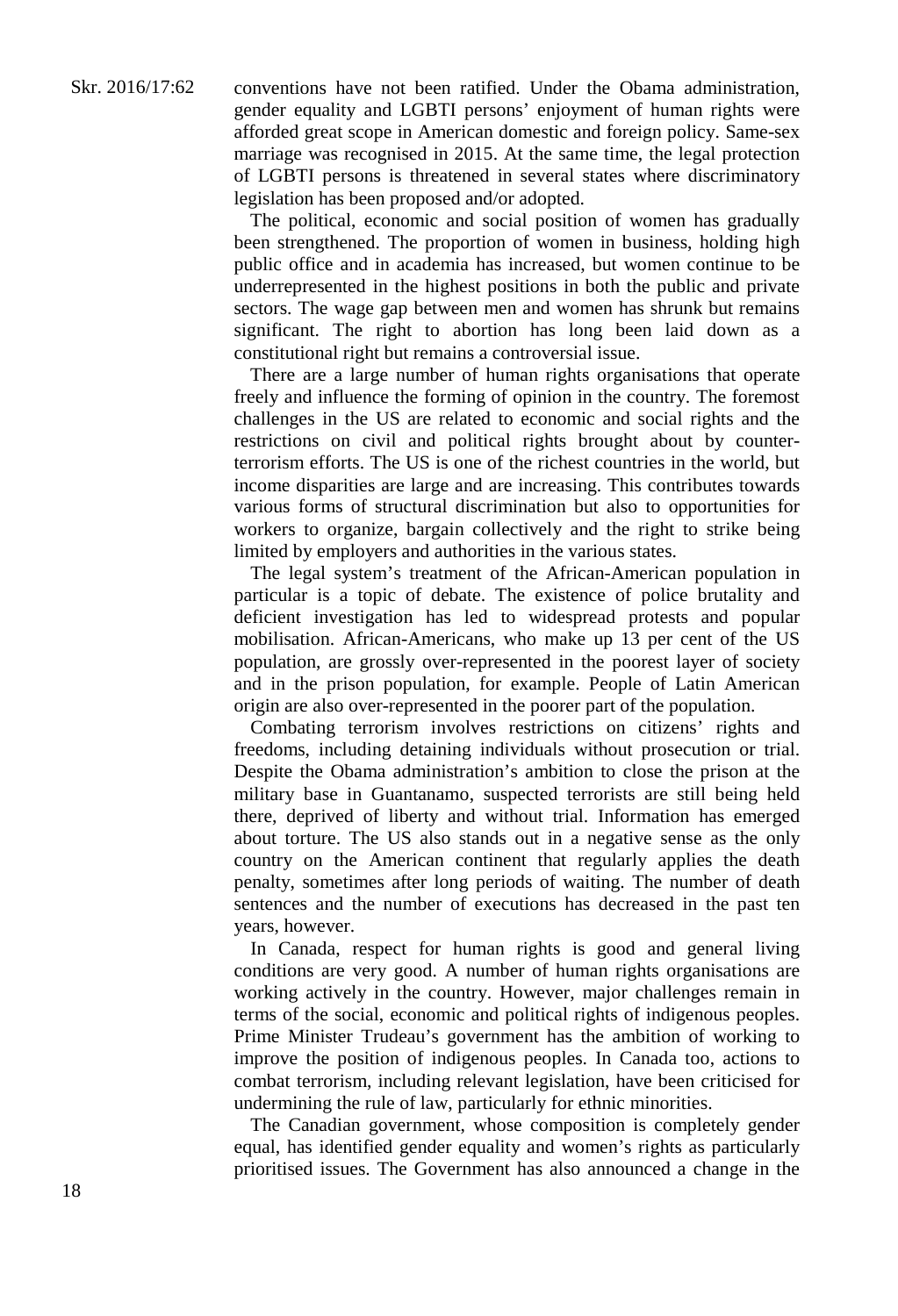conventions have not been ratified. Under the Obama administration, gender equality and LGBTI persons' enjoyment of human rights were afforded great scope in American domestic and foreign policy. Same-sex marriage was recognised in 2015. At the same time, the legal protection of LGBTI persons is threatened in several states where discriminatory legislation has been proposed and/or adopted.

The political, economic and social position of women has gradually been strengthened. The proportion of women in business, holding high public office and in academia has increased, but women continue to be underrepresented in the highest positions in both the public and private sectors. The wage gap between men and women has shrunk but remains significant. The right to abortion has long been laid down as a constitutional right but remains a controversial issue.

There are a large number of human rights organisations that operate freely and influence the forming of opinion in the country. The foremost challenges in the US are related to economic and social rights and the restrictions on civil and political rights brought about by counter-terrorism efforts. The US is one of the richest countries in the world, but income disparities are large and are increasing. This contributes towards various forms of structural discrimination but also to opportunities for workers to organize, bargain collectively and the right to strike being limited by employers and authorities in the various states.

The legal system's treatment of the African-American population in particular is a topic of debate. The existence of police brutality and deficient investigation has led to widespread protests and popular mobilisation. African-Americans, who make up 13 per cent of the US population, are grossly over-represented in the poorest layer of society and in the prison population, for example. People of Latin American origin are also over-represented in the poorer part of the population.

Combating terrorism involves restrictions on citizens' rights and freedoms, including detaining individuals without prosecution or trial. Despite the Obama administration's ambition to close the prison at the military base in Guantanamo, suspected terrorists are still being held there, deprived of liberty and without trial. Information has emerged about torture. The US also stands out in a negative sense as the only country on the American continent that regularly applies the death penalty, sometimes after long periods of waiting. The number of death sentences and the number of executions has decreased in the past ten years, however.

In Canada, respect for human rights is good and general living conditions are very good. A number of human rights organisations are working actively in the country. However, major challenges remain in terms of the social, economic and political rights of indigenous peoples. Prime Minister Trudeau's government has the ambition of working to improve the position of indigenous peoples. In Canada too, actions to combat terrorism, including relevant legislation, have been criticised for undermining the rule of law, particularly for ethnic minorities.

The Canadian government, whose composition is completely gender equal, has identified gender equality and women's rights as particularly prioritised issues. The Government has also announced a change in the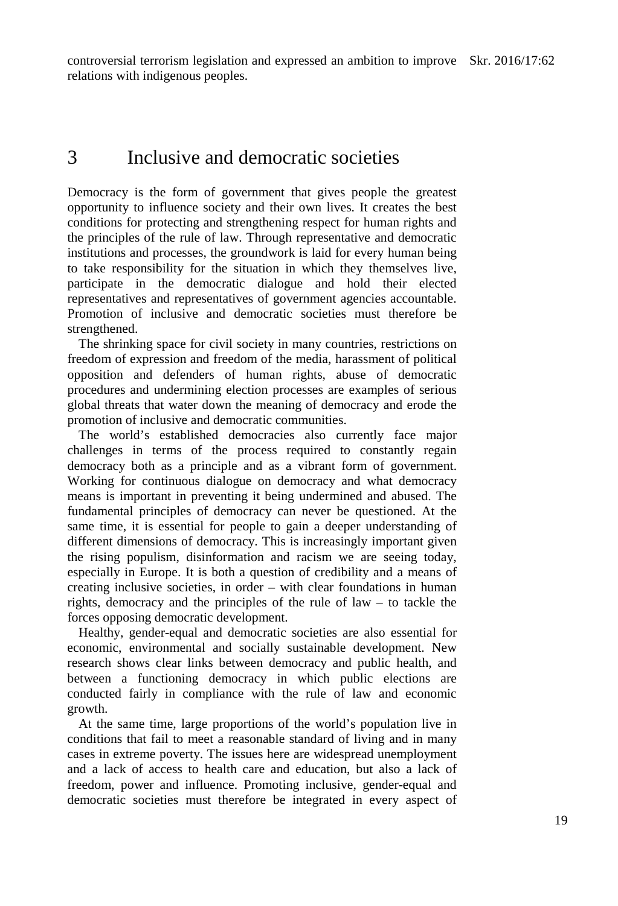controversial terrorism legislation and expressed an ambition to improve relations with indigenous peoples.

# 3 Inclusive and democratic societies

Democracy is the form of government that gives people the greatest opportunity to influence society and their own lives. It creates the best conditions for protecting and strengthening respect for human rights and the principles of the rule of law. Through representative and democratic institutions and processes, the groundwork is laid for every human being to take responsibility for the situation in which they themselves live, participate in the democratic dialogue and hold their elected representatives and representatives of government agencies accountable. Promotion of inclusive and democratic societies must therefore be strengthened.

The shrinking space for civil society in many countries, restrictions on freedom of expression and freedom of the media, harassment of political opposition and defenders of human rights, abuse of democratic procedures and undermining election processes are examples of serious global threats that water down the meaning of democracy and erode the promotion of inclusive and democratic communities.

The world's established democracies also currently face major challenges in terms of the process required to constantly regain democracy both as a principle and as a vibrant form of government. Working for continuous dialogue on democracy and what democracy means is important in preventing it being undermined and abused. The fundamental principles of democracy can never be questioned. At the same time, it is essential for people to gain a deeper understanding of different dimensions of democracy. This is increasingly important given the rising populism, disinformation and racism we are seeing today, especially in Europe. It is both a question of credibility and a means of creating inclusive societies, in order – with clear foundations in human rights, democracy and the principles of the rule of law – to tackle the forces opposing democratic development.

Healthy, gender-equal and democratic societies are also essential for economic, environmental and socially sustainable development. New research shows clear links between democracy and public health, and between a functioning democracy in which public elections are conducted fairly in compliance with the rule of law and economic growth.

At the same time, large proportions of the world's population live in conditions that fail to meet a reasonable standard of living and in many cases in extreme poverty. The issues here are widespread unemployment and a lack of access to health care and education, but also a lack of freedom, power and influence. Promoting inclusive, gender-equal and democratic societies must therefore be integrated in every aspect of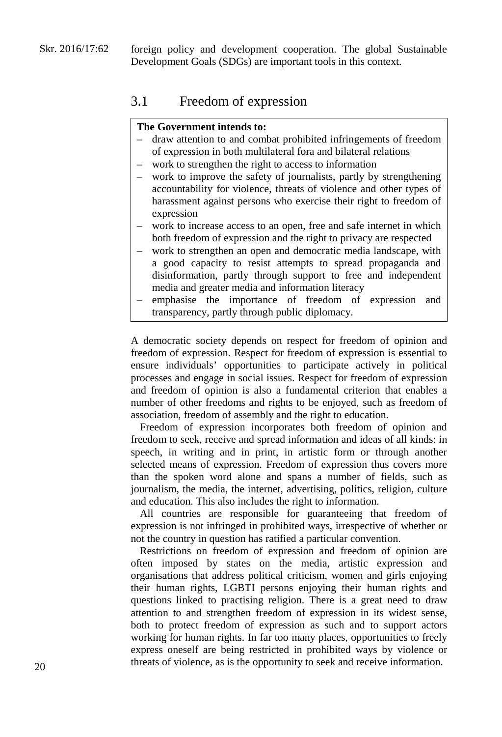foreign policy and development cooperation. The global Sustainable Development Goals (SDGs) are important tools in this context.

## 3.1 Freedom of expression

**The Government intends to:**

- draw attention to and combat prohibited infringements of freedom of expression in both multilateral fora and bilateral relations
- work to strengthen the right to access to information
- work to improve the safety of journalists, partly by strengthening accountability for violence, threats of violence and other types of harassment against persons who exercise their right to freedom of expression
- work to increase access to an open, free and safe internet in which both freedom of expression and the right to privacy are respected
- work to strengthen an open and democratic media landscape, with a good capacity to resist attempts to spread propaganda and disinformation, partly through support to free and independent media and greater media and information literacy
- emphasise the importance of freedom of expression and transparency, partly through public diplomacy.

A democratic society depends on respect for freedom of opinion and freedom of expression. Respect for freedom of expression is essential to ensure individuals' opportunities to participate actively in political processes and engage in social issues. Respect for freedom of expression and freedom of opinion is also a fundamental criterion that enables a number of other freedoms and rights to be enjoyed, such as freedom of association, freedom of assembly and the right to education.

Freedom of expression incorporates both freedom of opinion and freedom to seek, receive and spread information and ideas of all kinds: in speech, in writing and in print, in artistic form or through another selected means of expression. Freedom of expression thus covers more than the spoken word alone and spans a number of fields, such as journalism, the media, the internet, advertising, politics, religion, culture and education. This also includes the right to information.

All countries are responsible for guaranteeing that freedom of expression is not infringed in prohibited ways, irrespective of whether or not the country in question has ratified a particular convention.

Restrictions on freedom of expression and freedom of opinion are often imposed by states on the media, artistic expression and organisations that address political criticism, women and girls enjoying their human rights, LGBTI persons enjoying their human rights and questions linked to practising religion. There is a great need to draw attention to and strengthen freedom of expression in its widest sense, both to protect freedom of expression as such and to support actors working for human rights. In far too many places, opportunities to freely express oneself are being restricted in prohibited ways by violence or threats of violence, as is the opportunity to seek and receive information.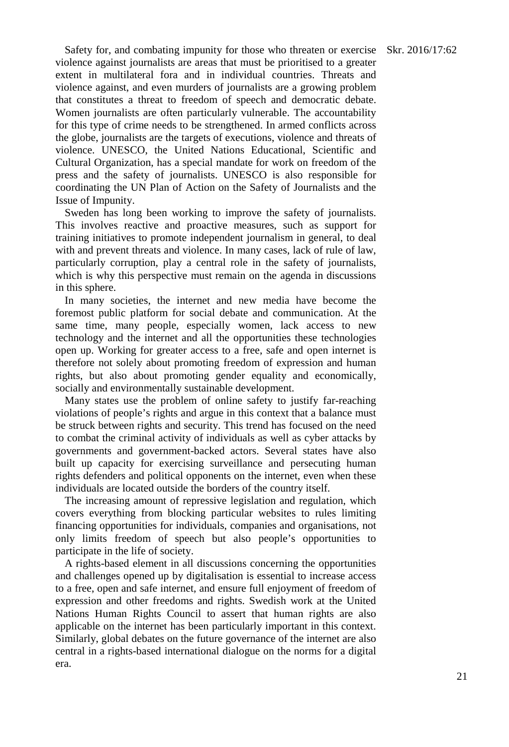Safety for, and combating impunity for those who threaten or exercise violence against journalists are areas that must be prioritised to a greater extent in multilateral fora and in individual countries. Threats and violence against, and even murders of journalists are a growing problem that constitutes a threat to freedom of speech and democratic debate. Women journalists are often particularly vulnerable. The accountability for this type of crime needs to be strengthened. In armed conflicts across the globe, journalists are the targets of executions, violence and threats of violence. UNESCO, the United Nations Educational, Scientific and Cultural Organization, has a special mandate for work on freedom of the press and the safety of journalists. UNESCO is also responsible for coordinating the UN Plan of Action on the Safety of Journalists and the Issue of Impunity.

Sweden has long been working to improve the safety of journalists. This involves reactive and proactive measures, such as support for training initiatives to promote independent journalism in general, to deal with and prevent threats and violence. In many cases, lack of rule of law, particularly corruption, play a central role in the safety of journalists, which is why this perspective must remain on the agenda in discussions in this sphere.

In many societies, the internet and new media have become the foremost public platform for social debate and communication. At the same time, many people, especially women, lack access to new technology and the internet and all the opportunities these technologies open up. Working for greater access to a free, safe and open internet is therefore not solely about promoting freedom of expression and human rights, but also about promoting gender equality and economically, socially and environmentally sustainable development.

Many states use the problem of online safety to justify far-reaching violations of people's rights and argue in this context that a balance must be struck between rights and security. This trend has focused on the need to combat the criminal activity of individuals as well as cyber attacks by governments and government-backed actors. Several states have also built up capacity for exercising surveillance and persecuting human rights defenders and political opponents on the internet, even when these individuals are located outside the borders of the country itself.

The increasing amount of repressive legislation and regulation, which covers everything from blocking particular websites to rules limiting financing opportunities for individuals, companies and organisations, not only limits freedom of speech but also people's opportunities to participate in the life of society.

A rights-based element in all discussions concerning the opportunities and challenges opened up by digitalisation is essential to increase access to a free, open and safe internet, and ensure full enjoyment of freedom of expression and other freedoms and rights. Swedish work at the United Nations Human Rights Council to assert that human rights are also applicable on the internet has been particularly important in this context. Similarly, global debates on the future governance of the internet are also central in a rights-based international dialogue on the norms for a digital era.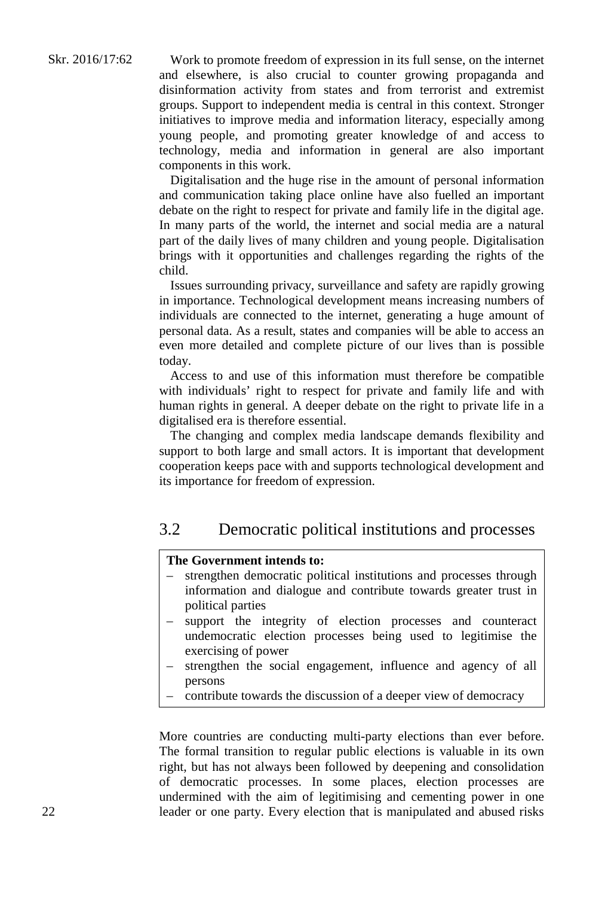Work to promote freedom of expression in its full sense, on the internet and elsewhere, is also crucial to counter growing propaganda and disinformation activity from states and from terrorist and extremist groups. Support to independent media is central in this context. Stronger initiatives to improve media and information literacy, especially among young people, and promoting greater knowledge of and access to technology, media and information in general are also important components in this work.

Digitalisation and the huge rise in the amount of personal information and communication taking place online have also fuelled an important debate on the right to respect for private and family life in the digital age. In many parts of the world, the internet and social media are a natural part of the daily lives of many children and young people. Digitalisation brings with it opportunities and challenges regarding the rights of the child.

Issues surrounding privacy, surveillance and safety are rapidly growing in importance. Technological development means increasing numbers of individuals are connected to the internet, generating a huge amount of personal data. As a result, states and companies will be able to access an even more detailed and complete picture of our lives than is possible today.

Access to and use of this information must therefore be compatible with individuals' right to respect for private and family life and with human rights in general. A deeper debate on the right to private life in a digitalised era is therefore essential.

The changing and complex media landscape demands flexibility and support to both large and small actors. It is important that development cooperation keeps pace with and supports technological development and its importance for freedom of expression.

## 3.2 Democratic political institutions and processes

**The Government intends to:**

- strengthen democratic political institutions and processes through information and dialogue and contribute towards greater trust in political parties
- support the integrity of election processes and counteract undemocratic election processes being used to legitimise the exercising of power
- strengthen the social engagement, influence and agency of all persons
- contribute towards the discussion of a deeper view of democracy

More countries are conducting multi-party elections than ever before. The formal transition to regular public elections is valuable in its own right, but has not always been followed by deepening and consolidation of democratic processes. In some places, election processes are undermined with the aim of legitimising and cementing power in one leader or one party. Every election that is manipulated and abused risks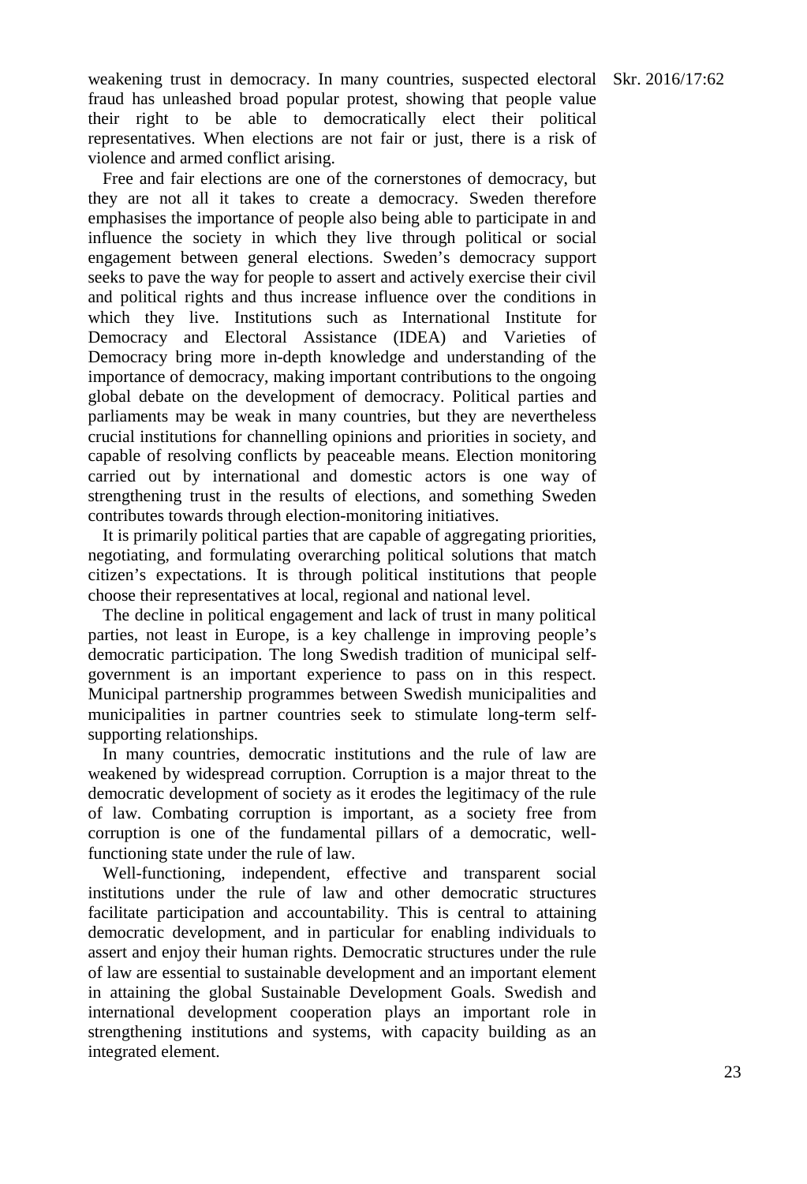weakening trust in democracy. In many countries, suspected electoral fraud has unleashed broad popular protest, showing that people value their right to be able to democratically elect their political representatives. When elections are not fair or just, there is a risk of violence and armed conflict arising.

Free and fair elections are one of the cornerstones of democracy, but they are not all it takes to create a democracy. Sweden therefore emphasises the importance of people also being able to participate in and influence the society in which they live through political or social engagement between general elections. Sweden's democracy support seeks to pave the way for people to assert and actively exercise their civil and political rights and thus increase influence over the conditions in which they live. Institutions such as International Institute for Democracy and Electoral Assistance (IDEA) and Varieties of Democracy bring more in-depth knowledge and understanding of the importance of democracy, making important contributions to the ongoing global debate on the development of democracy. Political parties and parliaments may be weak in many countries, but they are nevertheless crucial institutions for channelling opinions and priorities in society, and capable of resolving conflicts by peaceable means. Election monitoring carried out by international and domestic actors is one way of strengthening trust in the results of elections, and something Sweden contributes towards through election-monitoring initiatives.

It is primarily political parties that are capable of aggregating priorities, negotiating, and formulating overarching political solutions that match citizen's expectations. It is through political institutions that people choose their representatives at local, regional and national level.

The decline in political engagement and lack of trust in many political parties, not least in Europe, is a key challenge in improving people's democratic participation. The long Swedish tradition of municipal self-government is an important experience to pass on in this respect. Municipal partnership programmes between Swedish municipalities and municipalities in partner countries seek to stimulate long-term self-supporting relationships.

In many countries, democratic institutions and the rule of law are weakened by widespread corruption. Corruption is a major threat to the democratic development of society as it erodes the legitimacy of the rule of law. Combating corruption is important, as a society free from corruption is one of the fundamental pillars of a democratic, well-functioning state under the rule of law.

Well-functioning, independent, effective and transparent social institutions under the rule of law and other democratic structures facilitate participation and accountability. This is central to attaining democratic development, and in particular for enabling individuals to assert and enjoy their human rights. Democratic structures under the rule of law are essential to sustainable development and an important element in attaining the global Sustainable Development Goals. Swedish and international development cooperation plays an important role in strengthening institutions and systems, with capacity building as an integrated element.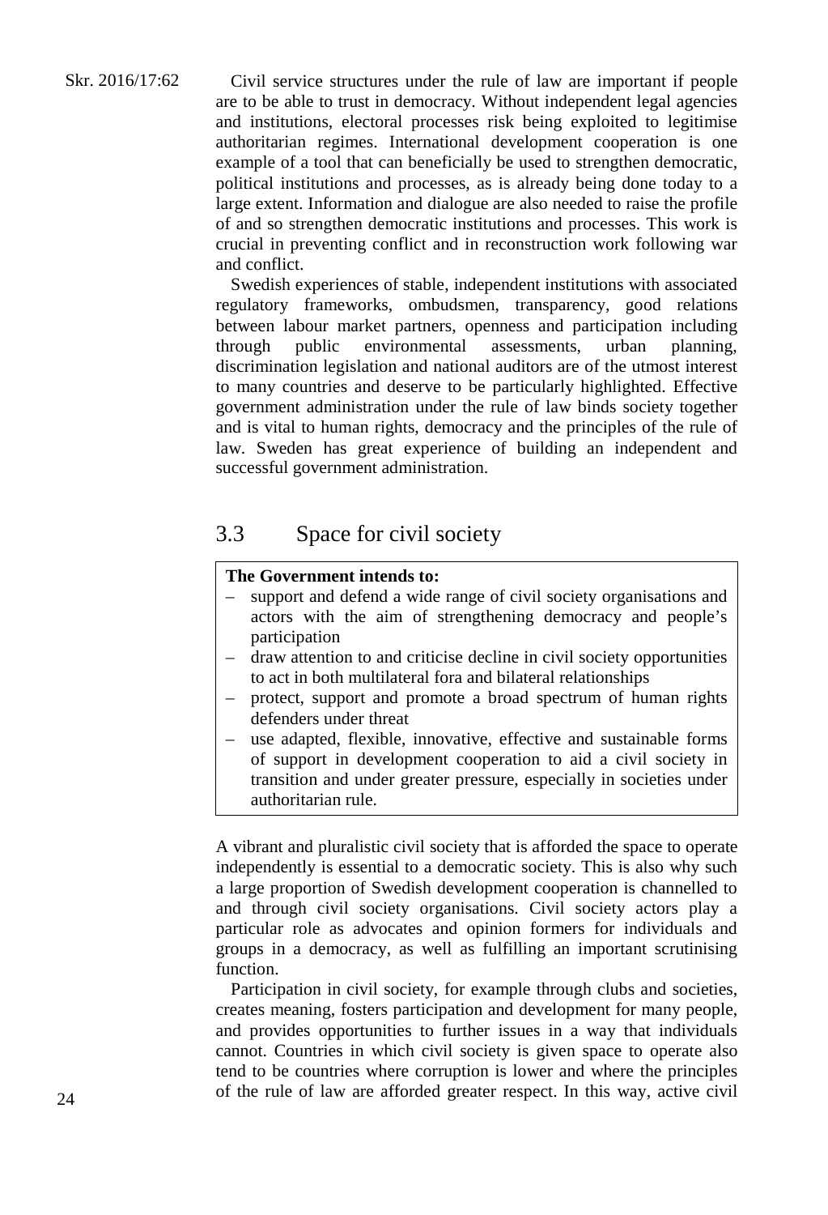Civil service structures under the rule of law are important if people are to be able to trust in democracy. Without independent legal agencies and institutions, electoral processes risk being exploited to legitimise authoritarian regimes. International development cooperation is one example of a tool that can beneficially be used to strengthen democratic, political institutions and processes, as is already being done today to a large extent. Information and dialogue are also needed to raise the profile of and so strengthen democratic institutions and processes. This work is crucial in preventing conflict and in reconstruction work following war and conflict.

Swedish experiences of stable, independent institutions with associated regulatory frameworks, ombudsmen, transparency, good relations between labour market partners, openness and participation including through public environmental assessments, urban planning, discrimination legislation and national auditors are of the utmost interest to many countries and deserve to be particularly highlighted. Effective government administration under the rule of law binds society together and is vital to human rights, democracy and the principles of the rule of law. Sweden has great experience of building an independent and successful government administration.

## 3.3 Space for civil society

**The Government intends to:**

- support and defend a wide range of civil society organisations and actors with the aim of strengthening democracy and people's participation
- draw attention to and criticise decline in civil society opportunities to act in both multilateral fora and bilateral relationships
- protect, support and promote a broad spectrum of human rights defenders under threat
- use adapted, flexible, innovative, effective and sustainable forms of support in development cooperation to aid a civil society in transition and under greater pressure, especially in societies under authoritarian rule.

A vibrant and pluralistic civil society that is afforded the space to operate independently is essential to a democratic society. This is also why such a large proportion of Swedish development cooperation is channelled to and through civil society organisations. Civil society actors play a particular role as advocates and opinion formers for individuals and groups in a democracy, as well as fulfilling an important scrutinising function.

Participation in civil society, for example through clubs and societies, creates meaning, fosters participation and development for many people, and provides opportunities to further issues in a way that individuals cannot. Countries in which civil society is given space to operate also tend to be countries where corruption is lower and where the principles of the rule of law are afforded greater respect. In this way, active civil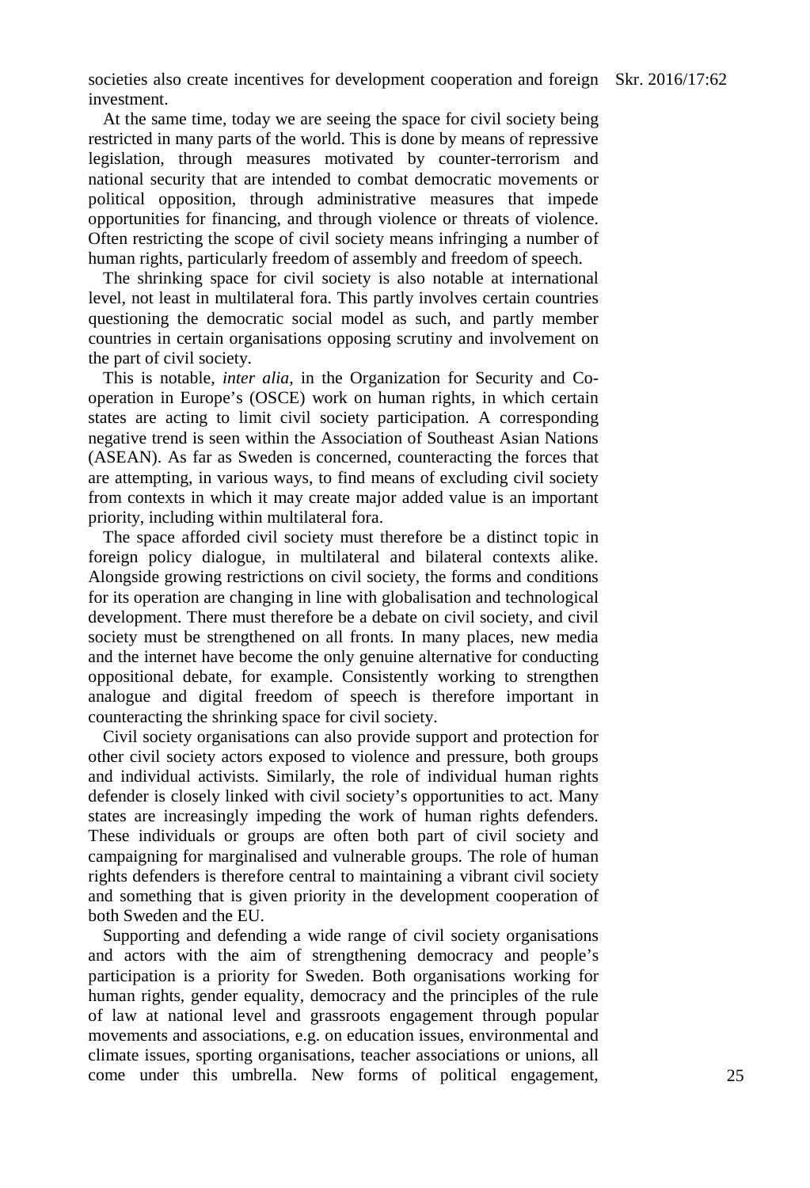societies also create incentives for development cooperation and foreign investment.

At the same time, today we are seeing the space for civil society being restricted in many parts of the world. This is done by means of repressive legislation, through measures motivated by counter-terrorism and national security that are intended to combat democratic movements or political opposition, through administrative measures that impede opportunities for financing, and through violence or threats of violence. Often restricting the scope of civil society means infringing a number of human rights, particularly freedom of assembly and freedom of speech.

The shrinking space for civil society is also notable at international level, not least in multilateral fora. This partly involves certain countries questioning the democratic social model as such, and partly member countries in certain organisations opposing scrutiny and involvement on the part of civil society.

This is notable, *inter alia*, in the Organization for Security and Co-operation in Europe's (OSCE) work on human rights, in which certain states are acting to limit civil society participation. A corresponding negative trend is seen within the Association of Southeast Asian Nations (ASEAN). As far as Sweden is concerned, counteracting the forces that are attempting, in various ways, to find means of excluding civil society from contexts in which it may create major added value is an important priority, including within multilateral fora.

The space afforded civil society must therefore be a distinct topic in foreign policy dialogue, in multilateral and bilateral contexts alike. Alongside growing restrictions on civil society, the forms and conditions for its operation are changing in line with globalisation and technological development. There must therefore be a debate on civil society, and civil society must be strengthened on all fronts. In many places, new media and the internet have become the only genuine alternative for conducting oppositional debate, for example. Consistently working to strengthen analogue and digital freedom of speech is therefore important in counteracting the shrinking space for civil society.

Civil society organisations can also provide support and protection for other civil society actors exposed to violence and pressure, both groups and individual activists. Similarly, the role of individual human rights defender is closely linked with civil society's opportunities to act. Many states are increasingly impeding the work of human rights defenders. These individuals or groups are often both part of civil society and campaigning for marginalised and vulnerable groups. The role of human rights defenders is therefore central to maintaining a vibrant civil society and something that is given priority in the development cooperation of both Sweden and the EU.

Supporting and defending a wide range of civil society organisations and actors with the aim of strengthening democracy and people's participation is a priority for Sweden. Both organisations working for human rights, gender equality, democracy and the principles of the rule of law at national level and grassroots engagement through popular movements and associations, e.g. on education issues, environmental and climate issues, sporting organisations, teacher associations or unions, all come under this umbrella. New forms of political engagement,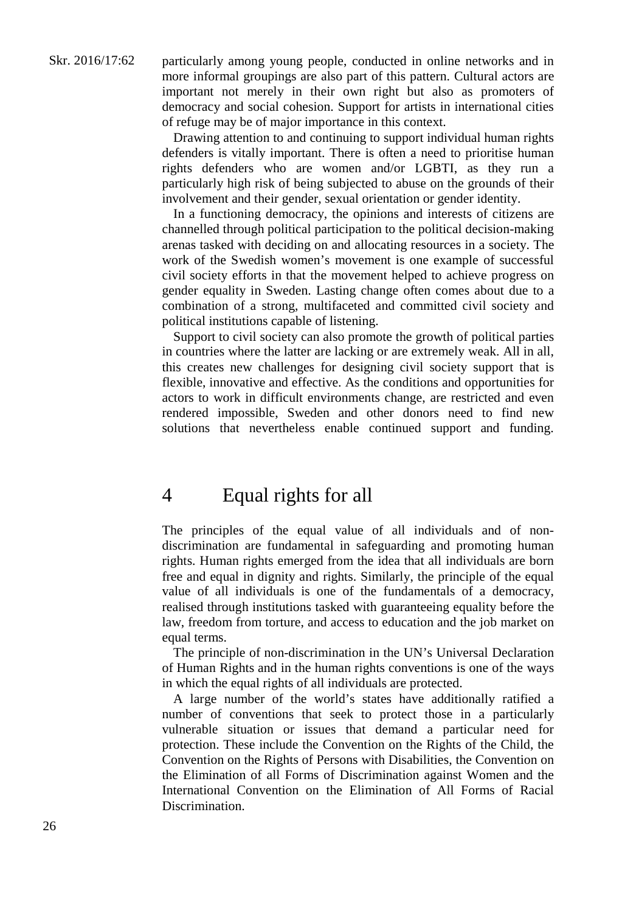particularly among young people, conducted in online networks and in more informal groupings are also part of this pattern. Cultural actors are important not merely in their own right but also as promoters of democracy and social cohesion. Support for artists in international cities of refuge may be of major importance in this context.

Drawing attention to and continuing to support individual human rights defenders is vitally important. There is often a need to prioritise human rights defenders who are women and/or LGBTI, as they run a particularly high risk of being subjected to abuse on the grounds of their involvement and their gender, sexual orientation or gender identity.

In a functioning democracy, the opinions and interests of citizens are channelled through political participation to the political decision-making arenas tasked with deciding on and allocating resources in a society. The work of the Swedish women's movement is one example of successful civil society efforts in that the movement helped to achieve progress on gender equality in Sweden. Lasting change often comes about due to a combination of a strong, multifaceted and committed civil society and political institutions capable of listening.

Support to civil society can also promote the growth of political parties in countries where the latter are lacking or are extremely weak. All in all, this creates new challenges for designing civil society support that is flexible, innovative and effective. As the conditions and opportunities for actors to work in difficult environments change, are restricted and even rendered impossible, Sweden and other donors need to find new solutions that nevertheless enable continued support and funding.

# 4 Equal rights for all

The principles of the equal value of all individuals and of non-discrimination are fundamental in safeguarding and promoting human rights. Human rights emerged from the idea that all individuals are born free and equal in dignity and rights. Similarly, the principle of the equal value of all individuals is one of the fundamentals of a democracy, realised through institutions tasked with guaranteeing equality before the law, freedom from torture, and access to education and the job market on equal terms.

The principle of non-discrimination in the UN's Universal Declaration of Human Rights and in the human rights conventions is one of the ways in which the equal rights of all individuals are protected.

A large number of the world's states have additionally ratified a number of conventions that seek to protect those in a particularly vulnerable situation or issues that demand a particular need for protection. These include the Convention on the Rights of the Child, the Convention on the Rights of Persons with Disabilities, the Convention on the Elimination of all Forms of Discrimination against Women and the International Convention on the Elimination of All Forms of Racial Discrimination.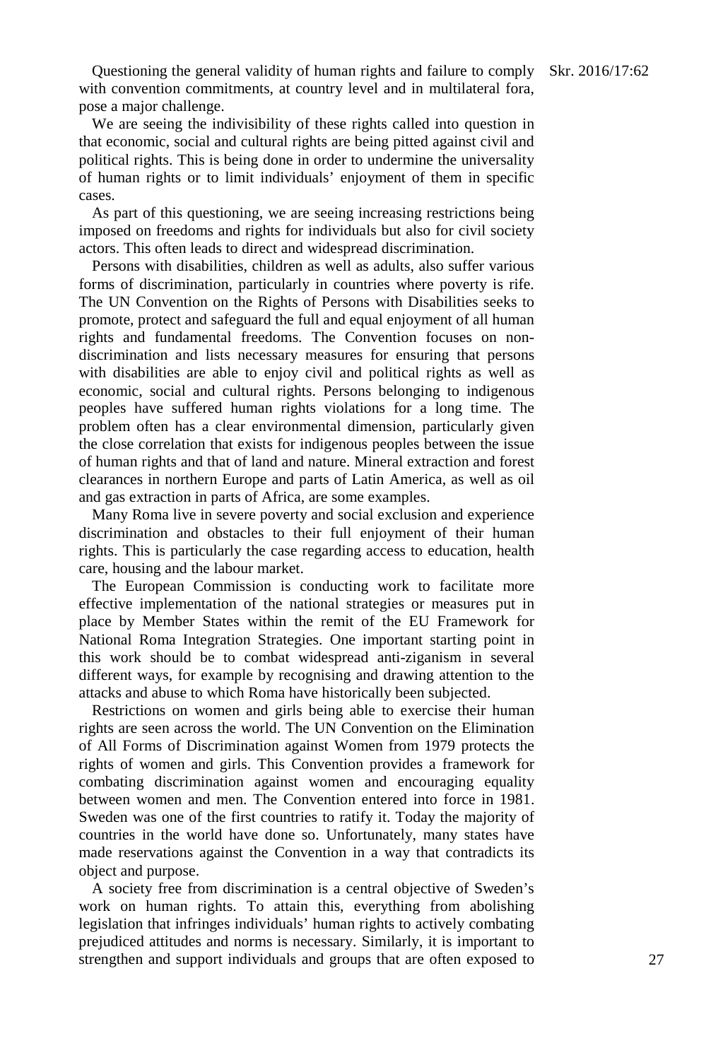Questioning the general validity of human rights and failure to comply with convention commitments, at country level and in multilateral fora, pose a major challenge.

We are seeing the indivisibility of these rights called into question in that economic, social and cultural rights are being pitted against civil and political rights. This is being done in order to undermine the universality of human rights or to limit individuals' enjoyment of them in specific cases.

As part of this questioning, we are seeing increasing restrictions being imposed on freedoms and rights for individuals but also for civil society actors. This often leads to direct and widespread discrimination.

Persons with disabilities, children as well as adults, also suffer various forms of discrimination, particularly in countries where poverty is rife. The UN Convention on the Rights of Persons with Disabilities seeks to promote, protect and safeguard the full and equal enjoyment of all human rights and fundamental freedoms. The Convention focuses on non-discrimination and lists necessary measures for ensuring that persons with disabilities are able to enjoy civil and political rights as well as economic, social and cultural rights. Persons belonging to indigenous peoples have suffered human rights violations for a long time. The problem often has a clear environmental dimension, particularly given the close correlation that exists for indigenous peoples between the issue of human rights and that of land and nature. Mineral extraction and forest clearances in northern Europe and parts of Latin America, as well as oil and gas extraction in parts of Africa, are some examples.

Many Roma live in severe poverty and social exclusion and experience discrimination and obstacles to their full enjoyment of their human rights. This is particularly the case regarding access to education, health care, housing and the labour market.

The European Commission is conducting work to facilitate more effective implementation of the national strategies or measures put in place by Member States within the remit of the EU Framework for National Roma Integration Strategies. One important starting point in this work should be to combat widespread anti-ziganism in several different ways, for example by recognising and drawing attention to the attacks and abuse to which Roma have historically been subjected.

Restrictions on women and girls being able to exercise their human rights are seen across the world. The UN Convention on the Elimination of All Forms of Discrimination against Women from 1979 protects the rights of women and girls. This Convention provides a framework for combating discrimination against women and encouraging equality between women and men. The Convention entered into force in 1981. Sweden was one of the first countries to ratify it. Today the majority of countries in the world have done so. Unfortunately, many states have made reservations against the Convention in a way that contradicts its object and purpose.

A society free from discrimination is a central objective of Sweden's work on human rights. To attain this, everything from abolishing legislation that infringes individuals' human rights to actively combating prejudiced attitudes and norms is necessary. Similarly, it is important to strengthen and support individuals and groups that are often exposed to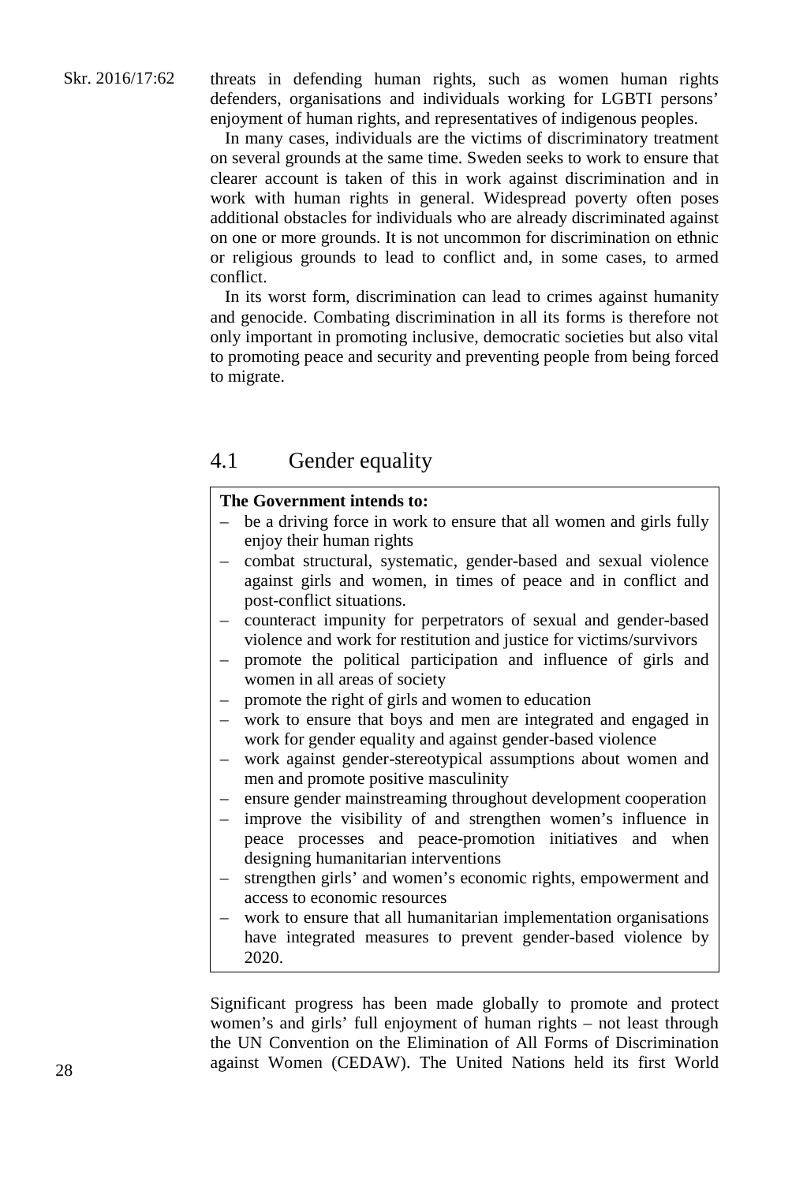threats in defending human rights, such as women human rights defenders, organisations and individuals working for LGBTI persons' enjoyment of human rights, and representatives of indigenous peoples.

In many cases, individuals are the victims of discriminatory treatment on several grounds at the same time. Sweden seeks to work to ensure that clearer account is taken of this in work against discrimination and in work with human rights in general. Widespread poverty often poses additional obstacles for individuals who are already discriminated against on one or more grounds. It is not uncommon for discrimination on ethnic or religious grounds to lead to conflict and, in some cases, to armed conflict.

In its worst form, discrimination can lead to crimes against humanity and genocide. Combating discrimination in all its forms is therefore not only important in promoting inclusive, democratic societies but also vital to promoting peace and security and preventing people from being forced to migrate.

## 4.1 Gender equality

**The Government intends to:**

- be a driving force in work to ensure that all women and girls fully enjoy their human rights
- combat structural, systematic, gender-based and sexual violence against girls and women, in times of peace and in conflict and post-conflict situations.
- counteract impunity for perpetrators of sexual and gender-based violence and work for restitution and justice for victims/survivors
- promote the political participation and influence of girls and women in all areas of society
- promote the right of girls and women to education
- work to ensure that boys and men are integrated and engaged in work for gender equality and against gender-based violence
- work against gender-stereotypical assumptions about women and men and promote positive masculinity
- ensure gender mainstreaming throughout development cooperation
- improve the visibility of and strengthen women's influence in peace processes and peace-promotion initiatives and when designing humanitarian interventions
- strengthen girls' and women's economic rights, empowerment and access to economic resources
- work to ensure that all humanitarian implementation organisations have integrated measures to prevent gender-based violence by 2020.

Significant progress has been made globally to promote and protect women's and girls' full enjoyment of human rights – not least through the UN Convention on the Elimination of All Forms of Discrimination against Women (CEDAW). The United Nations held its first World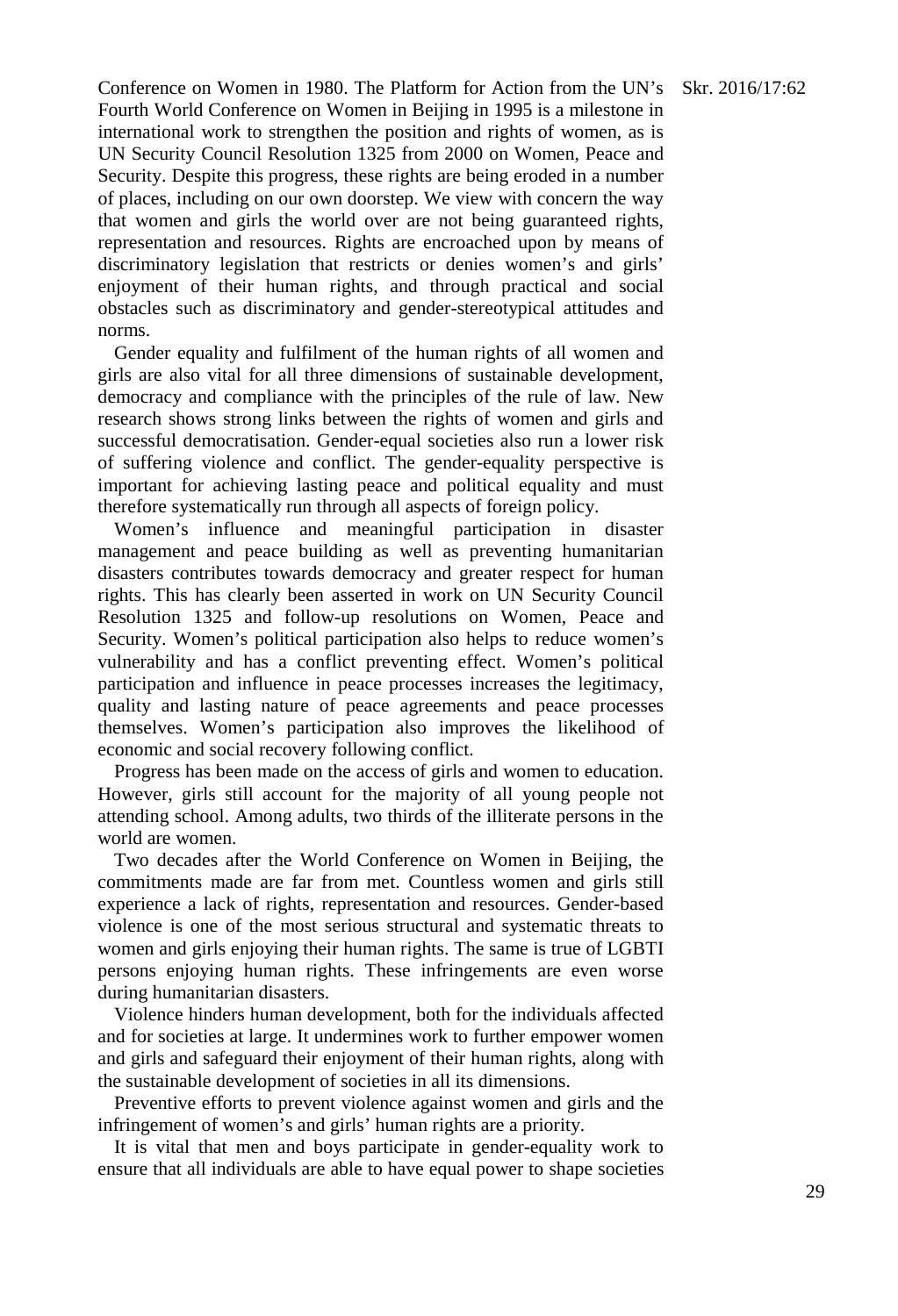Conference on Women in 1980. The Platform for Action from the UN's Fourth World Conference on Women in Beijing in 1995 is a milestone in international work to strengthen the position and rights of women, as is UN Security Council Resolution 1325 from 2000 on Women, Peace and Security. Despite this progress, these rights are being eroded in a number of places, including on our own doorstep. We view with concern the way that women and girls the world over are not being guaranteed rights, representation and resources. Rights are encroached upon by means of discriminatory legislation that restricts or denies women's and girls' enjoyment of their human rights, and through practical and social obstacles such as discriminatory and gender-stereotypical attitudes and norms.

Gender equality and fulfilment of the human rights of all women and girls are also vital for all three dimensions of sustainable development, democracy and compliance with the principles of the rule of law. New research shows strong links between the rights of women and girls and successful democratisation. Gender-equal societies also run a lower risk of suffering violence and conflict. The gender-equality perspective is important for achieving lasting peace and political equality and must therefore systematically run through all aspects of foreign policy.

Women's influence and meaningful participation in disaster management and peace building as well as preventing humanitarian disasters contributes towards democracy and greater respect for human rights. This has clearly been asserted in work on UN Security Council Resolution 1325 and follow-up resolutions on Women, Peace and Security. Women's political participation also helps to reduce women's vulnerability and has a conflict preventing effect. Women's political participation and influence in peace processes increases the legitimacy, quality and lasting nature of peace agreements and peace processes themselves. Women's participation also improves the likelihood of economic and social recovery following conflict.

Progress has been made on the access of girls and women to education. However, girls still account for the majority of all young people not attending school. Among adults, two thirds of the illiterate persons in the world are women.

Two decades after the World Conference on Women in Beijing, the commitments made are far from met. Countless women and girls still experience a lack of rights, representation and resources. Gender-based violence is one of the most serious structural and systematic threats to women and girls enjoying their human rights. The same is true of LGBTI persons enjoying human rights. These infringements are even worse during humanitarian disasters.

Violence hinders human development, both for the individuals affected and for societies at large. It undermines work to further empower women and girls and safeguard their enjoyment of their human rights, along with the sustainable development of societies in all its dimensions.

Preventive efforts to prevent violence against women and girls and the infringement of women's and girls' human rights are a priority.

It is vital that men and boys participate in gender-equality work to ensure that all individuals are able to have equal power to shape societies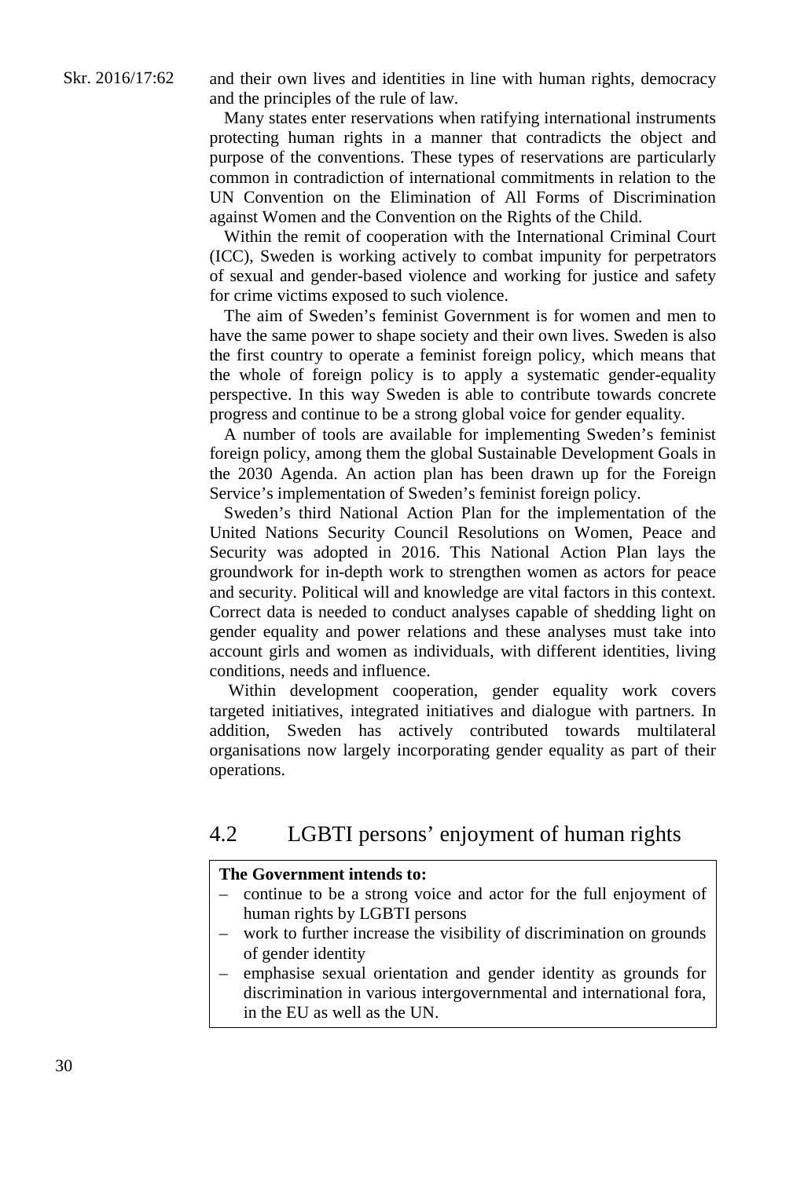and their own lives and identities in line with human rights, democracy and the principles of the rule of law.

Many states enter reservations when ratifying international instruments protecting human rights in a manner that contradicts the object and purpose of the conventions. These types of reservations are particularly common in contradiction of international commitments in relation to the UN Convention on the Elimination of All Forms of Discrimination against Women and the Convention on the Rights of the Child.

Within the remit of cooperation with the International Criminal Court (ICC), Sweden is working actively to combat impunity for perpetrators of sexual and gender-based violence and working for justice and safety for crime victims exposed to such violence.

The aim of Sweden's feminist Government is for women and men to have the same power to shape society and their own lives. Sweden is also the first country to operate a feminist foreign policy, which means that the whole of foreign policy is to apply a systematic gender-equality perspective. In this way Sweden is able to contribute towards concrete progress and continue to be a strong global voice for gender equality.

A number of tools are available for implementing Sweden's feminist foreign policy, among them the global Sustainable Development Goals in the 2030 Agenda. An action plan has been drawn up for the Foreign Service's implementation of Sweden's feminist foreign policy.

Sweden's third National Action Plan for the implementation of the United Nations Security Council Resolutions on Women, Peace and Security was adopted in 2016. This National Action Plan lays the groundwork for in-depth work to strengthen women as actors for peace and security. Political will and knowledge are vital factors in this context. Correct data is needed to conduct analyses capable of shedding light on gender equality and power relations and these analyses must take into account girls and women as individuals, with different identities, living conditions, needs and influence.

Within development cooperation, gender equality work covers targeted initiatives, integrated initiatives and dialogue with partners. In addition, Sweden has actively contributed towards multilateral organisations now largely incorporating gender equality as part of their operations.

## 4.2 LGBTI persons' enjoyment of human rights

**The Government intends to:**

- continue to be a strong voice and actor for the full enjoyment of human rights by LGBTI persons
- work to further increase the visibility of discrimination on grounds of gender identity
- emphasise sexual orientation and gender identity as grounds for discrimination in various intergovernmental and international fora, in the EU as well as the UN.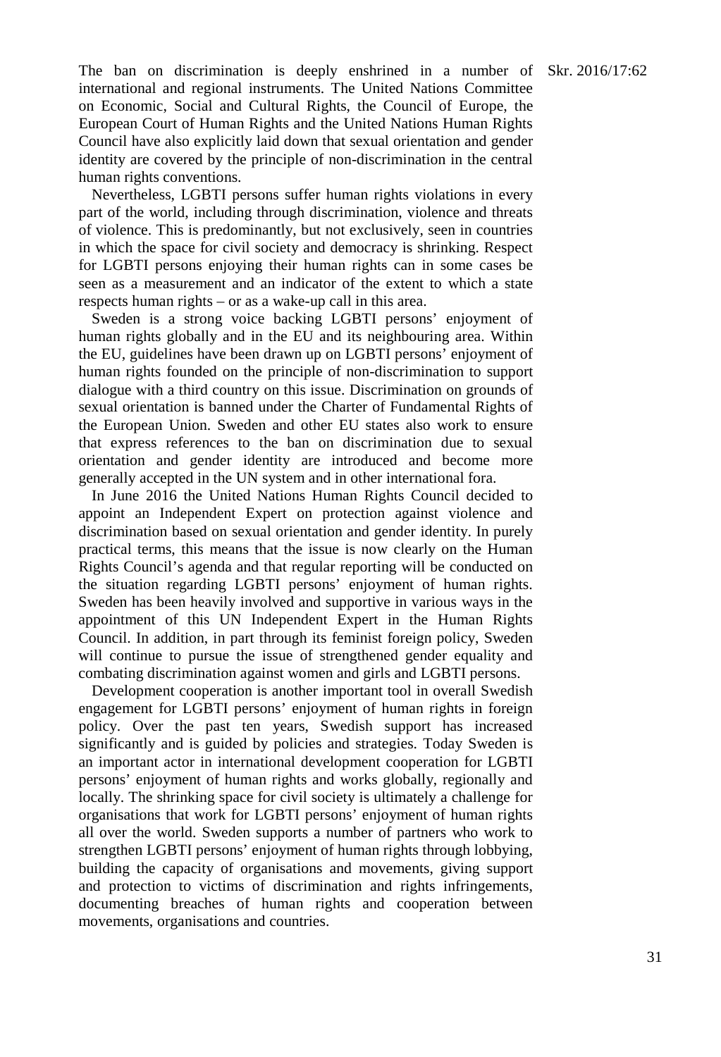The ban on discrimination is deeply enshrined in a number of international and regional instruments. The United Nations Committee on Economic, Social and Cultural Rights, the Council of Europe, the European Court of Human Rights and the United Nations Human Rights Council have also explicitly laid down that sexual orientation and gender identity are covered by the principle of non-discrimination in the central human rights conventions.

Nevertheless, LGBTI persons suffer human rights violations in every part of the world, including through discrimination, violence and threats of violence. This is predominantly, but not exclusively, seen in countries in which the space for civil society and democracy is shrinking. Respect for LGBTI persons enjoying their human rights can in some cases be seen as a measurement and an indicator of the extent to which a state respects human rights – or as a wake-up call in this area.

Sweden is a strong voice backing LGBTI persons' enjoyment of human rights globally and in the EU and its neighbouring area. Within the EU, guidelines have been drawn up on LGBTI persons' enjoyment of human rights founded on the principle of non-discrimination to support dialogue with a third country on this issue. Discrimination on grounds of sexual orientation is banned under the Charter of Fundamental Rights of the European Union. Sweden and other EU states also work to ensure that express references to the ban on discrimination due to sexual orientation and gender identity are introduced and become more generally accepted in the UN system and in other international fora.

In June 2016 the United Nations Human Rights Council decided to appoint an Independent Expert on protection against violence and discrimination based on sexual orientation and gender identity. In purely practical terms, this means that the issue is now clearly on the Human Rights Council's agenda and that regular reporting will be conducted on the situation regarding LGBTI persons' enjoyment of human rights. Sweden has been heavily involved and supportive in various ways in the appointment of this UN Independent Expert in the Human Rights Council. In addition, in part through its feminist foreign policy, Sweden will continue to pursue the issue of strengthened gender equality and combating discrimination against women and girls and LGBTI persons.

Development cooperation is another important tool in overall Swedish engagement for LGBTI persons' enjoyment of human rights in foreign policy. Over the past ten years, Swedish support has increased significantly and is guided by policies and strategies. Today Sweden is an important actor in international development cooperation for LGBTI persons' enjoyment of human rights and works globally, regionally and locally. The shrinking space for civil society is ultimately a challenge for organisations that work for LGBTI persons' enjoyment of human rights all over the world. Sweden supports a number of partners who work to strengthen LGBTI persons' enjoyment of human rights through lobbying, building the capacity of organisations and movements, giving support and protection to victims of discrimination and rights infringements, documenting breaches of human rights and cooperation between movements, organisations and countries.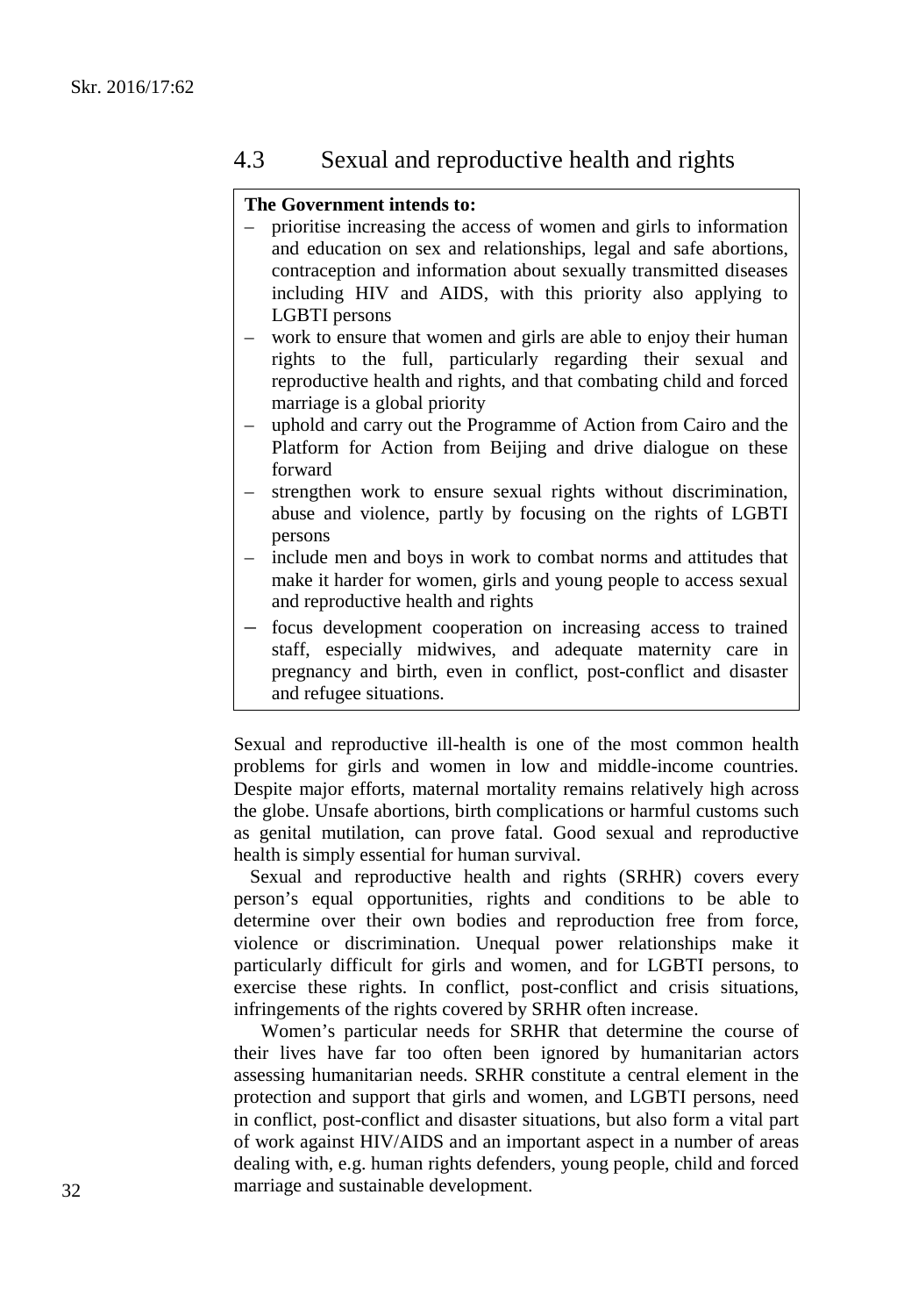## 4.3 Sexual and reproductive health and rights

**The Government intends to:**

- prioritise increasing the access of women and girls to information and education on sex and relationships, legal and safe abortions, contraception and information about sexually transmitted diseases including HIV and AIDS, with this priority also applying to LGBTI persons
- work to ensure that women and girls are able to enjoy their human rights to the full, particularly regarding their sexual and reproductive health and rights, and that combating child and forced marriage is a global priority
- uphold and carry out the Programme of Action from Cairo and the Platform for Action from Beijing and drive dialogue on these forward
- strengthen work to ensure sexual rights without discrimination, abuse and violence, partly by focusing on the rights of LGBTI persons
- include men and boys in work to combat norms and attitudes that make it harder for women, girls and young people to access sexual and reproductive health and rights
- focus development cooperation on increasing access to trained staff, especially midwives, and adequate maternity care in pregnancy and birth, even in conflict, post-conflict and disaster and refugee situations.

Sexual and reproductive ill-health is one of the most common health problems for girls and women in low and middle-income countries. Despite major efforts, maternal mortality remains relatively high across the globe. Unsafe abortions, birth complications or harmful customs such as genital mutilation, can prove fatal. Good sexual and reproductive health is simply essential for human survival.

Sexual and reproductive health and rights (SRHR) covers every person's equal opportunities, rights and conditions to be able to determine over their own bodies and reproduction free from force, violence or discrimination. Unequal power relationships make it particularly difficult for girls and women, and for LGBTI persons, to exercise these rights. In conflict, post-conflict and crisis situations, infringements of the rights covered by SRHR often increase.

Women's particular needs for SRHR that determine the course of their lives have far too often been ignored by humanitarian actors assessing humanitarian needs. SRHR constitute a central element in the protection and support that girls and women, and LGBTI persons, need in conflict, post-conflict and disaster situations, but also form a vital part of work against HIV/AIDS and an important aspect in a number of areas dealing with, e.g. human rights defenders, young people, child and forced marriage and sustainable development.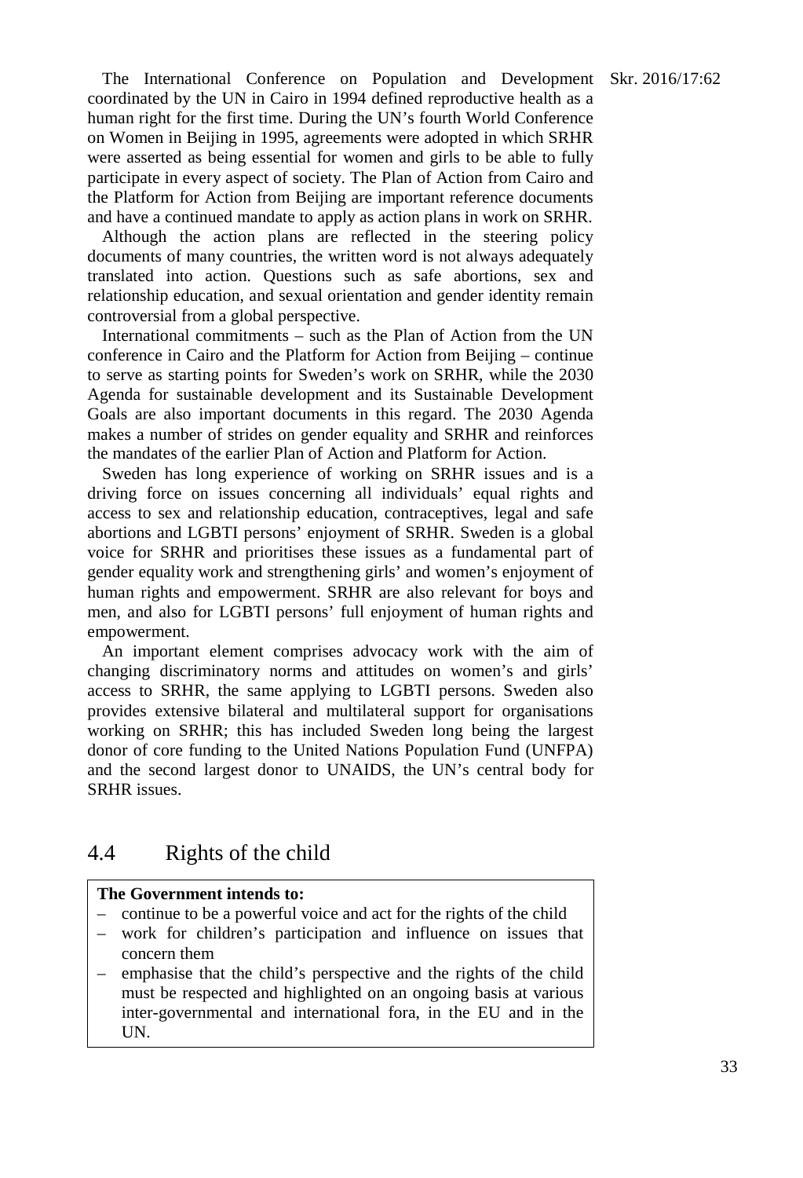The International Conference on Population and Development coordinated by the UN in Cairo in 1994 defined reproductive health as a human right for the first time. During the UN's fourth World Conference on Women in Beijing in 1995, agreements were adopted in which SRHR were asserted as being essential for women and girls to be able to fully participate in every aspect of society. The Plan of Action from Cairo and the Platform for Action from Beijing are important reference documents and have a continued mandate to apply as action plans in work on SRHR.

Although the action plans are reflected in the steering policy documents of many countries, the written word is not always adequately translated into action. Questions such as safe abortions, sex and relationship education, and sexual orientation and gender identity remain controversial from a global perspective.

International commitments – such as the Plan of Action from the UN conference in Cairo and the Platform for Action from Beijing – continue to serve as starting points for Sweden's work on SRHR, while the 2030 Agenda for sustainable development and its Sustainable Development Goals are also important documents in this regard. The 2030 Agenda makes a number of strides on gender equality and SRHR and reinforces the mandates of the earlier Plan of Action and Platform for Action.

Sweden has long experience of working on SRHR issues and is a driving force on issues concerning all individuals' equal rights and access to sex and relationship education, contraceptives, legal and safe abortions and LGBTI persons' enjoyment of SRHR. Sweden is a global voice for SRHR and prioritises these issues as a fundamental part of gender equality work and strengthening girls' and women's enjoyment of human rights and empowerment. SRHR are also relevant for boys and men, and also for LGBTI persons' full enjoyment of human rights and empowerment.

An important element comprises advocacy work with the aim of changing discriminatory norms and attitudes on women's and girls' access to SRHR, the same applying to LGBTI persons. Sweden also provides extensive bilateral and multilateral support for organisations working on SRHR; this has included Sweden long being the largest donor of core funding to the United Nations Population Fund (UNFPA) and the second largest donor to UNAIDS, the UN's central body for SRHR issues.

## 4.4 Rights of the child

**The Government intends to:**

- continue to be a powerful voice and act for the rights of the child
- work for children's participation and influence on issues that concern them
- emphasise that the child's perspective and the rights of the child must be respected and highlighted on an ongoing basis at various inter-governmental and international fora, in the EU and in the UN.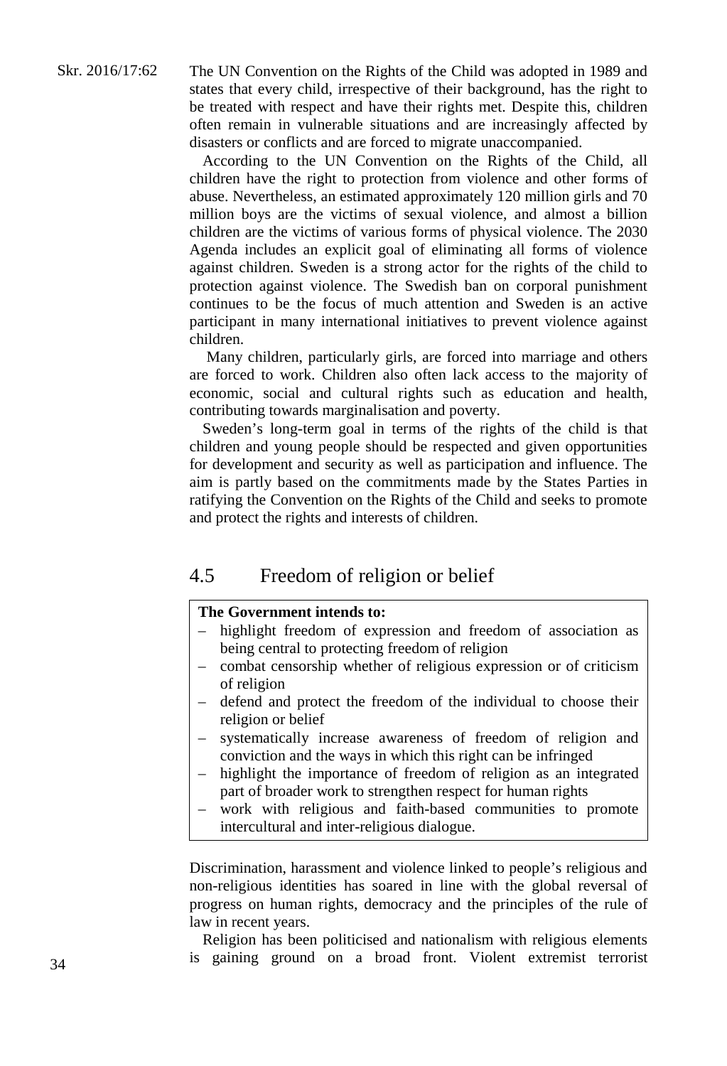The UN Convention on the Rights of the Child was adopted in 1989 and states that every child, irrespective of their background, has the right to be treated with respect and have their rights met. Despite this, children often remain in vulnerable situations and are increasingly affected by disasters or conflicts and are forced to migrate unaccompanied.

According to the UN Convention on the Rights of the Child, all children have the right to protection from violence and other forms of abuse. Nevertheless, an estimated approximately 120 million girls and 70 million boys are the victims of sexual violence, and almost a billion children are the victims of various forms of physical violence. The 2030 Agenda includes an explicit goal of eliminating all forms of violence against children. Sweden is a strong actor for the rights of the child to protection against violence. The Swedish ban on corporal punishment continues to be the focus of much attention and Sweden is an active participant in many international initiatives to prevent violence against children.

Many children, particularly girls, are forced into marriage and others are forced to work. Children also often lack access to the majority of economic, social and cultural rights such as education and health, contributing towards marginalisation and poverty.

Sweden's long-term goal in terms of the rights of the child is that children and young people should be respected and given opportunities for development and security as well as participation and influence. The aim is partly based on the commitments made by the States Parties in ratifying the Convention on the Rights of the Child and seeks to promote and protect the rights and interests of children.

## 4.5 Freedom of religion or belief

**The Government intends to:**

- highlight freedom of expression and freedom of association as being central to protecting freedom of religion
- combat censorship whether of religious expression or of criticism of religion
- defend and protect the freedom of the individual to choose their religion or belief
- systematically increase awareness of freedom of religion and conviction and the ways in which this right can be infringed
- highlight the importance of freedom of religion as an integrated part of broader work to strengthen respect for human rights
- work with religious and faith-based communities to promote intercultural and inter-religious dialogue.

Discrimination, harassment and violence linked to people's religious and non-religious identities has soared in line with the global reversal of progress on human rights, democracy and the principles of the rule of law in recent years.

Religion has been politicised and nationalism with religious elements is gaining ground on a broad front. Violent extremist terrorist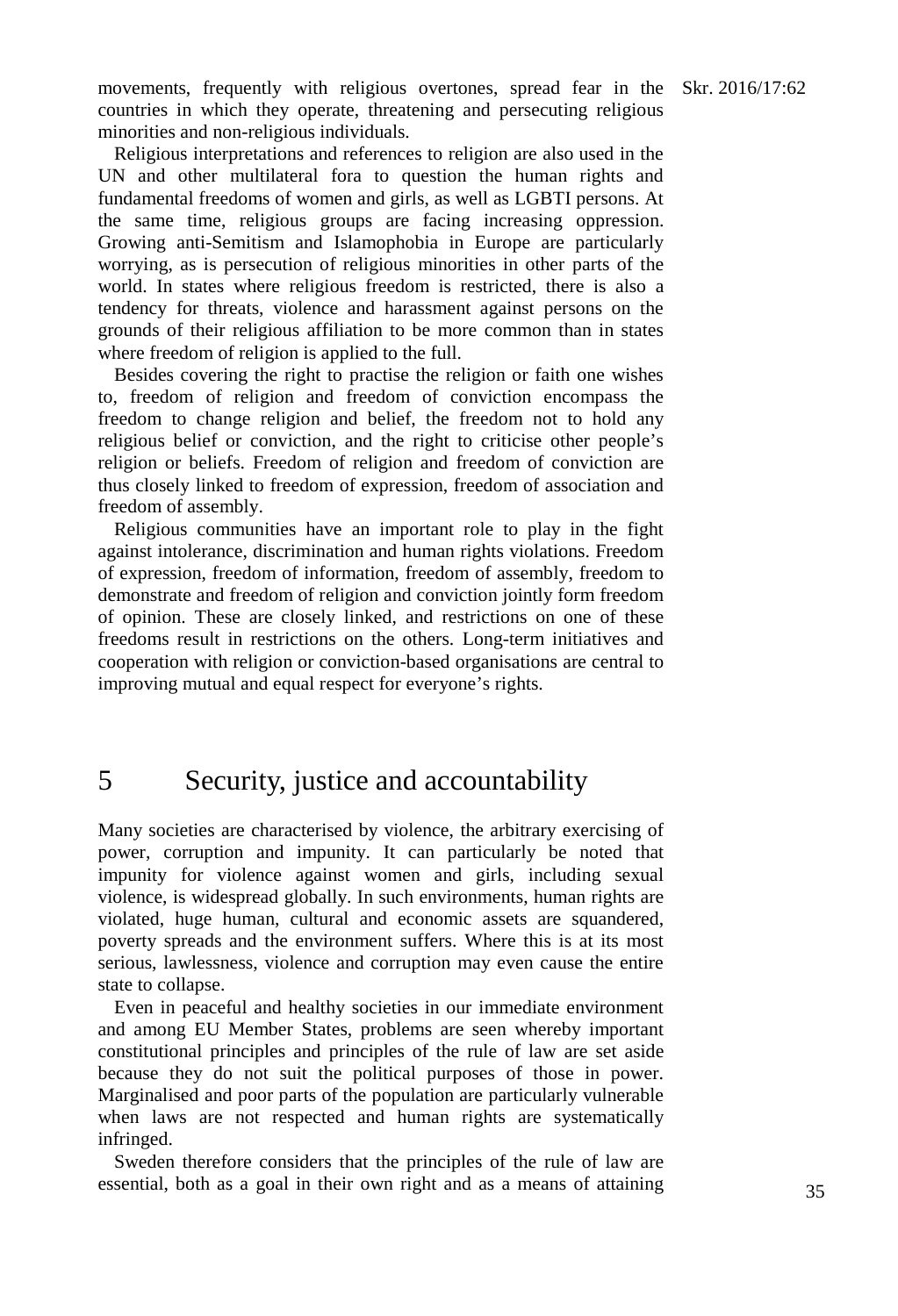movements, frequently with religious overtones, spread fear in the countries in which they operate, threatening and persecuting religious minorities and non-religious individuals.

Religious interpretations and references to religion are also used in the UN and other multilateral fora to question the human rights and fundamental freedoms of women and girls, as well as LGBTI persons. At the same time, religious groups are facing increasing oppression. Growing anti-Semitism and Islamophobia in Europe are particularly worrying, as is persecution of religious minorities in other parts of the world. In states where religious freedom is restricted, there is also a tendency for threats, violence and harassment against persons on the grounds of their religious affiliation to be more common than in states where freedom of religion is applied to the full.

Besides covering the right to practise the religion or faith one wishes to, freedom of religion and freedom of conviction encompass the freedom to change religion and belief, the freedom not to hold any religious belief or conviction, and the right to criticise other people's religion or beliefs. Freedom of religion and freedom of conviction are thus closely linked to freedom of expression, freedom of association and freedom of assembly.

Religious communities have an important role to play in the fight against intolerance, discrimination and human rights violations. Freedom of expression, freedom of information, freedom of assembly, freedom to demonstrate and freedom of religion and conviction jointly form freedom of opinion. These are closely linked, and restrictions on one of these freedoms result in restrictions on the others. Long-term initiatives and cooperation with religion or conviction-based organisations are central to improving mutual and equal respect for everyone's rights.

# 5 Security, justice and accountability

Many societies are characterised by violence, the arbitrary exercising of power, corruption and impunity. It can particularly be noted that impunity for violence against women and girls, including sexual violence, is widespread globally. In such environments, human rights are violated, huge human, cultural and economic assets are squandered, poverty spreads and the environment suffers. Where this is at its most serious, lawlessness, violence and corruption may even cause the entire state to collapse.

Even in peaceful and healthy societies in our immediate environment and among EU Member States, problems are seen whereby important constitutional principles and principles of the rule of law are set aside because they do not suit the political purposes of those in power. Marginalised and poor parts of the population are particularly vulnerable when laws are not respected and human rights are systematically infringed.

Sweden therefore considers that the principles of the rule of law are essential, both as a goal in their own right and as a means of attaining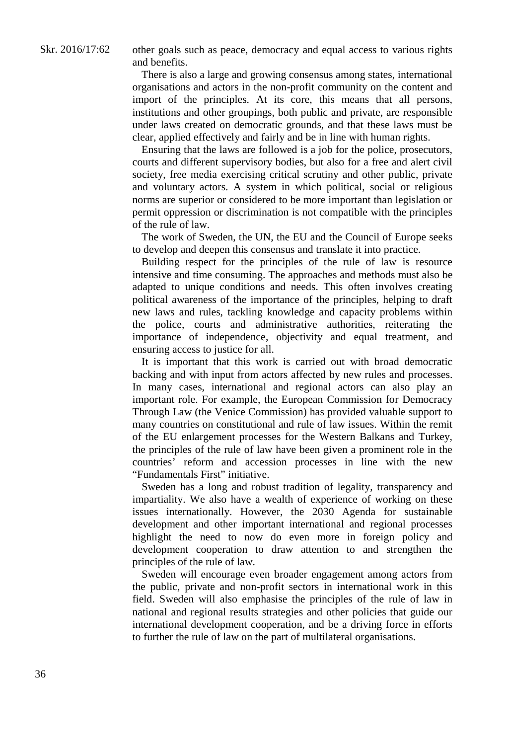other goals such as peace, democracy and equal access to various rights and benefits.

There is also a large and growing consensus among states, international organisations and actors in the non-profit community on the content and import of the principles. At its core, this means that all persons, institutions and other groupings, both public and private, are responsible under laws created on democratic grounds, and that these laws must be clear, applied effectively and fairly and be in line with human rights.

Ensuring that the laws are followed is a job for the police, prosecutors, courts and different supervisory bodies, but also for a free and alert civil society, free media exercising critical scrutiny and other public, private and voluntary actors. A system in which political, social or religious norms are superior or considered to be more important than legislation or permit oppression or discrimination is not compatible with the principles of the rule of law.

The work of Sweden, the UN, the EU and the Council of Europe seeks to develop and deepen this consensus and translate it into practice.

Building respect for the principles of the rule of law is resource intensive and time consuming. The approaches and methods must also be adapted to unique conditions and needs. This often involves creating political awareness of the importance of the principles, helping to draft new laws and rules, tackling knowledge and capacity problems within the police, courts and administrative authorities, reiterating the importance of independence, objectivity and equal treatment, and ensuring access to justice for all.

It is important that this work is carried out with broad democratic backing and with input from actors affected by new rules and processes. In many cases, international and regional actors can also play an important role. For example, the European Commission for Democracy Through Law (the Venice Commission) has provided valuable support to many countries on constitutional and rule of law issues. Within the remit of the EU enlargement processes for the Western Balkans and Turkey, the principles of the rule of law have been given a prominent role in the countries' reform and accession processes in line with the new "Fundamentals First" initiative.

Sweden has a long and robust tradition of legality, transparency and impartiality. We also have a wealth of experience of working on these issues internationally. However, the 2030 Agenda for sustainable development and other important international and regional processes highlight the need to now do even more in foreign policy and development cooperation to draw attention to and strengthen the principles of the rule of law.

Sweden will encourage even broader engagement among actors from the public, private and non-profit sectors in international work in this field. Sweden will also emphasise the principles of the rule of law in national and regional results strategies and other policies that guide our international development cooperation, and be a driving force in efforts to further the rule of law on the part of multilateral organisations.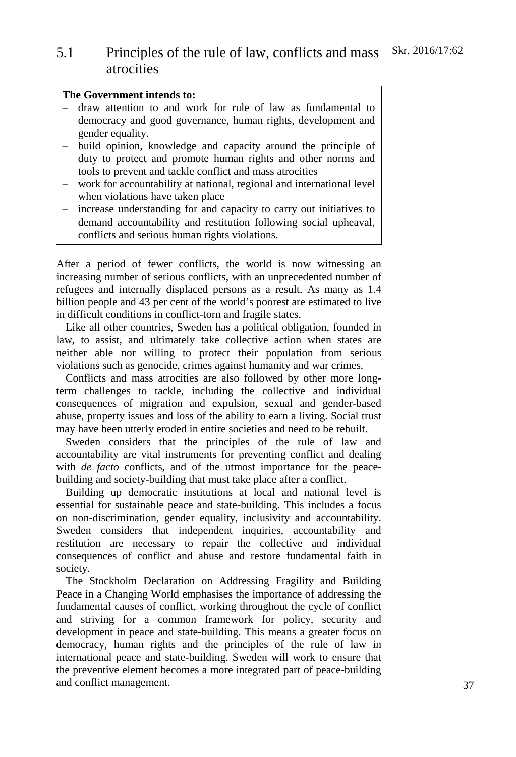## 5.1 Principles of the rule of law, conflicts and mass atrocities

**The Government intends to:**

– draw attention to and work for rule of law as fundamental to democracy and good governance, human rights, development and gender equality.
– build opinion, knowledge and capacity around the principle of duty to protect and promote human rights and other norms and tools to prevent and tackle conflict and mass atrocities
– work for accountability at national, regional and international level when violations have taken place
– increase understanding for and capacity to carry out initiatives to demand accountability and restitution following social upheaval, conflicts and serious human rights violations.

After a period of fewer conflicts, the world is now witnessing an increasing number of serious conflicts, with an unprecedented number of refugees and internally displaced persons as a result. As many as 1.4 billion people and 43 per cent of the world's poorest are estimated to live in difficult conditions in conflict-torn and fragile states.

Like all other countries, Sweden has a political obligation, founded in law, to assist, and ultimately take collective action when states are neither able nor willing to protect their population from serious violations such as genocide, crimes against humanity and war crimes.

Conflicts and mass atrocities are also followed by other more long-term challenges to tackle, including the collective and individual consequences of migration and expulsion, sexual and gender-based abuse, property issues and loss of the ability to earn a living. Social trust may have been utterly eroded in entire societies and need to be rebuilt.

Sweden considers that the principles of the rule of law and accountability are vital instruments for preventing conflict and dealing with *de facto* conflicts, and of the utmost importance for the peace-building and society-building that must take place after a conflict.

Building up democratic institutions at local and national level is essential for sustainable peace and state-building. This includes a focus on non-discrimination, gender equality, inclusivity and accountability. Sweden considers that independent inquiries, accountability and restitution are necessary to repair the collective and individual consequences of conflict and abuse and restore fundamental faith in society.

The Stockholm Declaration on Addressing Fragility and Building Peace in a Changing World emphasises the importance of addressing the fundamental causes of conflict, working throughout the cycle of conflict and striving for a common framework for policy, security and development in peace and state-building. This means a greater focus on democracy, human rights and the principles of the rule of law in international peace and state-building. Sweden will work to ensure that the preventive element becomes a more integrated part of peace-building and conflict management.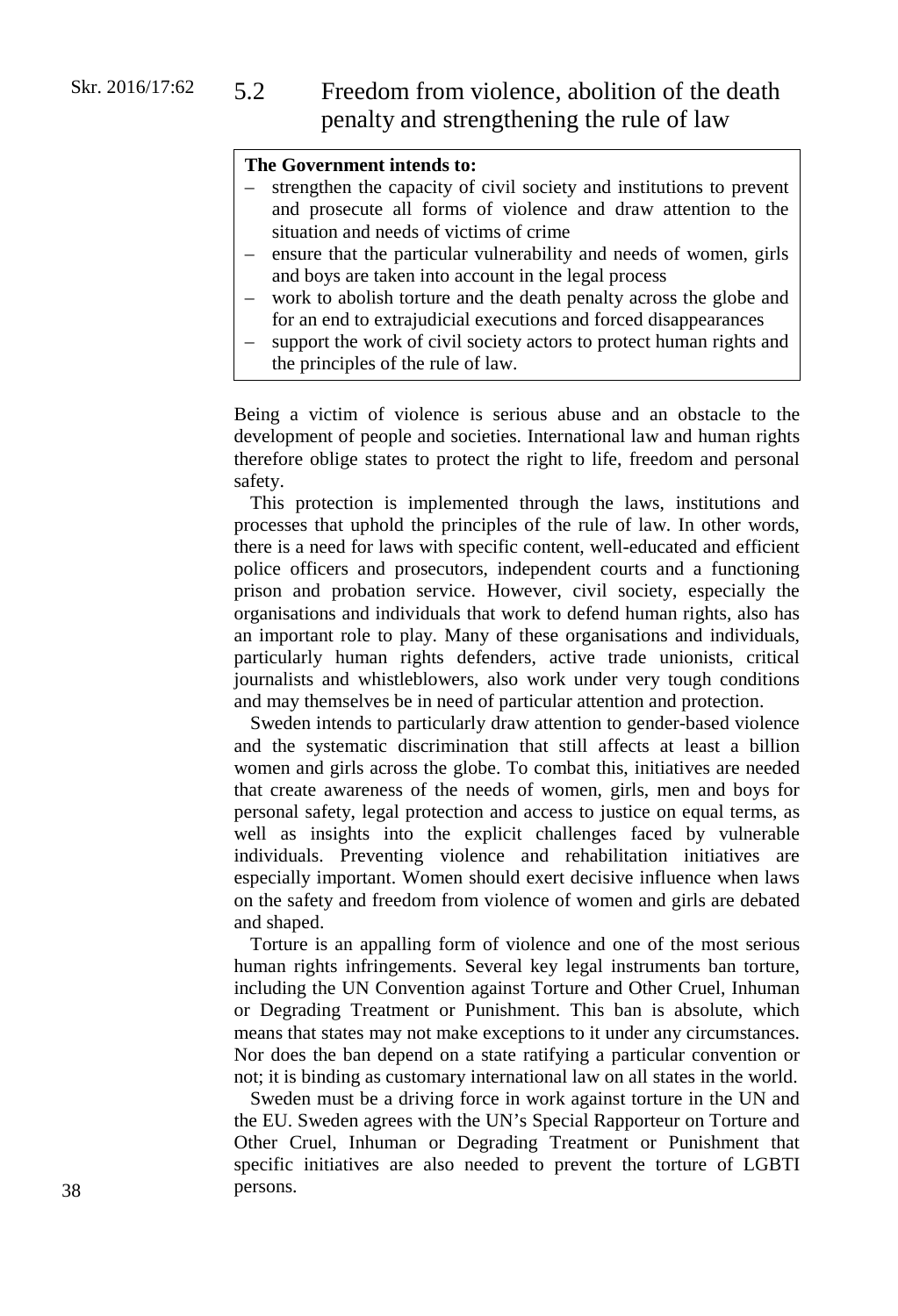## 5.2 Freedom from violence, abolition of the death penalty and strengthening the rule of law

**The Government intends to:**

- strengthen the capacity of civil society and institutions to prevent and prosecute all forms of violence and draw attention to the situation and needs of victims of crime
- ensure that the particular vulnerability and needs of women, girls and boys are taken into account in the legal process
- work to abolish torture and the death penalty across the globe and for an end to extrajudicial executions and forced disappearances
- support the work of civil society actors to protect human rights and the principles of the rule of law.

Being a victim of violence is serious abuse and an obstacle to the development of people and societies. International law and human rights therefore oblige states to protect the right to life, freedom and personal safety.

This protection is implemented through the laws, institutions and processes that uphold the principles of the rule of law. In other words, there is a need for laws with specific content, well-educated and efficient police officers and prosecutors, independent courts and a functioning prison and probation service. However, civil society, especially the organisations and individuals that work to defend human rights, also has an important role to play. Many of these organisations and individuals, particularly human rights defenders, active trade unionists, critical journalists and whistleblowers, also work under very tough conditions and may themselves be in need of particular attention and protection.

Sweden intends to particularly draw attention to gender-based violence and the systematic discrimination that still affects at least a billion women and girls across the globe. To combat this, initiatives are needed that create awareness of the needs of women, girls, men and boys for personal safety, legal protection and access to justice on equal terms, as well as insights into the explicit challenges faced by vulnerable individuals. Preventing violence and rehabilitation initiatives are especially important. Women should exert decisive influence when laws on the safety and freedom from violence of women and girls are debated and shaped.

Torture is an appalling form of violence and one of the most serious human rights infringements. Several key legal instruments ban torture, including the UN Convention against Torture and Other Cruel, Inhuman or Degrading Treatment or Punishment. This ban is absolute, which means that states may not make exceptions to it under any circumstances. Nor does the ban depend on a state ratifying a particular convention or not; it is binding as customary international law on all states in the world.

Sweden must be a driving force in work against torture in the UN and the EU. Sweden agrees with the UN's Special Rapporteur on Torture and Other Cruel, Inhuman or Degrading Treatment or Punishment that specific initiatives are also needed to prevent the torture of LGBTI persons.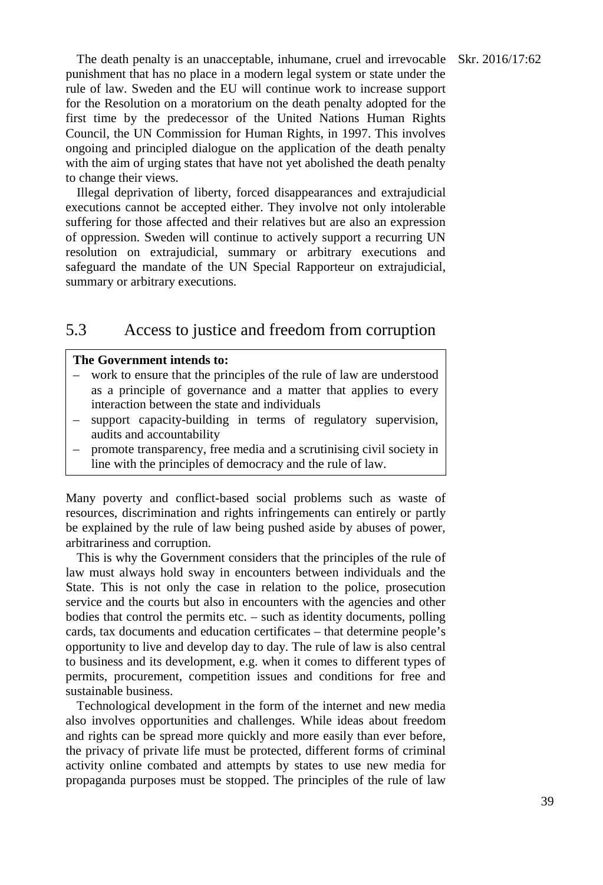The death penalty is an unacceptable, inhumane, cruel and irrevocable punishment that has no place in a modern legal system or state under the rule of law. Sweden and the EU will continue work to increase support for the Resolution on a moratorium on the death penalty adopted for the first time by the predecessor of the United Nations Human Rights Council, the UN Commission for Human Rights, in 1997. This involves ongoing and principled dialogue on the application of the death penalty with the aim of urging states that have not yet abolished the death penalty to change their views.

Illegal deprivation of liberty, forced disappearances and extrajudicial executions cannot be accepted either. They involve not only intolerable suffering for those affected and their relatives but are also an expression of oppression. Sweden will continue to actively support a recurring UN resolution on extrajudicial, summary or arbitrary executions and safeguard the mandate of the UN Special Rapporteur on extrajudicial, summary or arbitrary executions.

## 5.3 Access to justice and freedom from corruption

**The Government intends to:**

- work to ensure that the principles of the rule of law are understood as a principle of governance and a matter that applies to every interaction between the state and individuals
- support capacity-building in terms of regulatory supervision, audits and accountability
- promote transparency, free media and a scrutinising civil society in line with the principles of democracy and the rule of law.

Many poverty and conflict-based social problems such as waste of resources, discrimination and rights infringements can entirely or partly be explained by the rule of law being pushed aside by abuses of power, arbitrariness and corruption.

This is why the Government considers that the principles of the rule of law must always hold sway in encounters between individuals and the State. This is not only the case in relation to the police, prosecution service and the courts but also in encounters with the agencies and other bodies that control the permits etc. – such as identity documents, polling cards, tax documents and education certificates – that determine people's opportunity to live and develop day to day. The rule of law is also central to business and its development, e.g. when it comes to different types of permits, procurement, competition issues and conditions for free and sustainable business.

Technological development in the form of the internet and new media also involves opportunities and challenges. While ideas about freedom and rights can be spread more quickly and more easily than ever before, the privacy of private life must be protected, different forms of criminal activity online combated and attempts by states to use new media for propaganda purposes must be stopped. The principles of the rule of law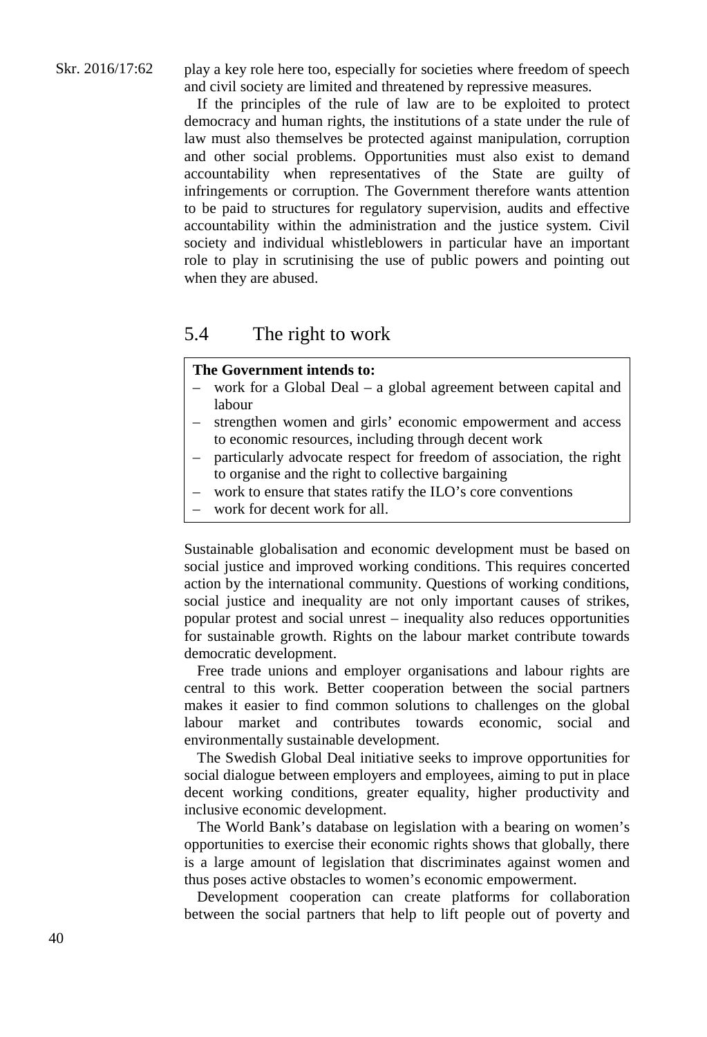play a key role here too, especially for societies where freedom of speech and civil society are limited and threatened by repressive measures.

If the principles of the rule of law are to be exploited to protect democracy and human rights, the institutions of a state under the rule of law must also themselves be protected against manipulation, corruption and other social problems. Opportunities must also exist to demand accountability when representatives of the State are guilty of infringements or corruption. The Government therefore wants attention to be paid to structures for regulatory supervision, audits and effective accountability within the administration and the justice system. Civil society and individual whistleblowers in particular have an important role to play in scrutinising the use of public powers and pointing out when they are abused.

## 5.4 The right to work

**The Government intends to:**

- work for a Global Deal – a global agreement between capital and labour
- strengthen women and girls' economic empowerment and access to economic resources, including through decent work
- particularly advocate respect for freedom of association, the right to organise and the right to collective bargaining
- work to ensure that states ratify the ILO's core conventions
- work for decent work for all.

Sustainable globalisation and economic development must be based on social justice and improved working conditions. This requires concerted action by the international community. Questions of working conditions, social justice and inequality are not only important causes of strikes, popular protest and social unrest – inequality also reduces opportunities for sustainable growth. Rights on the labour market contribute towards democratic development.

Free trade unions and employer organisations and labour rights are central to this work. Better cooperation between the social partners makes it easier to find common solutions to challenges on the global labour market and contributes towards economic, social and environmentally sustainable development.

The Swedish Global Deal initiative seeks to improve opportunities for social dialogue between employers and employees, aiming to put in place decent working conditions, greater equality, higher productivity and inclusive economic development.

The World Bank's database on legislation with a bearing on women's opportunities to exercise their economic rights shows that globally, there is a large amount of legislation that discriminates against women and thus poses active obstacles to women's economic empowerment.

Development cooperation can create platforms for collaboration between the social partners that help to lift people out of poverty and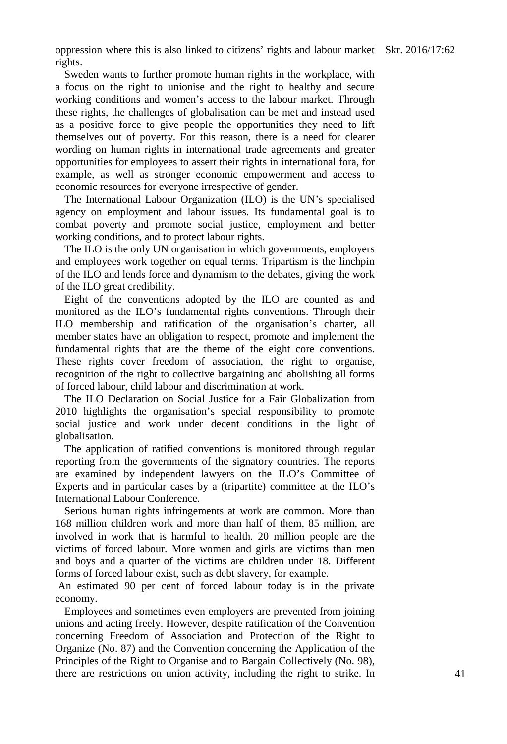oppression where this is also linked to citizens' rights and labour market rights.

Sweden wants to further promote human rights in the workplace, with a focus on the right to unionise and the right to healthy and secure working conditions and women's access to the labour market. Through these rights, the challenges of globalisation can be met and instead used as a positive force to give people the opportunities they need to lift themselves out of poverty. For this reason, there is a need for clearer wording on human rights in international trade agreements and greater opportunities for employees to assert their rights in international fora, for example, as well as stronger economic empowerment and access to economic resources for everyone irrespective of gender.

The International Labour Organization (ILO) is the UN's specialised agency on employment and labour issues. Its fundamental goal is to combat poverty and promote social justice, employment and better working conditions, and to protect labour rights.

The ILO is the only UN organisation in which governments, employers and employees work together on equal terms. Tripartism is the linchpin of the ILO and lends force and dynamism to the debates, giving the work of the ILO great credibility.

Eight of the conventions adopted by the ILO are counted as and monitored as the ILO's fundamental rights conventions. Through their ILO membership and ratification of the organisation's charter, all member states have an obligation to respect, promote and implement the fundamental rights that are the theme of the eight core conventions. These rights cover freedom of association, the right to organise, recognition of the right to collective bargaining and abolishing all forms of forced labour, child labour and discrimination at work.

The ILO Declaration on Social Justice for a Fair Globalization from 2010 highlights the organisation's special responsibility to promote social justice and work under decent conditions in the light of globalisation.

The application of ratified conventions is monitored through regular reporting from the governments of the signatory countries. The reports are examined by independent lawyers on the ILO's Committee of Experts and in particular cases by a (tripartite) committee at the ILO's International Labour Conference.

Serious human rights infringements at work are common. More than 168 million children work and more than half of them, 85 million, are involved in work that is harmful to health. 20 million people are the victims of forced labour. More women and girls are victims than men and boys and a quarter of the victims are children under 18. Different forms of forced labour exist, such as debt slavery, for example.

An estimated 90 per cent of forced labour today is in the private economy.

Employees and sometimes even employers are prevented from joining unions and acting freely. However, despite ratification of the Convention concerning Freedom of Association and Protection of the Right to Organize (No. 87) and the Convention concerning the Application of the Principles of the Right to Organise and to Bargain Collectively (No. 98), there are restrictions on union activity, including the right to strike. In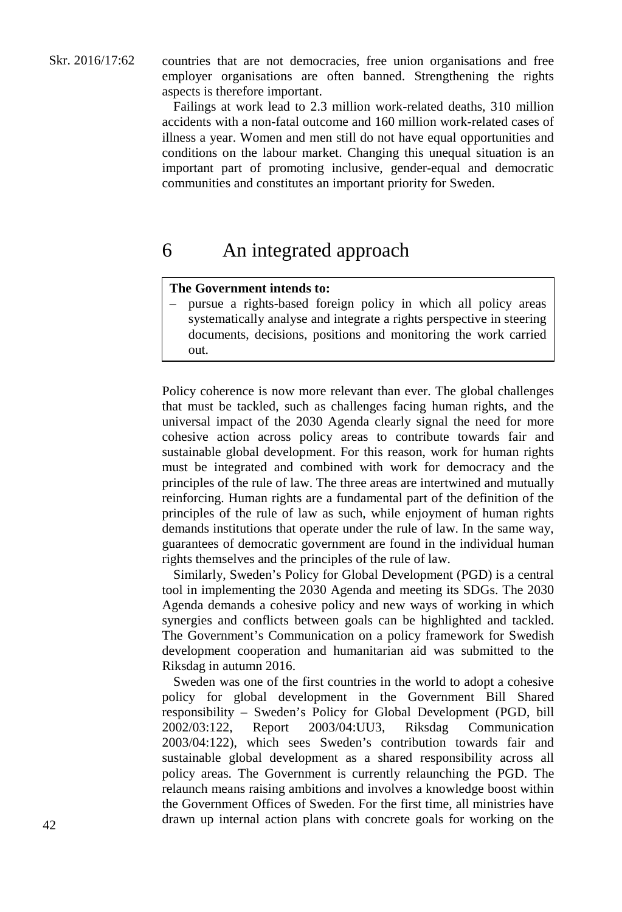countries that are not democracies, free union organisations and free employer organisations are often banned. Strengthening the rights aspects is therefore important.

Failings at work lead to 2.3 million work-related deaths, 310 million accidents with a non-fatal outcome and 160 million work-related cases of illness a year. Women and men still do not have equal opportunities and conditions on the labour market. Changing this unequal situation is an important part of promoting inclusive, gender-equal and democratic communities and constitutes an important priority for Sweden.

# 6 An integrated approach

**The Government intends to:**

– pursue a rights-based foreign policy in which all policy areas systematically analyse and integrate a rights perspective in steering documents, decisions, positions and monitoring the work carried out.

Policy coherence is now more relevant than ever. The global challenges that must be tackled, such as challenges facing human rights, and the universal impact of the 2030 Agenda clearly signal the need for more cohesive action across policy areas to contribute towards fair and sustainable global development. For this reason, work for human rights must be integrated and combined with work for democracy and the principles of the rule of law. The three areas are intertwined and mutually reinforcing. Human rights are a fundamental part of the definition of the principles of the rule of law as such, while enjoyment of human rights demands institutions that operate under the rule of law. In the same way, guarantees of democratic government are found in the individual human rights themselves and the principles of the rule of law.

Similarly, Sweden's Policy for Global Development (PGD) is a central tool in implementing the 2030 Agenda and meeting its SDGs. The 2030 Agenda demands a cohesive policy and new ways of working in which synergies and conflicts between goals can be highlighted and tackled. The Government's Communication on a policy framework for Swedish development cooperation and humanitarian aid was submitted to the Riksdag in autumn 2016.

Sweden was one of the first countries in the world to adopt a cohesive policy for global development in the Government Bill Shared responsibility – Sweden's Policy for Global Development (PGD, bill 2002/03:122, Report 2003/04:UU3, Riksdag Communication 2003/04:122), which sees Sweden's contribution towards fair and sustainable global development as a shared responsibility across all policy areas. The Government is currently relaunching the PGD. The relaunch means raising ambitions and involves a knowledge boost within the Government Offices of Sweden. For the first time, all ministries have drawn up internal action plans with concrete goals for working on the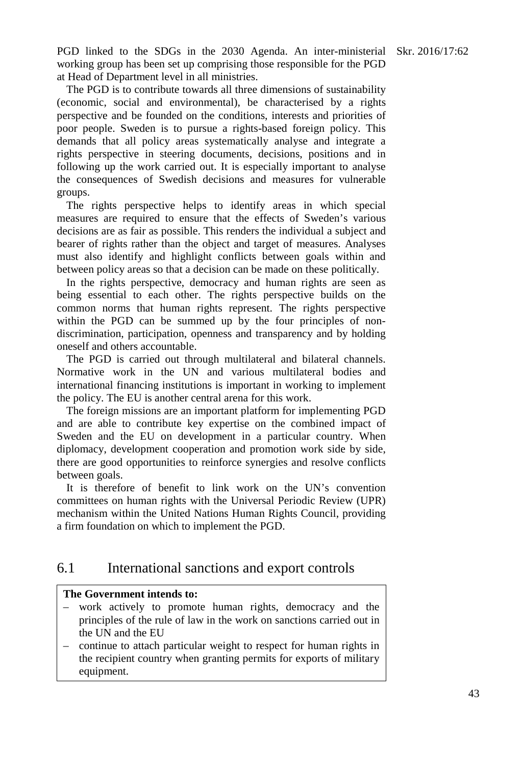PGD linked to the SDGs in the 2030 Agenda. An inter-ministerial working group has been set up comprising those responsible for the PGD at Head of Department level in all ministries.

The PGD is to contribute towards all three dimensions of sustainability (economic, social and environmental), be characterised by a rights perspective and be founded on the conditions, interests and priorities of poor people. Sweden is to pursue a rights-based foreign policy. This demands that all policy areas systematically analyse and integrate a rights perspective in steering documents, decisions, positions and in following up the work carried out. It is especially important to analyse the consequences of Swedish decisions and measures for vulnerable groups.

The rights perspective helps to identify areas in which special measures are required to ensure that the effects of Sweden's various decisions are as fair as possible. This renders the individual a subject and bearer of rights rather than the object and target of measures. Analyses must also identify and highlight conflicts between goals within and between policy areas so that a decision can be made on these politically.

In the rights perspective, democracy and human rights are seen as being essential to each other. The rights perspective builds on the common norms that human rights represent. The rights perspective within the PGD can be summed up by the four principles of non-discrimination, participation, openness and transparency and by holding oneself and others accountable.

The PGD is carried out through multilateral and bilateral channels. Normative work in the UN and various multilateral bodies and international financing institutions is important in working to implement the policy. The EU is another central arena for this work.

The foreign missions are an important platform for implementing PGD and are able to contribute key expertise on the combined impact of Sweden and the EU on development in a particular country. When diplomacy, development cooperation and promotion work side by side, there are good opportunities to reinforce synergies and resolve conflicts between goals.

It is therefore of benefit to link work on the UN's convention committees on human rights with the Universal Periodic Review (UPR) mechanism within the United Nations Human Rights Council, providing a firm foundation on which to implement the PGD.

## 6.1 International sanctions and export controls

**The Government intends to:**

- work actively to promote human rights, democracy and the principles of the rule of law in the work on sanctions carried out in the UN and the EU
- continue to attach particular weight to respect for human rights in the recipient country when granting permits for exports of military equipment.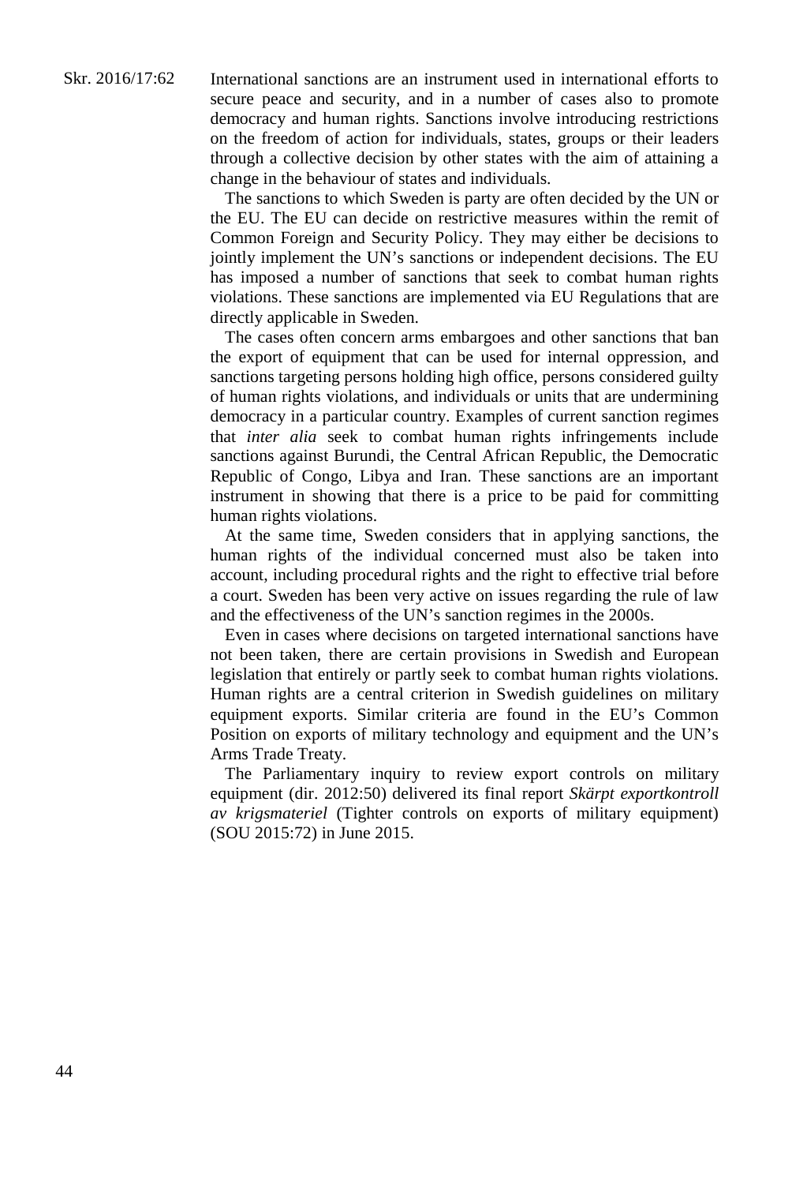International sanctions are an instrument used in international efforts to secure peace and security, and in a number of cases also to promote democracy and human rights. Sanctions involve introducing restrictions on the freedom of action for individuals, states, groups or their leaders through a collective decision by other states with the aim of attaining a change in the behaviour of states and individuals.

The sanctions to which Sweden is party are often decided by the UN or the EU. The EU can decide on restrictive measures within the remit of Common Foreign and Security Policy. They may either be decisions to jointly implement the UN's sanctions or independent decisions. The EU has imposed a number of sanctions that seek to combat human rights violations. These sanctions are implemented via EU Regulations that are directly applicable in Sweden.

The cases often concern arms embargoes and other sanctions that ban the export of equipment that can be used for internal oppression, and sanctions targeting persons holding high office, persons considered guilty of human rights violations, and individuals or units that are undermining democracy in a particular country. Examples of current sanction regimes that *inter alia* seek to combat human rights infringements include sanctions against Burundi, the Central African Republic, the Democratic Republic of Congo, Libya and Iran. These sanctions are an important instrument in showing that there is a price to be paid for committing human rights violations.

At the same time, Sweden considers that in applying sanctions, the human rights of the individual concerned must also be taken into account, including procedural rights and the right to effective trial before a court. Sweden has been very active on issues regarding the rule of law and the effectiveness of the UN's sanction regimes in the 2000s.

Even in cases where decisions on targeted international sanctions have not been taken, there are certain provisions in Swedish and European legislation that entirely or partly seek to combat human rights violations. Human rights are a central criterion in Swedish guidelines on military equipment exports. Similar criteria are found in the EU's Common Position on exports of military technology and equipment and the UN's Arms Trade Treaty.

The Parliamentary inquiry to review export controls on military equipment (dir. 2012:50) delivered its final report *Skärpt exportkontroll av krigsmateriel* (Tighter controls on exports of military equipment) (SOU 2015:72) in June 2015.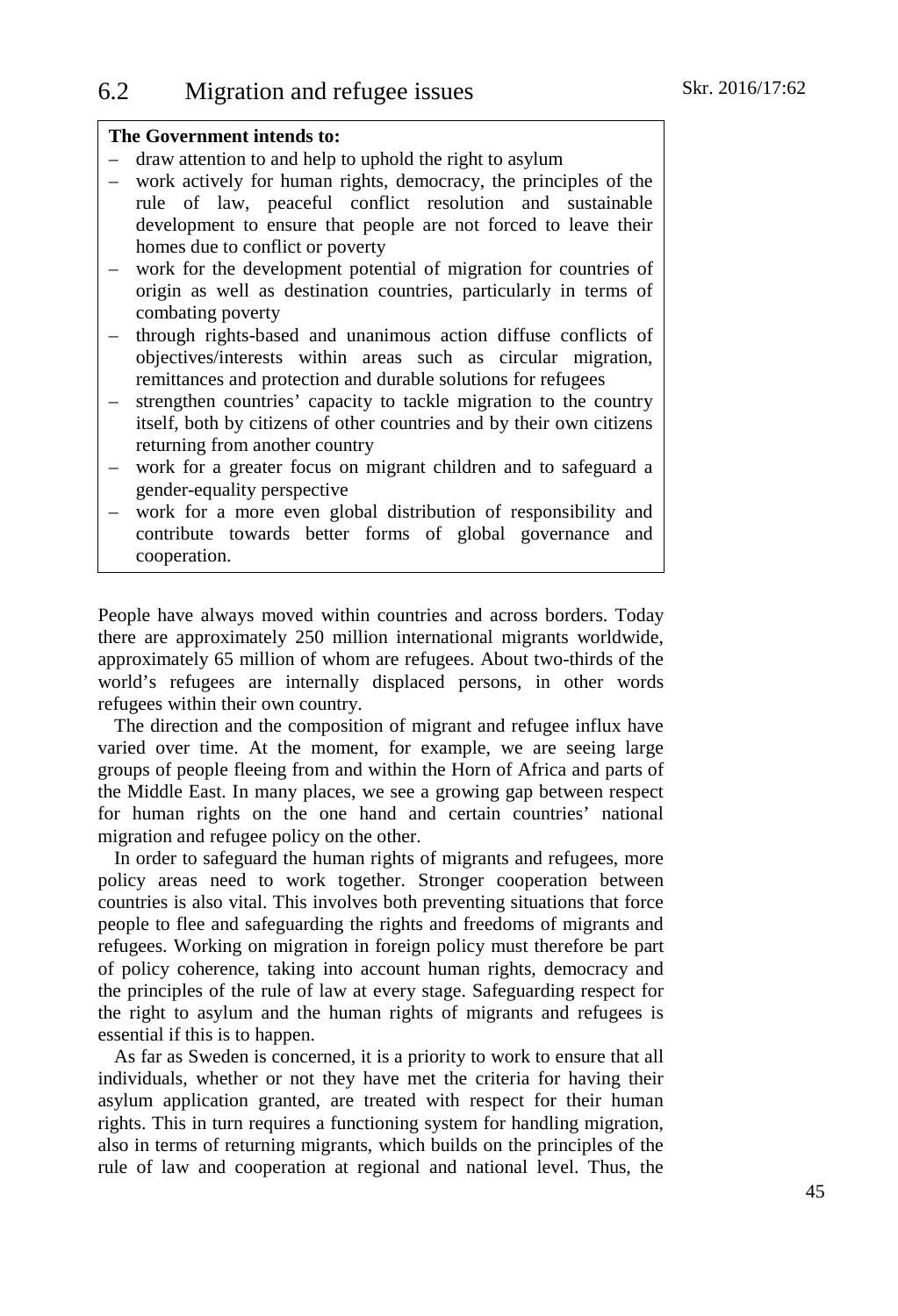## 6.2 Migration and refugee issues

**The Government intends to:**

- draw attention to and help to uphold the right to asylum
- work actively for human rights, democracy, the principles of the rule of law, peaceful conflict resolution and sustainable development to ensure that people are not forced to leave their homes due to conflict or poverty
- work for the development potential of migration for countries of origin as well as destination countries, particularly in terms of combating poverty
- through rights-based and unanimous action diffuse conflicts of objectives/interests within areas such as circular migration, remittances and protection and durable solutions for refugees
- strengthen countries' capacity to tackle migration to the country itself, both by citizens of other countries and by their own citizens returning from another country
- work for a greater focus on migrant children and to safeguard a gender-equality perspective
- work for a more even global distribution of responsibility and contribute towards better forms of global governance and cooperation.

People have always moved within countries and across borders. Today there are approximately 250 million international migrants worldwide, approximately 65 million of whom are refugees. About two-thirds of the world's refugees are internally displaced persons, in other words refugees within their own country.

The direction and the composition of migrant and refugee influx have varied over time. At the moment, for example, we are seeing large groups of people fleeing from and within the Horn of Africa and parts of the Middle East. In many places, we see a growing gap between respect for human rights on the one hand and certain countries' national migration and refugee policy on the other.

In order to safeguard the human rights of migrants and refugees, more policy areas need to work together. Stronger cooperation between countries is also vital. This involves both preventing situations that force people to flee and safeguarding the rights and freedoms of migrants and refugees. Working on migration in foreign policy must therefore be part of policy coherence, taking into account human rights, democracy and the principles of the rule of law at every stage. Safeguarding respect for the right to asylum and the human rights of migrants and refugees is essential if this is to happen.

As far as Sweden is concerned, it is a priority to work to ensure that all individuals, whether or not they have met the criteria for having their asylum application granted, are treated with respect for their human rights. This in turn requires a functioning system for handling migration, also in terms of returning migrants, which builds on the principles of the rule of law and cooperation at regional and national level. Thus, the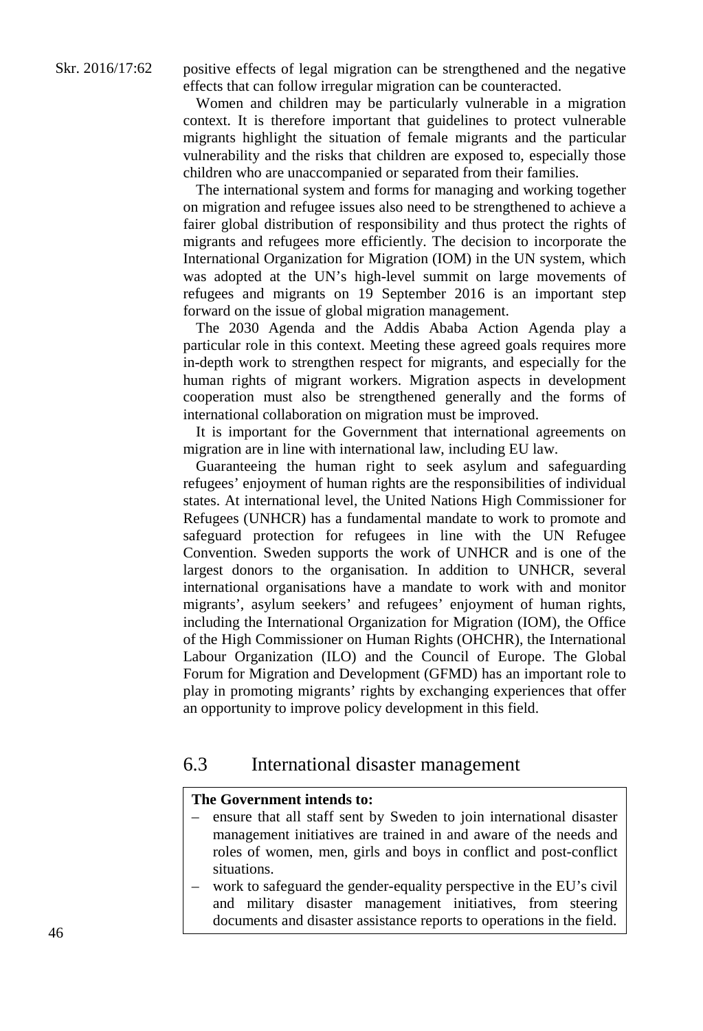positive effects of legal migration can be strengthened and the negative effects that can follow irregular migration can be counteracted.

Women and children may be particularly vulnerable in a migration context. It is therefore important that guidelines to protect vulnerable migrants highlight the situation of female migrants and the particular vulnerability and the risks that children are exposed to, especially those children who are unaccompanied or separated from their families.

The international system and forms for managing and working together on migration and refugee issues also need to be strengthened to achieve a fairer global distribution of responsibility and thus protect the rights of migrants and refugees more efficiently. The decision to incorporate the International Organization for Migration (IOM) in the UN system, which was adopted at the UN's high-level summit on large movements of refugees and migrants on 19 September 2016 is an important step forward on the issue of global migration management.

The 2030 Agenda and the Addis Ababa Action Agenda play a particular role in this context. Meeting these agreed goals requires more in-depth work to strengthen respect for migrants, and especially for the human rights of migrant workers. Migration aspects in development cooperation must also be strengthened generally and the forms of international collaboration on migration must be improved.

It is important for the Government that international agreements on migration are in line with international law, including EU law.

Guaranteeing the human right to seek asylum and safeguarding refugees' enjoyment of human rights are the responsibilities of individual states. At international level, the United Nations High Commissioner for Refugees (UNHCR) has a fundamental mandate to work to promote and safeguard protection for refugees in line with the UN Refugee Convention. Sweden supports the work of UNHCR and is one of the largest donors to the organisation. In addition to UNHCR, several international organisations have a mandate to work with and monitor migrants', asylum seekers' and refugees' enjoyment of human rights, including the International Organization for Migration (IOM), the Office of the High Commissioner on Human Rights (OHCHR), the International Labour Organization (ILO) and the Council of Europe. The Global Forum for Migration and Development (GFMD) has an important role to play in promoting migrants' rights by exchanging experiences that offer an opportunity to improve policy development in this field.

## 6.3 International disaster management

**The Government intends to:**

- ensure that all staff sent by Sweden to join international disaster management initiatives are trained in and aware of the needs and roles of women, men, girls and boys in conflict and post-conflict situations.
- work to safeguard the gender-equality perspective in the EU's civil and military disaster management initiatives, from steering documents and disaster assistance reports to operations in the field.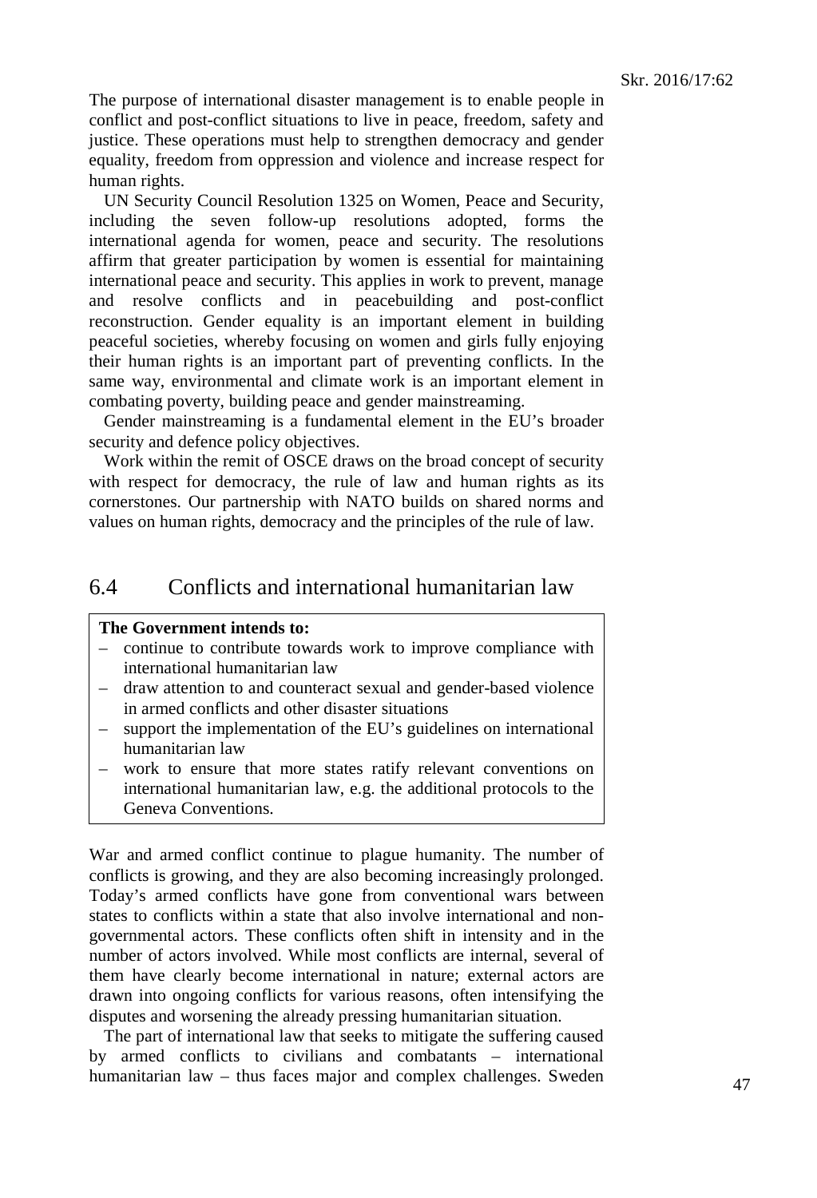The purpose of international disaster management is to enable people in conflict and post-conflict situations to live in peace, freedom, safety and justice. These operations must help to strengthen democracy and gender equality, freedom from oppression and violence and increase respect for human rights.

UN Security Council Resolution 1325 on Women, Peace and Security, including the seven follow-up resolutions adopted, forms the international agenda for women, peace and security. The resolutions affirm that greater participation by women is essential for maintaining international peace and security. This applies in work to prevent, manage and resolve conflicts and in peacebuilding and post-conflict reconstruction. Gender equality is an important element in building peaceful societies, whereby focusing on women and girls fully enjoying their human rights is an important part of preventing conflicts. In the same way, environmental and climate work is an important element in combating poverty, building peace and gender mainstreaming.

Gender mainstreaming is a fundamental element in the EU's broader security and defence policy objectives.

Work within the remit of OSCE draws on the broad concept of security with respect for democracy, the rule of law and human rights as its cornerstones. Our partnership with NATO builds on shared norms and values on human rights, democracy and the principles of the rule of law.

## 6.4 Conflicts and international humanitarian law

**The Government intends to:**

- continue to contribute towards work to improve compliance with international humanitarian law
- draw attention to and counteract sexual and gender-based violence in armed conflicts and other disaster situations
- support the implementation of the EU's guidelines on international humanitarian law
- work to ensure that more states ratify relevant conventions on international humanitarian law, e.g. the additional protocols to the Geneva Conventions.

War and armed conflict continue to plague humanity. The number of conflicts is growing, and they are also becoming increasingly prolonged. Today's armed conflicts have gone from conventional wars between states to conflicts within a state that also involve international and non-governmental actors. These conflicts often shift in intensity and in the number of actors involved. While most conflicts are internal, several of them have clearly become international in nature; external actors are drawn into ongoing conflicts for various reasons, often intensifying the disputes and worsening the already pressing humanitarian situation.

The part of international law that seeks to mitigate the suffering caused by armed conflicts to civilians and combatants – international humanitarian law – thus faces major and complex challenges. Sweden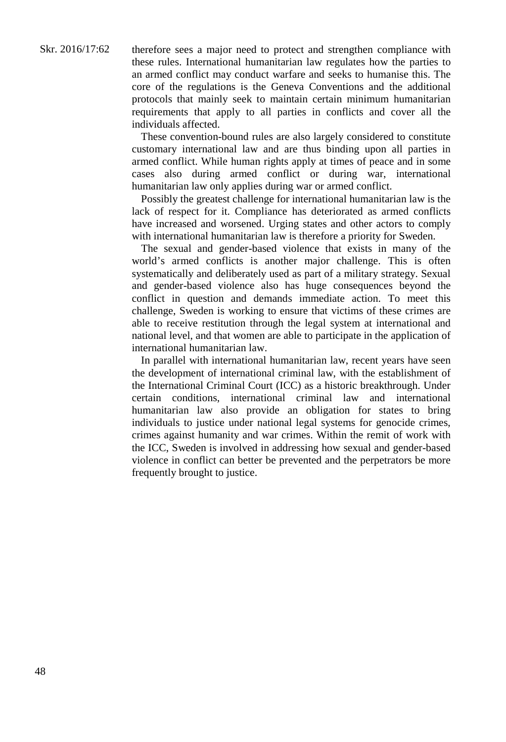therefore sees a major need to protect and strengthen compliance with these rules. International humanitarian law regulates how the parties to an armed conflict may conduct warfare and seeks to humanise this. The core of the regulations is the Geneva Conventions and the additional protocols that mainly seek to maintain certain minimum humanitarian requirements that apply to all parties in conflicts and cover all the individuals affected.

These convention-bound rules are also largely considered to constitute customary international law and are thus binding upon all parties in armed conflict. While human rights apply at times of peace and in some cases also during armed conflict or during war, international humanitarian law only applies during war or armed conflict.

Possibly the greatest challenge for international humanitarian law is the lack of respect for it. Compliance has deteriorated as armed conflicts have increased and worsened. Urging states and other actors to comply with international humanitarian law is therefore a priority for Sweden.

The sexual and gender-based violence that exists in many of the world's armed conflicts is another major challenge. This is often systematically and deliberately used as part of a military strategy. Sexual and gender-based violence also has huge consequences beyond the conflict in question and demands immediate action. To meet this challenge, Sweden is working to ensure that victims of these crimes are able to receive restitution through the legal system at international and national level, and that women are able to participate in the application of international humanitarian law.

In parallel with international humanitarian law, recent years have seen the development of international criminal law, with the establishment of the International Criminal Court (ICC) as a historic breakthrough. Under certain conditions, international criminal law and international humanitarian law also provide an obligation for states to bring individuals to justice under national legal systems for genocide crimes, crimes against humanity and war crimes. Within the remit of work with the ICC, Sweden is involved in addressing how sexual and gender-based violence in conflict can better be prevented and the perpetrators be more frequently brought to justice.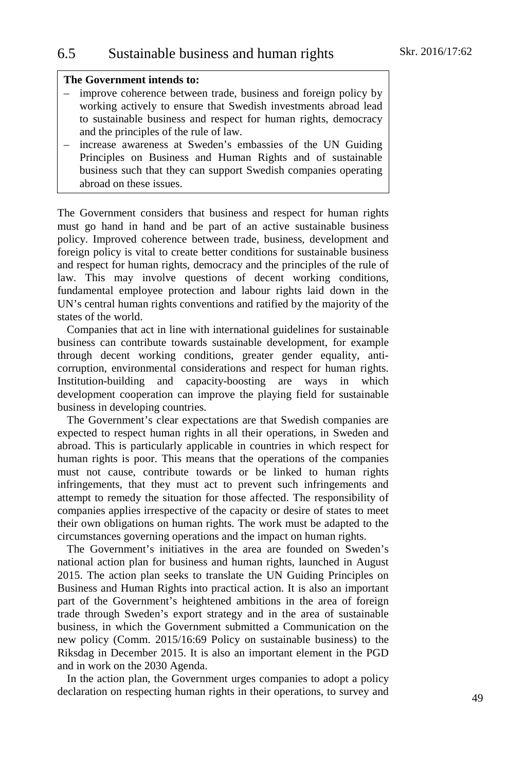## 6.5 Sustainable business and human rights

**The Government intends to:**

- improve coherence between trade, business and foreign policy by working actively to ensure that Swedish investments abroad lead to sustainable business and respect for human rights, democracy and the principles of the rule of law.
- increase awareness at Sweden's embassies of the UN Guiding Principles on Business and Human Rights and of sustainable business such that they can support Swedish companies operating abroad on these issues.

The Government considers that business and respect for human rights must go hand in hand and be part of an active sustainable business policy. Improved coherence between trade, business, development and foreign policy is vital to create better conditions for sustainable business and respect for human rights, democracy and the principles of the rule of law. This may involve questions of decent working conditions, fundamental employee protection and labour rights laid down in the UN's central human rights conventions and ratified by the majority of the states of the world.

Companies that act in line with international guidelines for sustainable business can contribute towards sustainable development, for example through decent working conditions, greater gender equality, anti-corruption, environmental considerations and respect for human rights. Institution-building and capacity-boosting are ways in which development cooperation can improve the playing field for sustainable business in developing countries.

The Government's clear expectations are that Swedish companies are expected to respect human rights in all their operations, in Sweden and abroad. This is particularly applicable in countries in which respect for human rights is poor. This means that the operations of the companies must not cause, contribute towards or be linked to human rights infringements, that they must act to prevent such infringements and attempt to remedy the situation for those affected. The responsibility of companies applies irrespective of the capacity or desire of states to meet their own obligations on human rights. The work must be adapted to the circumstances governing operations and the impact on human rights.

The Government's initiatives in the area are founded on Sweden's national action plan for business and human rights, launched in August 2015. The action plan seeks to translate the UN Guiding Principles on Business and Human Rights into practical action. It is also an important part of the Government's heightened ambitions in the area of foreign trade through Sweden's export strategy and in the area of sustainable business, in which the Government submitted a Communication on the new policy (Comm. 2015/16:69 Policy on sustainable business) to the Riksdag in December 2015. It is also an important element in the PGD and in work on the 2030 Agenda.

In the action plan, the Government urges companies to adopt a policy declaration on respecting human rights in their operations, to survey and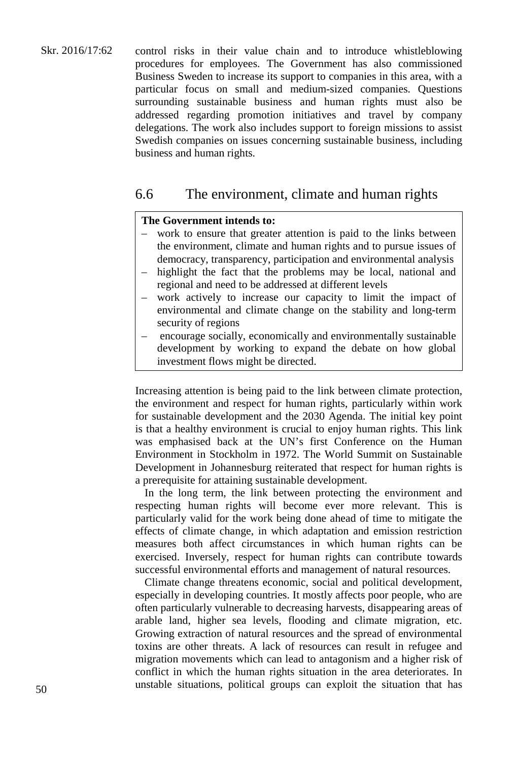control risks in their value chain and to introduce whistleblowing procedures for employees. The Government has also commissioned Business Sweden to increase its support to companies in this area, with a particular focus on small and medium-sized companies. Questions surrounding sustainable business and human rights must also be addressed regarding promotion initiatives and travel by company delegations. The work also includes support to foreign missions to assist Swedish companies on issues concerning sustainable business, including business and human rights.

## 6.6 The environment, climate and human rights

**The Government intends to:**

- work to ensure that greater attention is paid to the links between the environment, climate and human rights and to pursue issues of democracy, transparency, participation and environmental analysis
- highlight the fact that the problems may be local, national and regional and need to be addressed at different levels
- work actively to increase our capacity to limit the impact of environmental and climate change on the stability and long-term security of regions
- encourage socially, economically and environmentally sustainable development by working to expand the debate on how global investment flows might be directed.

Increasing attention is being paid to the link between climate protection, the environment and respect for human rights, particularly within work for sustainable development and the 2030 Agenda. The initial key point is that a healthy environment is crucial to enjoy human rights. This link was emphasised back at the UN's first Conference on the Human Environment in Stockholm in 1972. The World Summit on Sustainable Development in Johannesburg reiterated that respect for human rights is a prerequisite for attaining sustainable development.

In the long term, the link between protecting the environment and respecting human rights will become ever more relevant. This is particularly valid for the work being done ahead of time to mitigate the effects of climate change, in which adaptation and emission restriction measures both affect circumstances in which human rights can be exercised. Inversely, respect for human rights can contribute towards successful environmental efforts and management of natural resources.

Climate change threatens economic, social and political development, especially in developing countries. It mostly affects poor people, who are often particularly vulnerable to decreasing harvests, disappearing areas of arable land, higher sea levels, flooding and climate migration, etc. Growing extraction of natural resources and the spread of environmental toxins are other threats. A lack of resources can result in refugee and migration movements which can lead to antagonism and a higher risk of conflict in which the human rights situation in the area deteriorates. In unstable situations, political groups can exploit the situation that has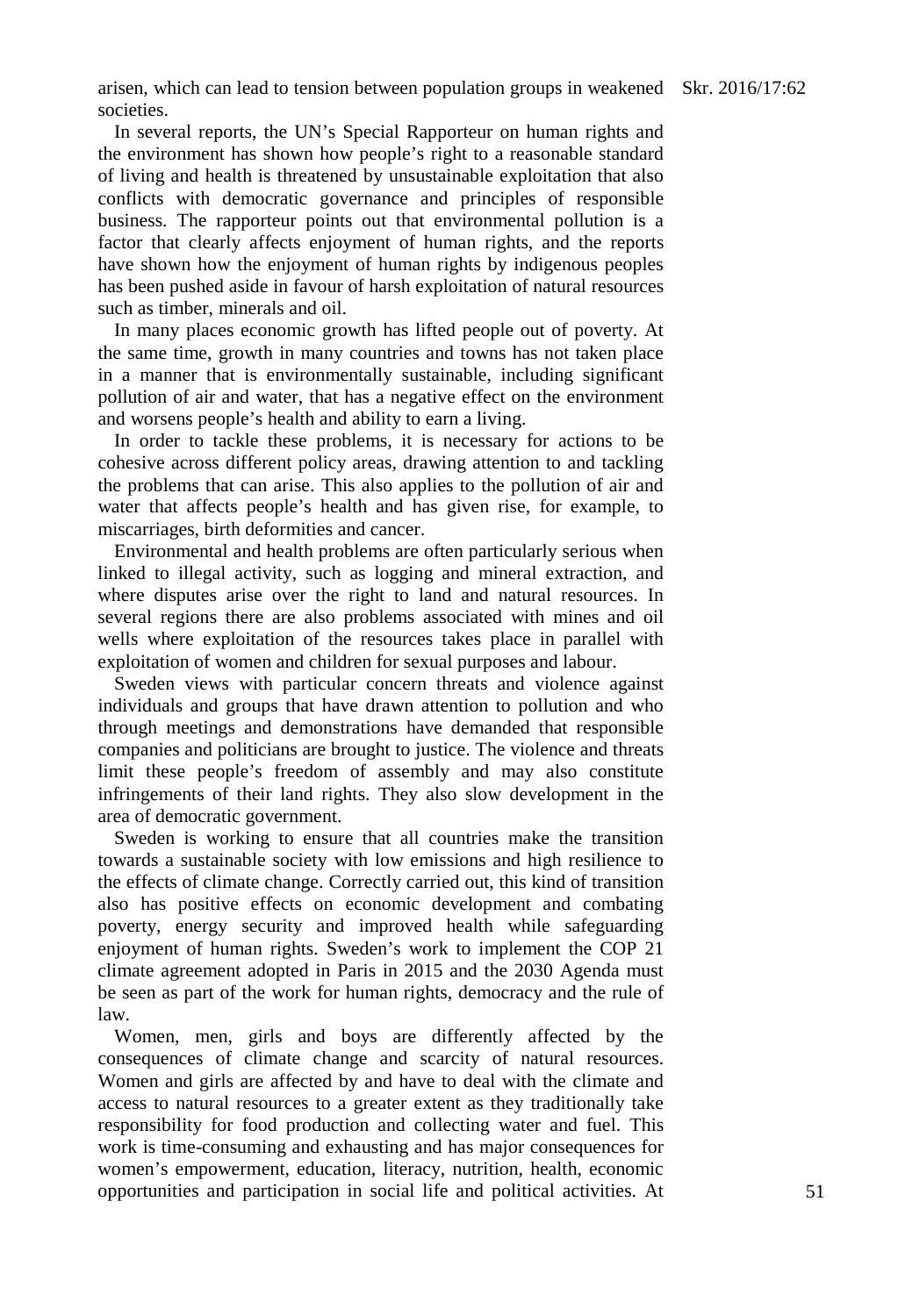arisen, which can lead to tension between population groups in weakened societies.

In several reports, the UN's Special Rapporteur on human rights and the environment has shown how people's right to a reasonable standard of living and health is threatened by unsustainable exploitation that also conflicts with democratic governance and principles of responsible business. The rapporteur points out that environmental pollution is a factor that clearly affects enjoyment of human rights, and the reports have shown how the enjoyment of human rights by indigenous peoples has been pushed aside in favour of harsh exploitation of natural resources such as timber, minerals and oil.

In many places economic growth has lifted people out of poverty. At the same time, growth in many countries and towns has not taken place in a manner that is environmentally sustainable, including significant pollution of air and water, that has a negative effect on the environment and worsens people's health and ability to earn a living.

In order to tackle these problems, it is necessary for actions to be cohesive across different policy areas, drawing attention to and tackling the problems that can arise. This also applies to the pollution of air and water that affects people's health and has given rise, for example, to miscarriages, birth deformities and cancer.

Environmental and health problems are often particularly serious when linked to illegal activity, such as logging and mineral extraction, and where disputes arise over the right to land and natural resources. In several regions there are also problems associated with mines and oil wells where exploitation of the resources takes place in parallel with exploitation of women and children for sexual purposes and labour.

Sweden views with particular concern threats and violence against individuals and groups that have drawn attention to pollution and who through meetings and demonstrations have demanded that responsible companies and politicians are brought to justice. The violence and threats limit these people's freedom of assembly and may also constitute infringements of their land rights. They also slow development in the area of democratic government.

Sweden is working to ensure that all countries make the transition towards a sustainable society with low emissions and high resilience to the effects of climate change. Correctly carried out, this kind of transition also has positive effects on economic development and combating poverty, energy security and improved health while safeguarding enjoyment of human rights. Sweden's work to implement the COP 21 climate agreement adopted in Paris in 2015 and the 2030 Agenda must be seen as part of the work for human rights, democracy and the rule of law.

Women, men, girls and boys are differently affected by the consequences of climate change and scarcity of natural resources. Women and girls are affected by and have to deal with the climate and access to natural resources to a greater extent as they traditionally take responsibility for food production and collecting water and fuel. This work is time-consuming and exhausting and has major consequences for women's empowerment, education, literacy, nutrition, health, economic opportunities and participation in social life and political activities. At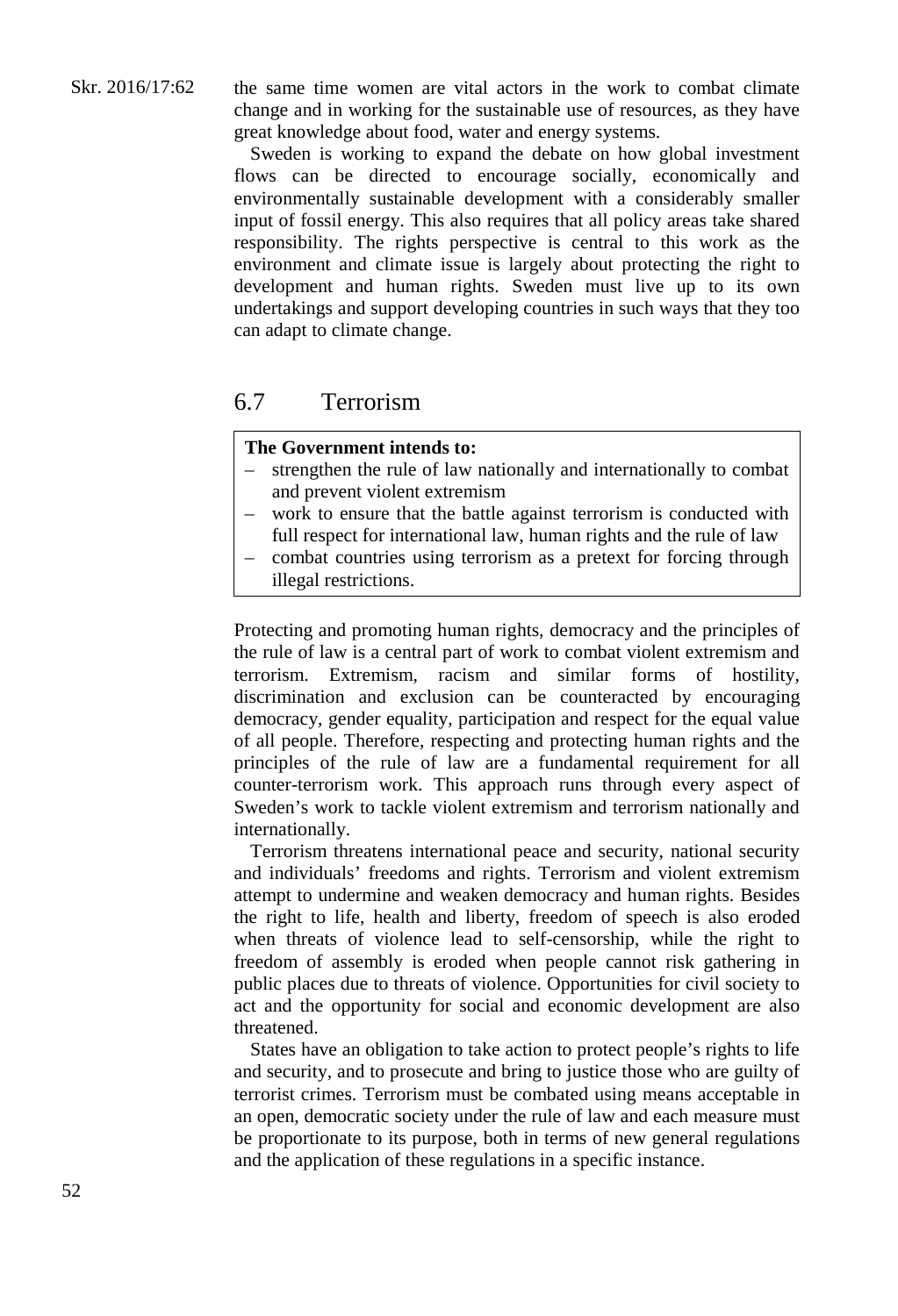the same time women are vital actors in the work to combat climate change and in working for the sustainable use of resources, as they have great knowledge about food, water and energy systems.

Sweden is working to expand the debate on how global investment flows can be directed to encourage socially, economically and environmentally sustainable development with a considerably smaller input of fossil energy. This also requires that all policy areas take shared responsibility. The rights perspective is central to this work as the environment and climate issue is largely about protecting the right to development and human rights. Sweden must live up to its own undertakings and support developing countries in such ways that they too can adapt to climate change.

## 6.7 Terrorism

**The Government intends to:**

- strengthen the rule of law nationally and internationally to combat and prevent violent extremism
- work to ensure that the battle against terrorism is conducted with full respect for international law, human rights and the rule of law
- combat countries using terrorism as a pretext for forcing through illegal restrictions.

Protecting and promoting human rights, democracy and the principles of the rule of law is a central part of work to combat violent extremism and terrorism. Extremism, racism and similar forms of hostility, discrimination and exclusion can be counteracted by encouraging democracy, gender equality, participation and respect for the equal value of all people. Therefore, respecting and protecting human rights and the principles of the rule of law are a fundamental requirement for all counter-terrorism work. This approach runs through every aspect of Sweden's work to tackle violent extremism and terrorism nationally and internationally.

Terrorism threatens international peace and security, national security and individuals' freedoms and rights. Terrorism and violent extremism attempt to undermine and weaken democracy and human rights. Besides the right to life, health and liberty, freedom of speech is also eroded when threats of violence lead to self-censorship, while the right to freedom of assembly is eroded when people cannot risk gathering in public places due to threats of violence. Opportunities for civil society to act and the opportunity for social and economic development are also threatened.

States have an obligation to take action to protect people's rights to life and security, and to prosecute and bring to justice those who are guilty of terrorist crimes. Terrorism must be combated using means acceptable in an open, democratic society under the rule of law and each measure must be proportionate to its purpose, both in terms of new general regulations and the application of these regulations in a specific instance.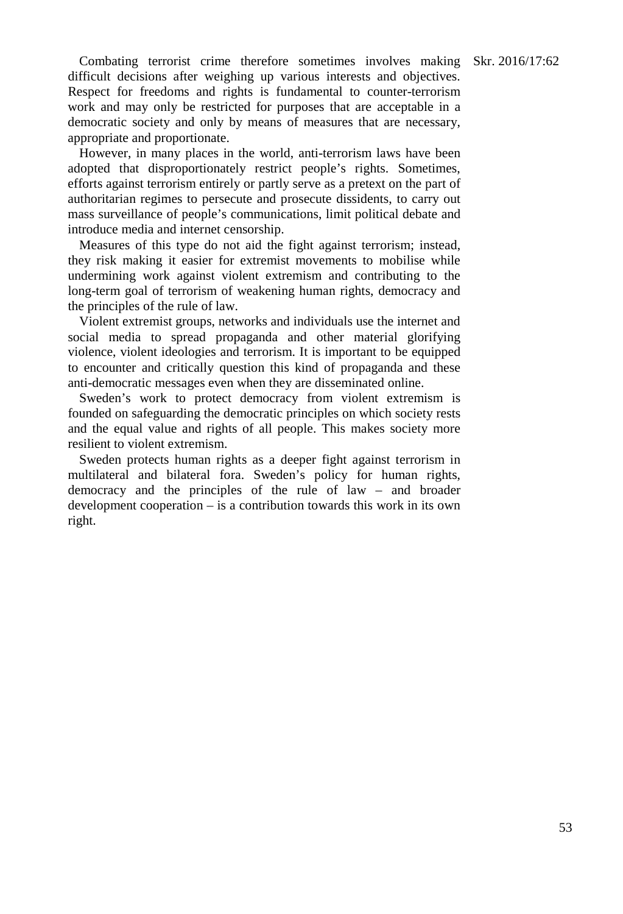Combating terrorist crime therefore sometimes involves making difficult decisions after weighing up various interests and objectives. Respect for freedoms and rights is fundamental to counter-terrorism work and may only be restricted for purposes that are acceptable in a democratic society and only by means of measures that are necessary, appropriate and proportionate.

However, in many places in the world, anti-terrorism laws have been adopted that disproportionately restrict people's rights. Sometimes, efforts against terrorism entirely or partly serve as a pretext on the part of authoritarian regimes to persecute and prosecute dissidents, to carry out mass surveillance of people's communications, limit political debate and introduce media and internet censorship.

Measures of this type do not aid the fight against terrorism; instead, they risk making it easier for extremist movements to mobilise while undermining work against violent extremism and contributing to the long-term goal of terrorism of weakening human rights, democracy and the principles of the rule of law.

Violent extremist groups, networks and individuals use the internet and social media to spread propaganda and other material glorifying violence, violent ideologies and terrorism. It is important to be equipped to encounter and critically question this kind of propaganda and these anti-democratic messages even when they are disseminated online.

Sweden's work to protect democracy from violent extremism is founded on safeguarding the democratic principles on which society rests and the equal value and rights of all people. This makes society more resilient to violent extremism.

Sweden protects human rights as a deeper fight against terrorism in multilateral and bilateral fora. Sweden's policy for human rights, democracy and the principles of the rule of law – and broader development cooperation – is a contribution towards this work in its own right.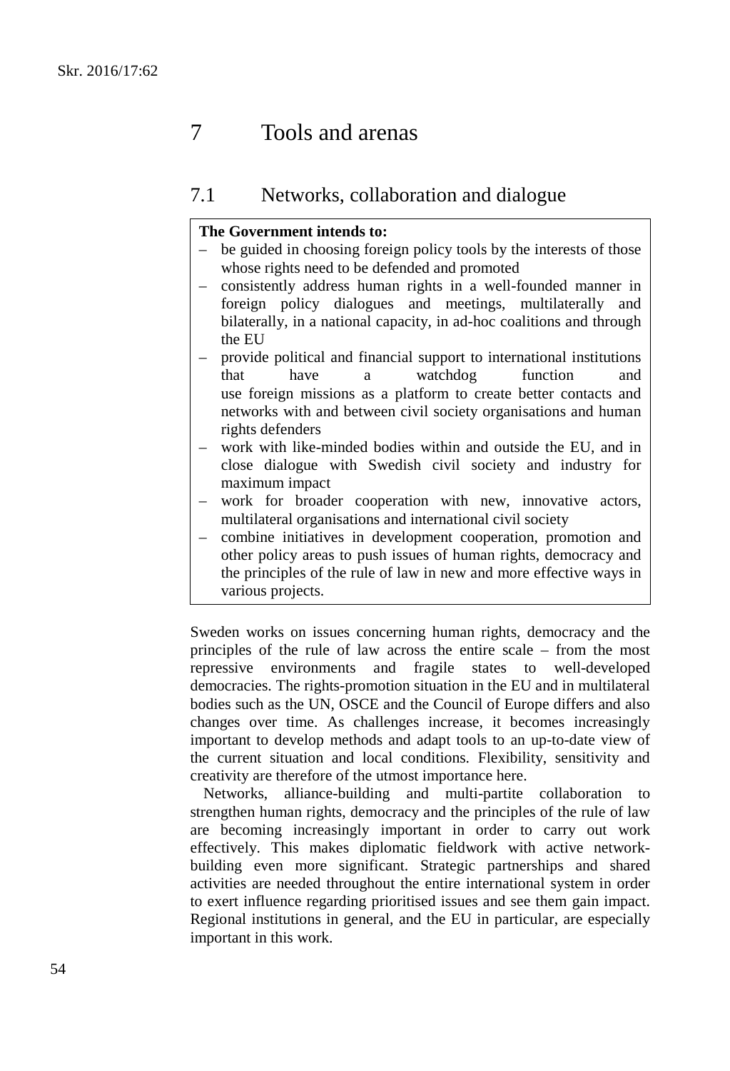# 7 Tools and arenas

## 7.1 Networks, collaboration and dialogue

**The Government intends to:**

- be guided in choosing foreign policy tools by the interests of those whose rights need to be defended and promoted
- consistently address human rights in a well-founded manner in foreign policy dialogues and meetings, multilaterally and bilaterally, in a national capacity, in ad-hoc coalitions and through the EU
- provide political and financial support to international institutions that have a watchdog function and use foreign missions as a platform to create better contacts and networks with and between civil society organisations and human rights defenders
- work with like-minded bodies within and outside the EU, and in close dialogue with Swedish civil society and industry for maximum impact
- work for broader cooperation with new, innovative actors, multilateral organisations and international civil society
- combine initiatives in development cooperation, promotion and other policy areas to push issues of human rights, democracy and the principles of the rule of law in new and more effective ways in various projects.

Sweden works on issues concerning human rights, democracy and the principles of the rule of law across the entire scale – from the most repressive environments and fragile states to well-developed democracies. The rights-promotion situation in the EU and in multilateral bodies such as the UN, OSCE and the Council of Europe differs and also changes over time. As challenges increase, it becomes increasingly important to develop methods and adapt tools to an up-to-date view of the current situation and local conditions. Flexibility, sensitivity and creativity are therefore of the utmost importance here.

Networks, alliance-building and multi-partite collaboration to strengthen human rights, democracy and the principles of the rule of law are becoming increasingly important in order to carry out work effectively. This makes diplomatic fieldwork with active network-building even more significant. Strategic partnerships and shared activities are needed throughout the entire international system in order to exert influence regarding prioritised issues and see them gain impact. Regional institutions in general, and the EU in particular, are especially important in this work.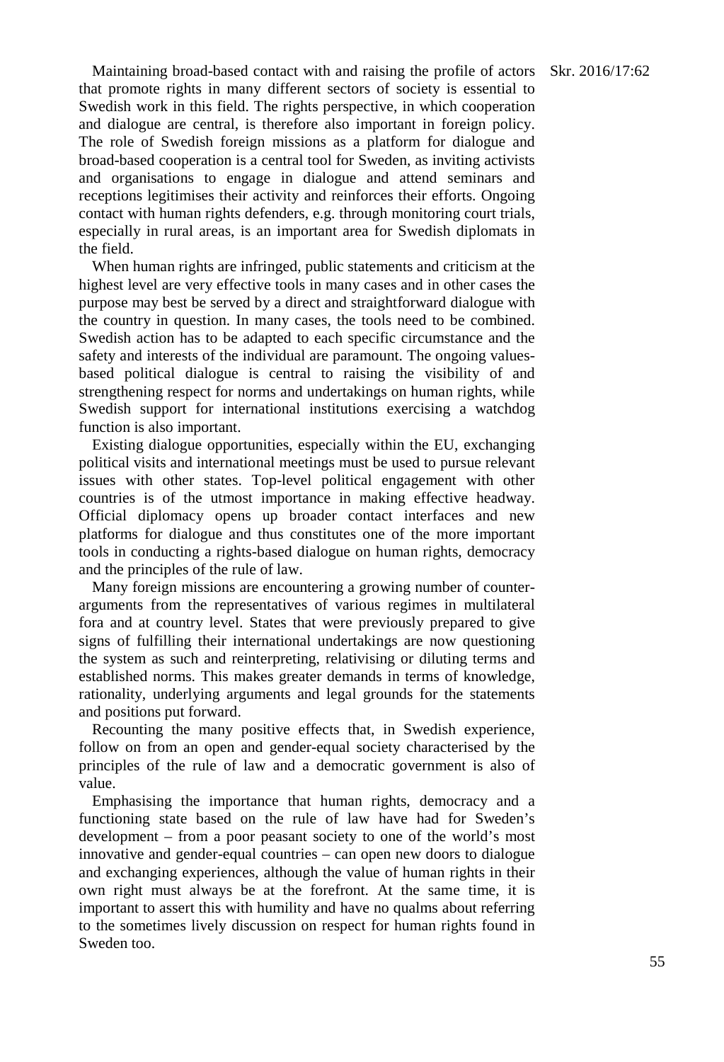Maintaining broad-based contact with and raising the profile of actors that promote rights in many different sectors of society is essential to Swedish work in this field. The rights perspective, in which cooperation and dialogue are central, is therefore also important in foreign policy. The role of Swedish foreign missions as a platform for dialogue and broad-based cooperation is a central tool for Sweden, as inviting activists and organisations to engage in dialogue and attend seminars and receptions legitimises their activity and reinforces their efforts. Ongoing contact with human rights defenders, e.g. through monitoring court trials, especially in rural areas, is an important area for Swedish diplomats in the field.

When human rights are infringed, public statements and criticism at the highest level are very effective tools in many cases and in other cases the purpose may best be served by a direct and straightforward dialogue with the country in question. In many cases, the tools need to be combined. Swedish action has to be adapted to each specific circumstance and the safety and interests of the individual are paramount. The ongoing values-based political dialogue is central to raising the visibility of and strengthening respect for norms and undertakings on human rights, while Swedish support for international institutions exercising a watchdog function is also important.

Existing dialogue opportunities, especially within the EU, exchanging political visits and international meetings must be used to pursue relevant issues with other states. Top-level political engagement with other countries is of the utmost importance in making effective headway. Official diplomacy opens up broader contact interfaces and new platforms for dialogue and thus constitutes one of the more important tools in conducting a rights-based dialogue on human rights, democracy and the principles of the rule of law.

Many foreign missions are encountering a growing number of counter-arguments from the representatives of various regimes in multilateral fora and at country level. States that were previously prepared to give signs of fulfilling their international undertakings are now questioning the system as such and reinterpreting, relativising or diluting terms and established norms. This makes greater demands in terms of knowledge, rationality, underlying arguments and legal grounds for the statements and positions put forward.

Recounting the many positive effects that, in Swedish experience, follow on from an open and gender-equal society characterised by the principles of the rule of law and a democratic government is also of value.

Emphasising the importance that human rights, democracy and a functioning state based on the rule of law have had for Sweden's development – from a poor peasant society to one of the world's most innovative and gender-equal countries – can open new doors to dialogue and exchanging experiences, although the value of human rights in their own right must always be at the forefront. At the same time, it is important to assert this with humility and have no qualms about referring to the sometimes lively discussion on respect for human rights found in Sweden too.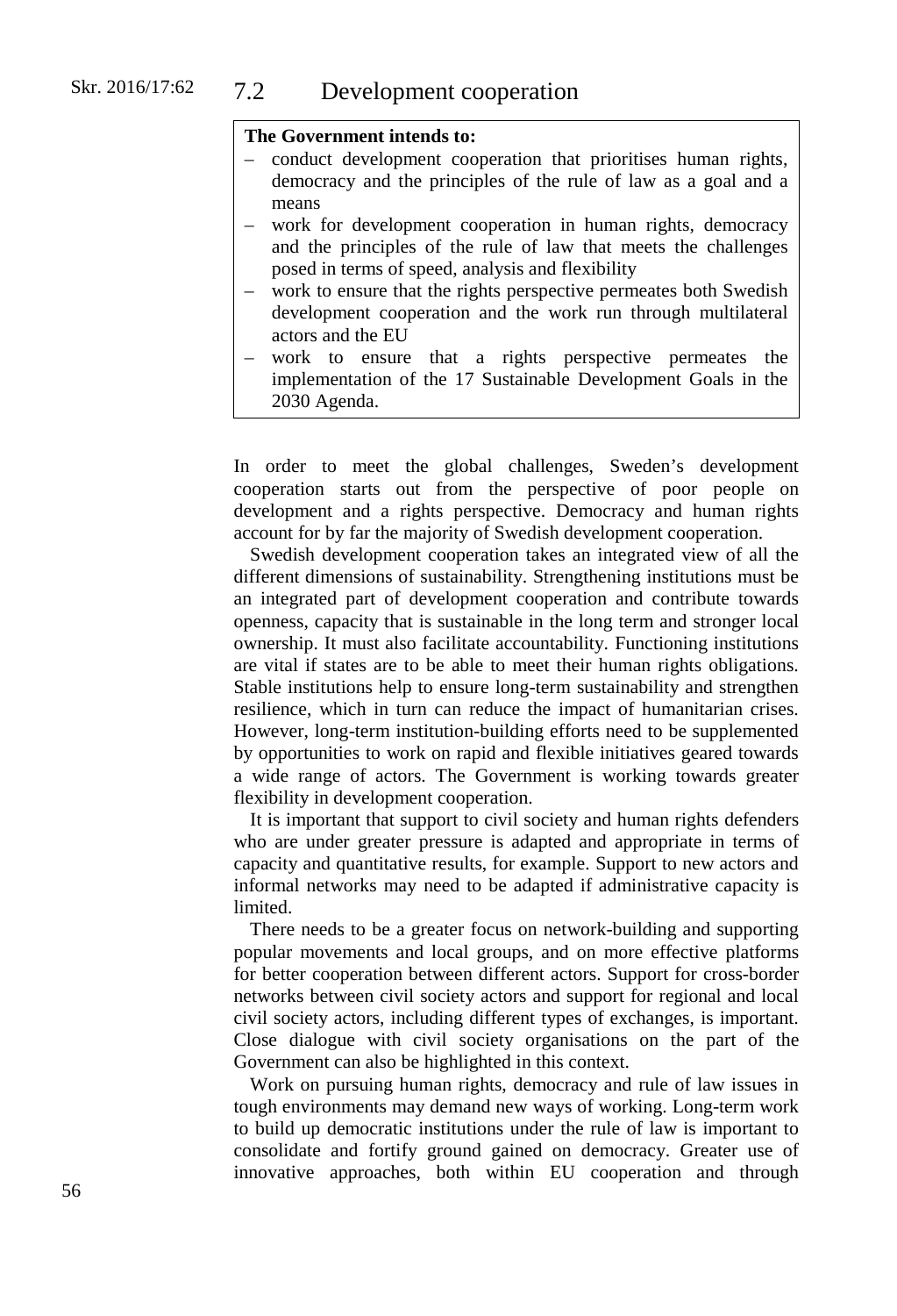## 7.2 Development cooperation

**The Government intends to:**

- conduct development cooperation that prioritises human rights, democracy and the principles of the rule of law as a goal and a means
- work for development cooperation in human rights, democracy and the principles of the rule of law that meets the challenges posed in terms of speed, analysis and flexibility
- work to ensure that the rights perspective permeates both Swedish development cooperation and the work run through multilateral actors and the EU
- work to ensure that a rights perspective permeates the implementation of the 17 Sustainable Development Goals in the 2030 Agenda.

In order to meet the global challenges, Sweden's development cooperation starts out from the perspective of poor people on development and a rights perspective. Democracy and human rights account for by far the majority of Swedish development cooperation.

Swedish development cooperation takes an integrated view of all the different dimensions of sustainability. Strengthening institutions must be an integrated part of development cooperation and contribute towards openness, capacity that is sustainable in the long term and stronger local ownership. It must also facilitate accountability. Functioning institutions are vital if states are to be able to meet their human rights obligations. Stable institutions help to ensure long-term sustainability and strengthen resilience, which in turn can reduce the impact of humanitarian crises. However, long-term institution-building efforts need to be supplemented by opportunities to work on rapid and flexible initiatives geared towards a wide range of actors. The Government is working towards greater flexibility in development cooperation.

It is important that support to civil society and human rights defenders who are under greater pressure is adapted and appropriate in terms of capacity and quantitative results, for example. Support to new actors and informal networks may need to be adapted if administrative capacity is limited.

There needs to be a greater focus on network-building and supporting popular movements and local groups, and on more effective platforms for better cooperation between different actors. Support for cross-border networks between civil society actors and support for regional and local civil society actors, including different types of exchanges, is important. Close dialogue with civil society organisations on the part of the Government can also be highlighted in this context.

Work on pursuing human rights, democracy and rule of law issues in tough environments may demand new ways of working. Long-term work to build up democratic institutions under the rule of law is important to consolidate and fortify ground gained on democracy. Greater use of innovative approaches, both within EU cooperation and through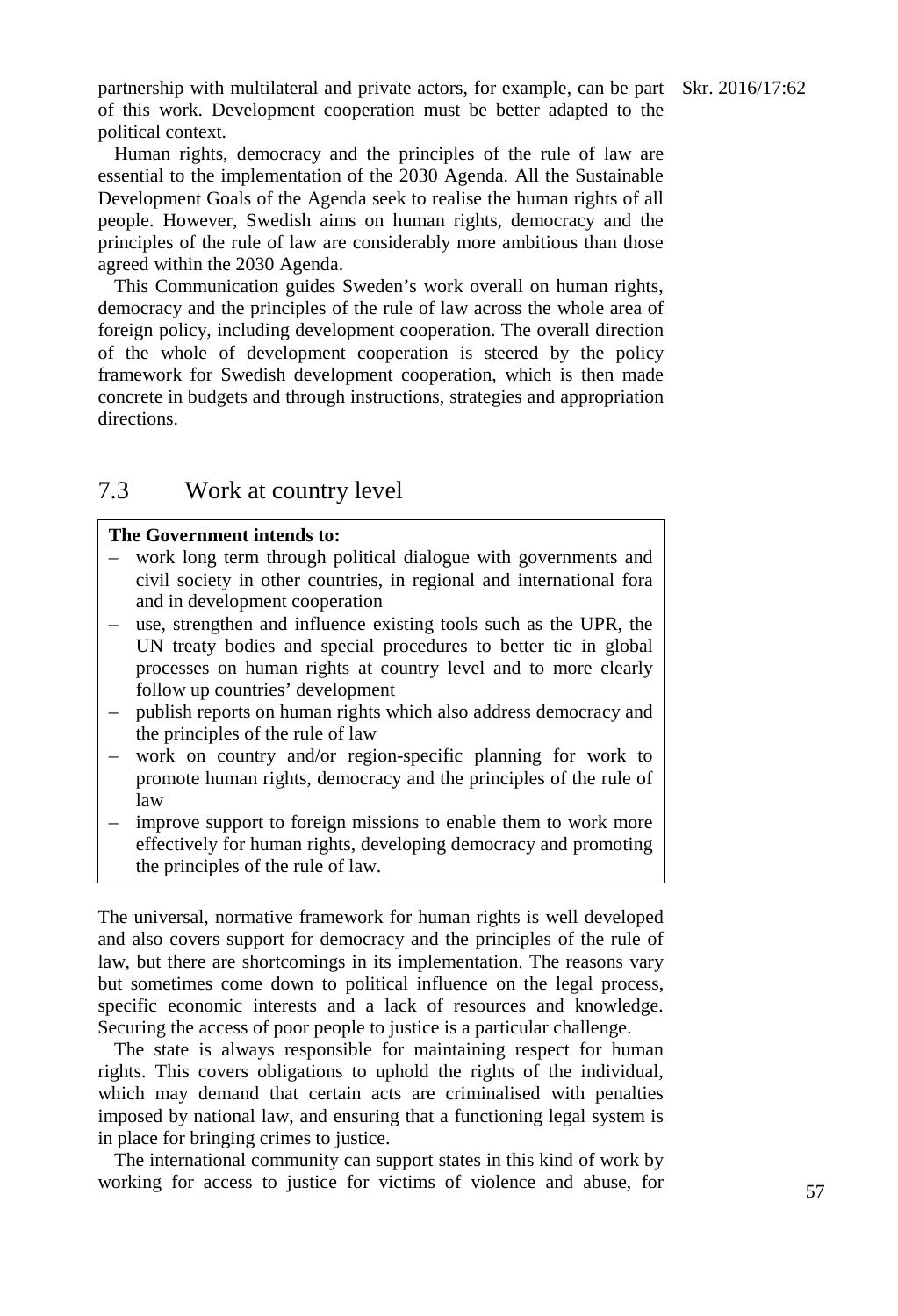partnership with multilateral and private actors, for example, can be part of this work. Development cooperation must be better adapted to the political context.

Human rights, democracy and the principles of the rule of law are essential to the implementation of the 2030 Agenda. All the Sustainable Development Goals of the Agenda seek to realise the human rights of all people. However, Swedish aims on human rights, democracy and the principles of the rule of law are considerably more ambitious than those agreed within the 2030 Agenda.

This Communication guides Sweden's work overall on human rights, democracy and the principles of the rule of law across the whole area of foreign policy, including development cooperation. The overall direction of the whole of development cooperation is steered by the policy framework for Swedish development cooperation, which is then made concrete in budgets and through instructions, strategies and appropriation directions.

## 7.3 Work at country level

**The Government intends to:**

- work long term through political dialogue with governments and civil society in other countries, in regional and international fora and in development cooperation
- use, strengthen and influence existing tools such as the UPR, the UN treaty bodies and special procedures to better tie in global processes on human rights at country level and to more clearly follow up countries' development
- publish reports on human rights which also address democracy and the principles of the rule of law
- work on country and/or region-specific planning for work to promote human rights, democracy and the principles of the rule of law
- improve support to foreign missions to enable them to work more effectively for human rights, developing democracy and promoting the principles of the rule of law.

The universal, normative framework for human rights is well developed and also covers support for democracy and the principles of the rule of law, but there are shortcomings in its implementation. The reasons vary but sometimes come down to political influence on the legal process, specific economic interests and a lack of resources and knowledge. Securing the access of poor people to justice is a particular challenge.

The state is always responsible for maintaining respect for human rights. This covers obligations to uphold the rights of the individual, which may demand that certain acts are criminalised with penalties imposed by national law, and ensuring that a functioning legal system is in place for bringing crimes to justice.

The international community can support states in this kind of work by working for access to justice for victims of violence and abuse, for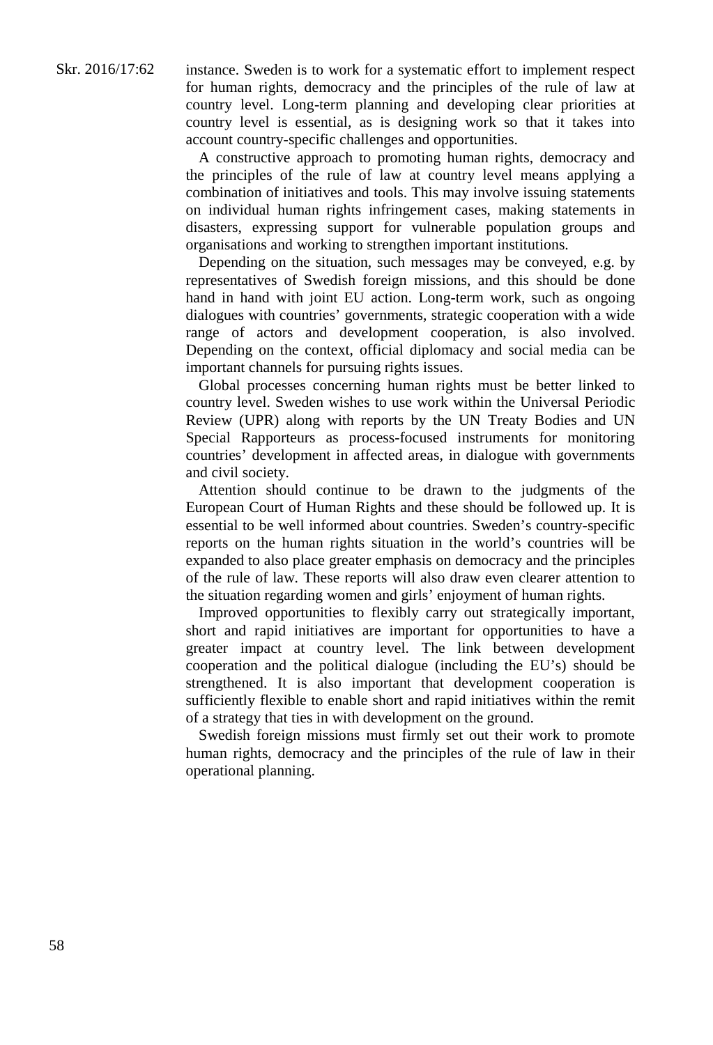instance. Sweden is to work for a systematic effort to implement respect for human rights, democracy and the principles of the rule of law at country level. Long-term planning and developing clear priorities at country level is essential, as is designing work so that it takes into account country-specific challenges and opportunities.

A constructive approach to promoting human rights, democracy and the principles of the rule of law at country level means applying a combination of initiatives and tools. This may involve issuing statements on individual human rights infringement cases, making statements in disasters, expressing support for vulnerable population groups and organisations and working to strengthen important institutions.

Depending on the situation, such messages may be conveyed, e.g. by representatives of Swedish foreign missions, and this should be done hand in hand with joint EU action. Long-term work, such as ongoing dialogues with countries' governments, strategic cooperation with a wide range of actors and development cooperation, is also involved. Depending on the context, official diplomacy and social media can be important channels for pursuing rights issues.

Global processes concerning human rights must be better linked to country level. Sweden wishes to use work within the Universal Periodic Review (UPR) along with reports by the UN Treaty Bodies and UN Special Rapporteurs as process-focused instruments for monitoring countries' development in affected areas, in dialogue with governments and civil society.

Attention should continue to be drawn to the judgments of the European Court of Human Rights and these should be followed up. It is essential to be well informed about countries. Sweden's country-specific reports on the human rights situation in the world's countries will be expanded to also place greater emphasis on democracy and the principles of the rule of law. These reports will also draw even clearer attention to the situation regarding women and girls' enjoyment of human rights.

Improved opportunities to flexibly carry out strategically important, short and rapid initiatives are important for opportunities to have a greater impact at country level. The link between development cooperation and the political dialogue (including the EU's) should be strengthened. It is also important that development cooperation is sufficiently flexible to enable short and rapid initiatives within the remit of a strategy that ties in with development on the ground.

Swedish foreign missions must firmly set out their work to promote human rights, democracy and the principles of the rule of law in their operational planning.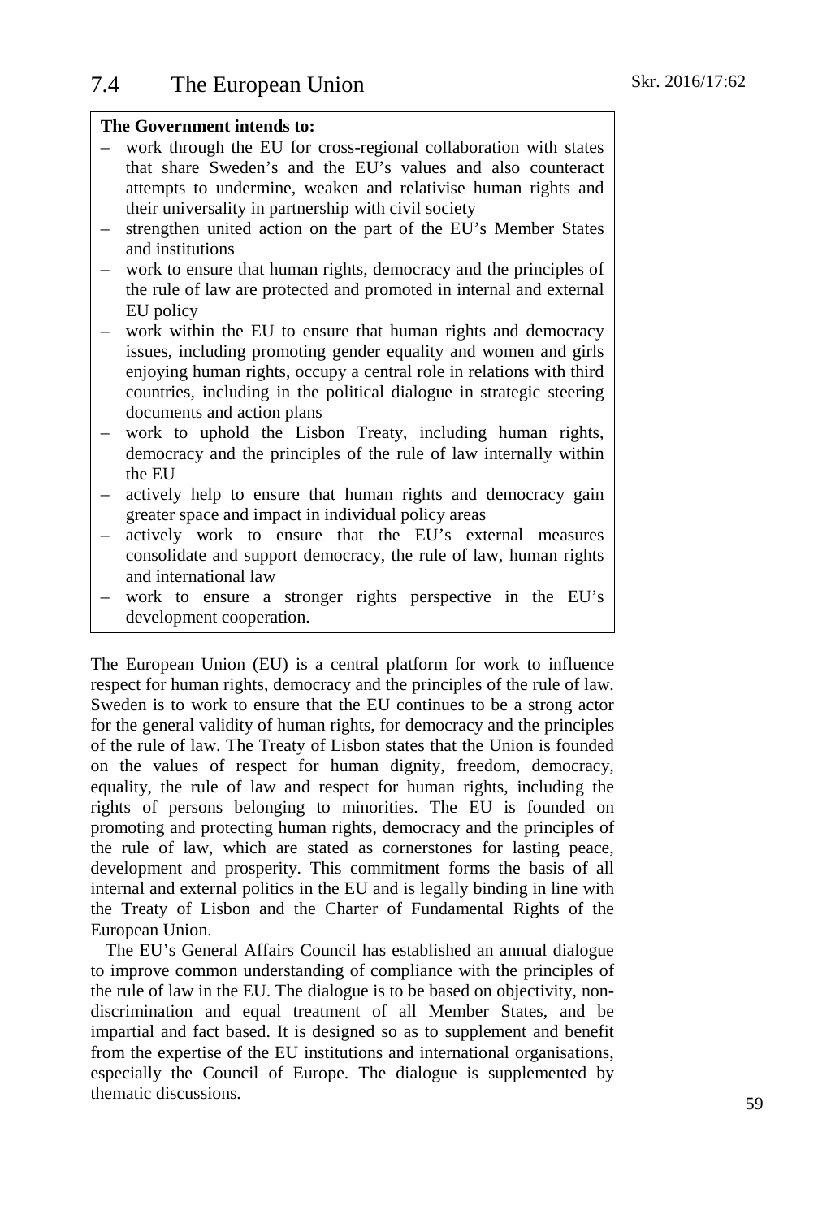## 7.4 The European Union

**The Government intends to:**

- work through the EU for cross-regional collaboration with states that share Sweden's and the EU's values and also counteract attempts to undermine, weaken and relativise human rights and their universality in partnership with civil society
- strengthen united action on the part of the EU's Member States and institutions
- work to ensure that human rights, democracy and the principles of the rule of law are protected and promoted in internal and external EU policy
- work within the EU to ensure that human rights and democracy issues, including promoting gender equality and women and girls enjoying human rights, occupy a central role in relations with third countries, including in the political dialogue in strategic steering documents and action plans
- work to uphold the Lisbon Treaty, including human rights, democracy and the principles of the rule of law internally within the EU
- actively help to ensure that human rights and democracy gain greater space and impact in individual policy areas
- actively work to ensure that the EU's external measures consolidate and support democracy, the rule of law, human rights and international law
- work to ensure a stronger rights perspective in the EU's development cooperation.

The European Union (EU) is a central platform for work to influence respect for human rights, democracy and the principles of the rule of law. Sweden is to work to ensure that the EU continues to be a strong actor for the general validity of human rights, for democracy and the principles of the rule of law. The Treaty of Lisbon states that the Union is founded on the values of respect for human dignity, freedom, democracy, equality, the rule of law and respect for human rights, including the rights of persons belonging to minorities. The EU is founded on promoting and protecting human rights, democracy and the principles of the rule of law, which are stated as cornerstones for lasting peace, development and prosperity. This commitment forms the basis of all internal and external politics in the EU and is legally binding in line with the Treaty of Lisbon and the Charter of Fundamental Rights of the European Union.

The EU's General Affairs Council has established an annual dialogue to improve common understanding of compliance with the principles of the rule of law in the EU. The dialogue is to be based on objectivity, non-discrimination and equal treatment of all Member States, and be impartial and fact based. It is designed so as to supplement and benefit from the expertise of the EU institutions and international organisations, especially the Council of Europe. The dialogue is supplemented by thematic discussions.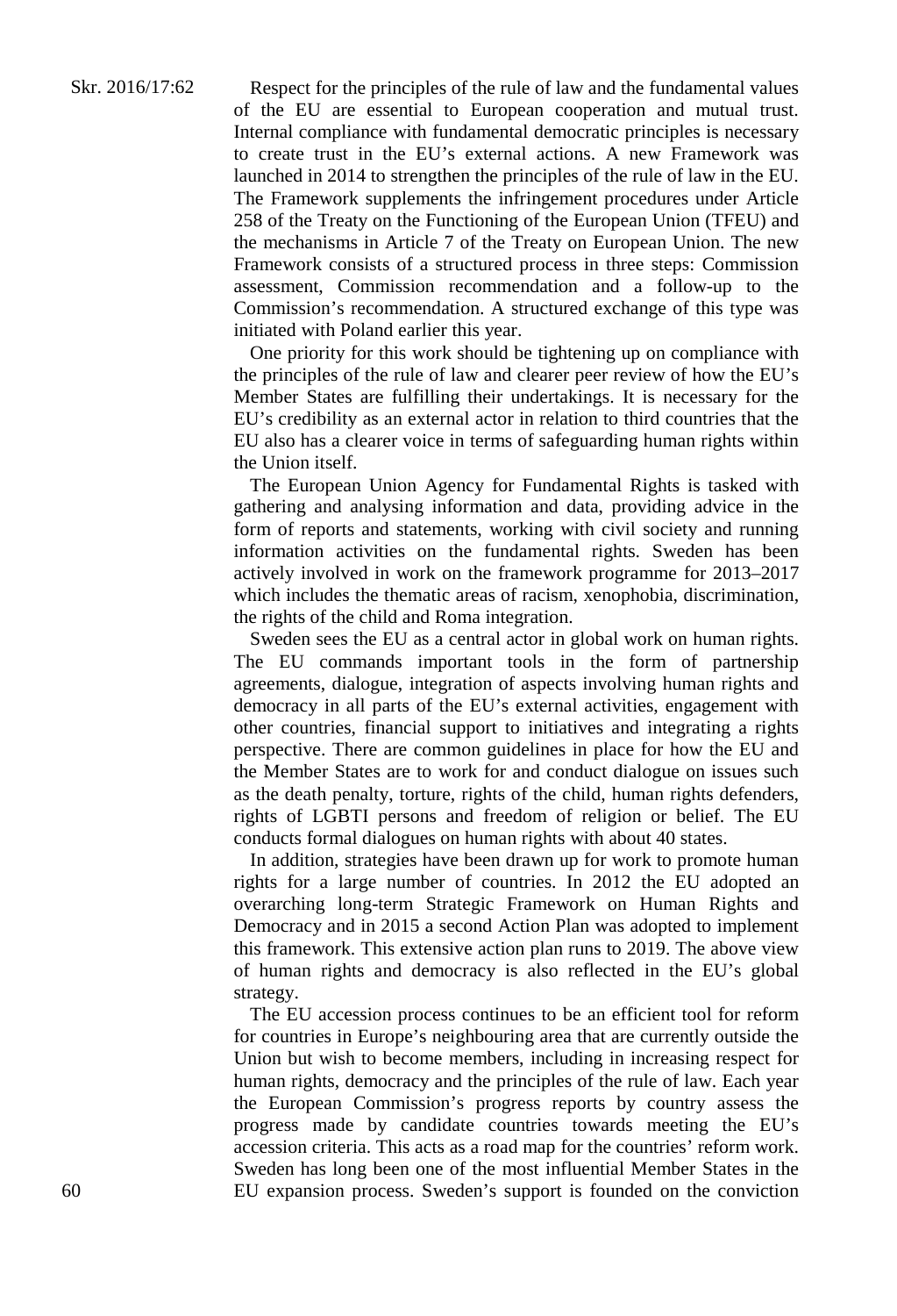Respect for the principles of the rule of law and the fundamental values of the EU are essential to European cooperation and mutual trust. Internal compliance with fundamental democratic principles is necessary to create trust in the EU's external actions. A new Framework was launched in 2014 to strengthen the principles of the rule of law in the EU. The Framework supplements the infringement procedures under Article 258 of the Treaty on the Functioning of the European Union (TFEU) and the mechanisms in Article 7 of the Treaty on European Union. The new Framework consists of a structured process in three steps: Commission assessment, Commission recommendation and a follow-up to the Commission's recommendation. A structured exchange of this type was initiated with Poland earlier this year.

One priority for this work should be tightening up on compliance with the principles of the rule of law and clearer peer review of how the EU's Member States are fulfilling their undertakings. It is necessary for the EU's credibility as an external actor in relation to third countries that the EU also has a clearer voice in terms of safeguarding human rights within the Union itself.

The European Union Agency for Fundamental Rights is tasked with gathering and analysing information and data, providing advice in the form of reports and statements, working with civil society and running information activities on the fundamental rights. Sweden has been actively involved in work on the framework programme for 2013–2017 which includes the thematic areas of racism, xenophobia, discrimination, the rights of the child and Roma integration.

Sweden sees the EU as a central actor in global work on human rights. The EU commands important tools in the form of partnership agreements, dialogue, integration of aspects involving human rights and democracy in all parts of the EU's external activities, engagement with other countries, financial support to initiatives and integrating a rights perspective. There are common guidelines in place for how the EU and the Member States are to work for and conduct dialogue on issues such as the death penalty, torture, rights of the child, human rights defenders, rights of LGBTI persons and freedom of religion or belief. The EU conducts formal dialogues on human rights with about 40 states.

In addition, strategies have been drawn up for work to promote human rights for a large number of countries. In 2012 the EU adopted an overarching long-term Strategic Framework on Human Rights and Democracy and in 2015 a second Action Plan was adopted to implement this framework. This extensive action plan runs to 2019. The above view of human rights and democracy is also reflected in the EU's global strategy.

The EU accession process continues to be an efficient tool for reform for countries in Europe's neighbouring area that are currently outside the Union but wish to become members, including in increasing respect for human rights, democracy and the principles of the rule of law. Each year the European Commission's progress reports by country assess the progress made by candidate countries towards meeting the EU's accession criteria. This acts as a road map for the countries' reform work. Sweden has long been one of the most influential Member States in the EU expansion process. Sweden's support is founded on the conviction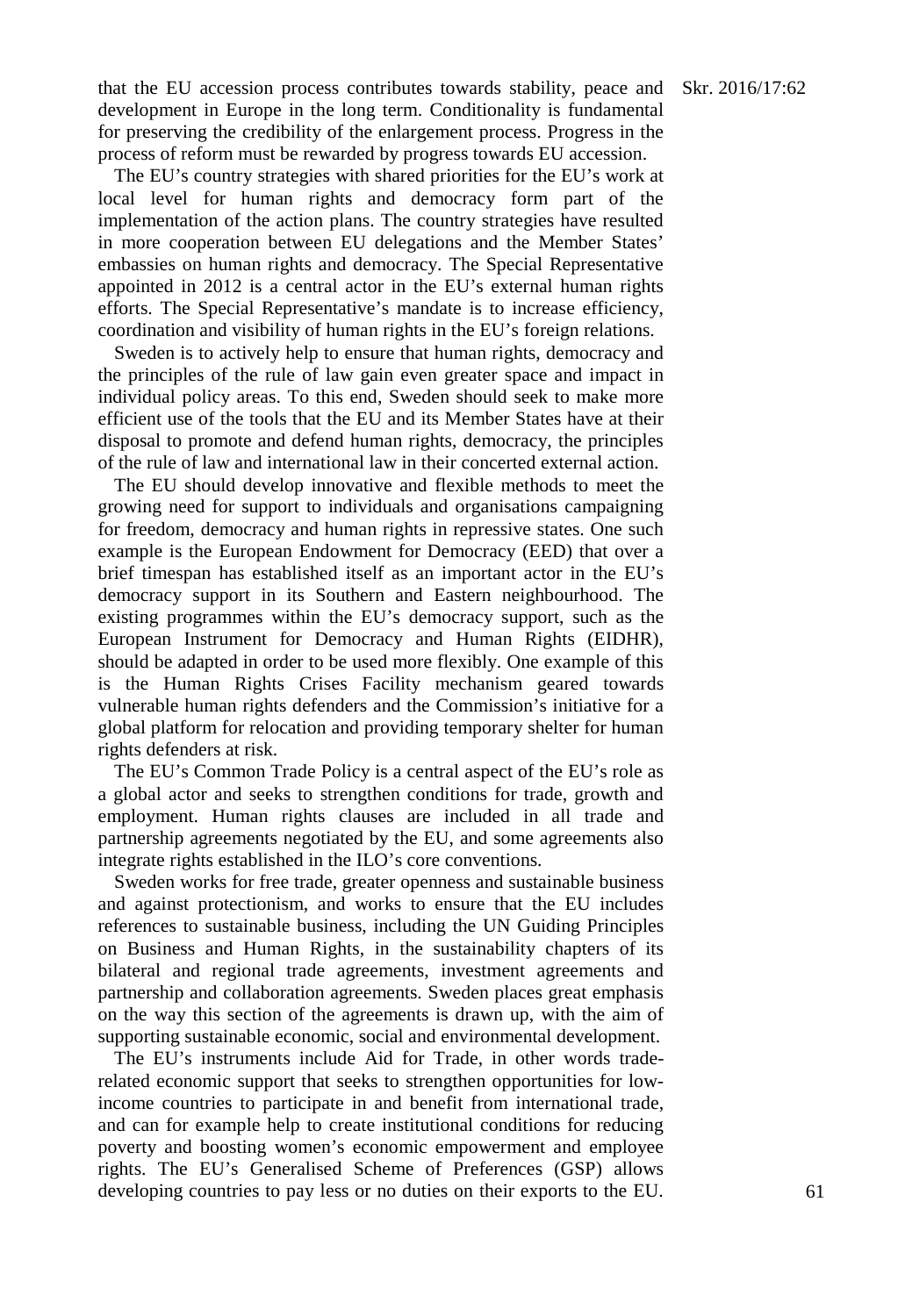that the EU accession process contributes towards stability, peace and development in Europe in the long term. Conditionality is fundamental for preserving the credibility of the enlargement process. Progress in the process of reform must be rewarded by progress towards EU accession.

The EU's country strategies with shared priorities for the EU's work at local level for human rights and democracy form part of the implementation of the action plans. The country strategies have resulted in more cooperation between EU delegations and the Member States' embassies on human rights and democracy. The Special Representative appointed in 2012 is a central actor in the EU's external human rights efforts. The Special Representative's mandate is to increase efficiency, coordination and visibility of human rights in the EU's foreign relations.

Sweden is to actively help to ensure that human rights, democracy and the principles of the rule of law gain even greater space and impact in individual policy areas. To this end, Sweden should seek to make more efficient use of the tools that the EU and its Member States have at their disposal to promote and defend human rights, democracy, the principles of the rule of law and international law in their concerted external action.

The EU should develop innovative and flexible methods to meet the growing need for support to individuals and organisations campaigning for freedom, democracy and human rights in repressive states. One such example is the European Endowment for Democracy (EED) that over a brief timespan has established itself as an important actor in the EU's democracy support in its Southern and Eastern neighbourhood. The existing programmes within the EU's democracy support, such as the European Instrument for Democracy and Human Rights (EIDHR), should be adapted in order to be used more flexibly. One example of this is the Human Rights Crises Facility mechanism geared towards vulnerable human rights defenders and the Commission's initiative for a global platform for relocation and providing temporary shelter for human rights defenders at risk.

The EU's Common Trade Policy is a central aspect of the EU's role as a global actor and seeks to strengthen conditions for trade, growth and employment. Human rights clauses are included in all trade and partnership agreements negotiated by the EU, and some agreements also integrate rights established in the ILO's core conventions.

Sweden works for free trade, greater openness and sustainable business and against protectionism, and works to ensure that the EU includes references to sustainable business, including the UN Guiding Principles on Business and Human Rights, in the sustainability chapters of its bilateral and regional trade agreements, investment agreements and partnership and collaboration agreements. Sweden places great emphasis on the way this section of the agreements is drawn up, with the aim of supporting sustainable economic, social and environmental development.

The EU's instruments include Aid for Trade, in other words trade-related economic support that seeks to strengthen opportunities for low-income countries to participate in and benefit from international trade, and can for example help to create institutional conditions for reducing poverty and boosting women's economic empowerment and employee rights. The EU's Generalised Scheme of Preferences (GSP) allows developing countries to pay less or no duties on their exports to the EU.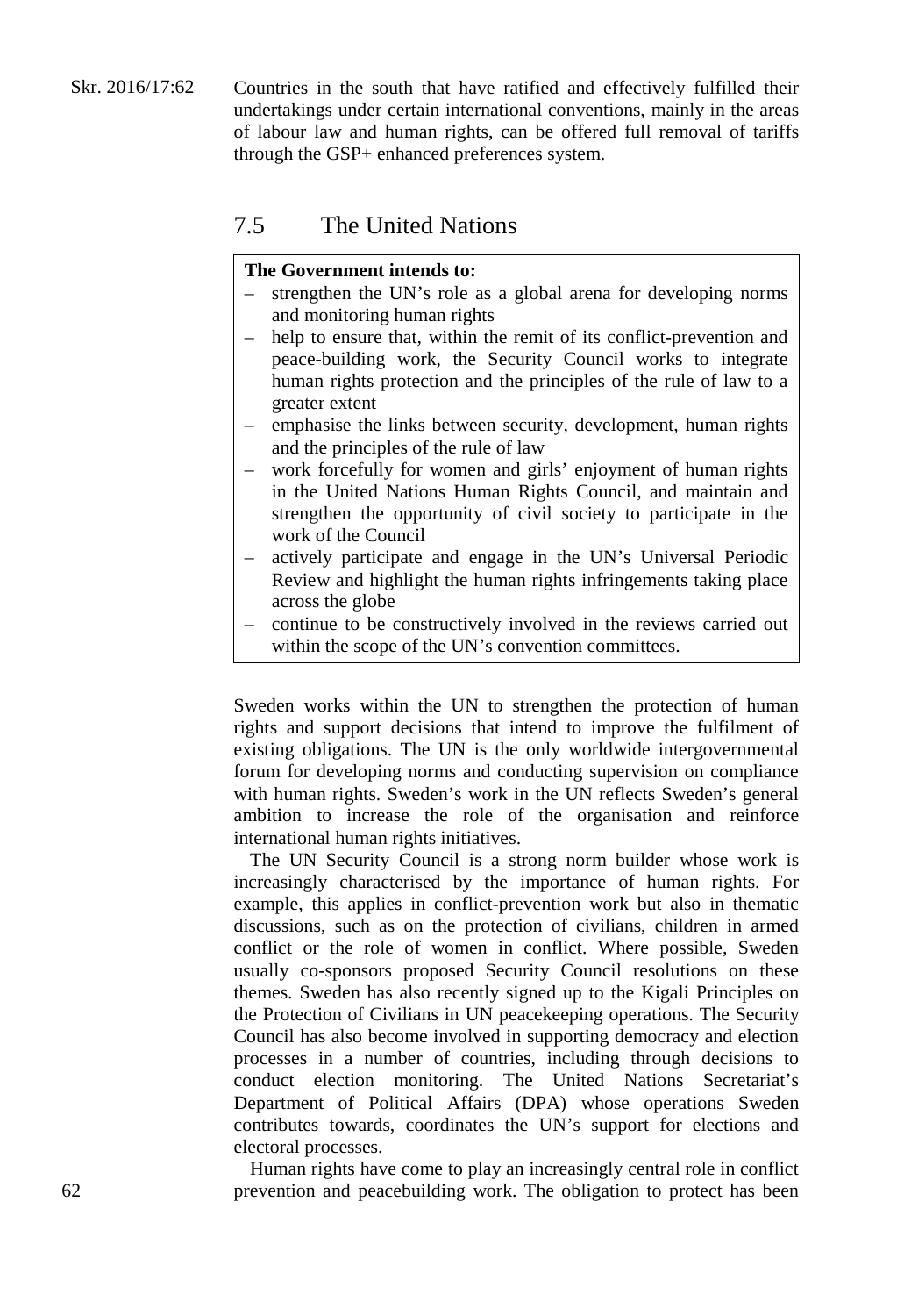Countries in the south that have ratified and effectively fulfilled their undertakings under certain international conventions, mainly in the areas of labour law and human rights, can be offered full removal of tariffs through the GSP+ enhanced preferences system.

## 7.5 The United Nations

**The Government intends to:**

- strengthen the UN's role as a global arena for developing norms and monitoring human rights
- help to ensure that, within the remit of its conflict-prevention and peace-building work, the Security Council works to integrate human rights protection and the principles of the rule of law to a greater extent
- emphasise the links between security, development, human rights and the principles of the rule of law
- work forcefully for women and girls' enjoyment of human rights in the United Nations Human Rights Council, and maintain and strengthen the opportunity of civil society to participate in the work of the Council
- actively participate and engage in the UN's Universal Periodic Review and highlight the human rights infringements taking place across the globe
- continue to be constructively involved in the reviews carried out within the scope of the UN's convention committees.

Sweden works within the UN to strengthen the protection of human rights and support decisions that intend to improve the fulfilment of existing obligations. The UN is the only worldwide intergovernmental forum for developing norms and conducting supervision on compliance with human rights. Sweden's work in the UN reflects Sweden's general ambition to increase the role of the organisation and reinforce international human rights initiatives.

The UN Security Council is a strong norm builder whose work is increasingly characterised by the importance of human rights. For example, this applies in conflict-prevention work but also in thematic discussions, such as on the protection of civilians, children in armed conflict or the role of women in conflict. Where possible, Sweden usually co-sponsors proposed Security Council resolutions on these themes. Sweden has also recently signed up to the Kigali Principles on the Protection of Civilians in UN peacekeeping operations. The Security Council has also become involved in supporting democracy and election processes in a number of countries, including through decisions to conduct election monitoring. The United Nations Secretariat's Department of Political Affairs (DPA) whose operations Sweden contributes towards, coordinates the UN's support for elections and electoral processes.

Human rights have come to play an increasingly central role in conflict prevention and peacebuilding work. The obligation to protect has been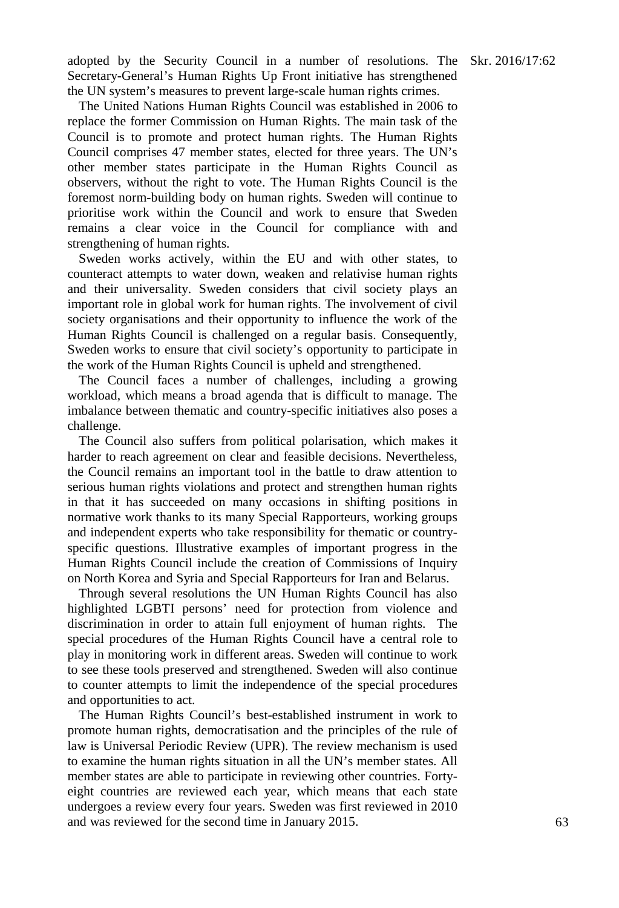adopted by the Security Council in a number of resolutions. The Secretary-General's Human Rights Up Front initiative has strengthened the UN system's measures to prevent large-scale human rights crimes.

The United Nations Human Rights Council was established in 2006 to replace the former Commission on Human Rights. The main task of the Council is to promote and protect human rights. The Human Rights Council comprises 47 member states, elected for three years. The UN's other member states participate in the Human Rights Council as observers, without the right to vote. The Human Rights Council is the foremost norm-building body on human rights. Sweden will continue to prioritise work within the Council and work to ensure that Sweden remains a clear voice in the Council for compliance with and strengthening of human rights.

Sweden works actively, within the EU and with other states, to counteract attempts to water down, weaken and relativise human rights and their universality. Sweden considers that civil society plays an important role in global work for human rights. The involvement of civil society organisations and their opportunity to influence the work of the Human Rights Council is challenged on a regular basis. Consequently, Sweden works to ensure that civil society's opportunity to participate in the work of the Human Rights Council is upheld and strengthened.

The Council faces a number of challenges, including a growing workload, which means a broad agenda that is difficult to manage. The imbalance between thematic and country-specific initiatives also poses a challenge.

The Council also suffers from political polarisation, which makes it harder to reach agreement on clear and feasible decisions. Nevertheless, the Council remains an important tool in the battle to draw attention to serious human rights violations and protect and strengthen human rights in that it has succeeded on many occasions in shifting positions in normative work thanks to its many Special Rapporteurs, working groups and independent experts who take responsibility for thematic or country-specific questions. Illustrative examples of important progress in the Human Rights Council include the creation of Commissions of Inquiry on North Korea and Syria and Special Rapporteurs for Iran and Belarus.

Through several resolutions the UN Human Rights Council has also highlighted LGBTI persons' need for protection from violence and discrimination in order to attain full enjoyment of human rights. The special procedures of the Human Rights Council have a central role to play in monitoring work in different areas. Sweden will continue to work to see these tools preserved and strengthened. Sweden will also continue to counter attempts to limit the independence of the special procedures and opportunities to act.

The Human Rights Council's best-established instrument in work to promote human rights, democratisation and the principles of the rule of law is Universal Periodic Review (UPR). The review mechanism is used to examine the human rights situation in all the UN's member states. All member states are able to participate in reviewing other countries. Forty-eight countries are reviewed each year, which means that each state undergoes a review every four years. Sweden was first reviewed in 2010 and was reviewed for the second time in January 2015.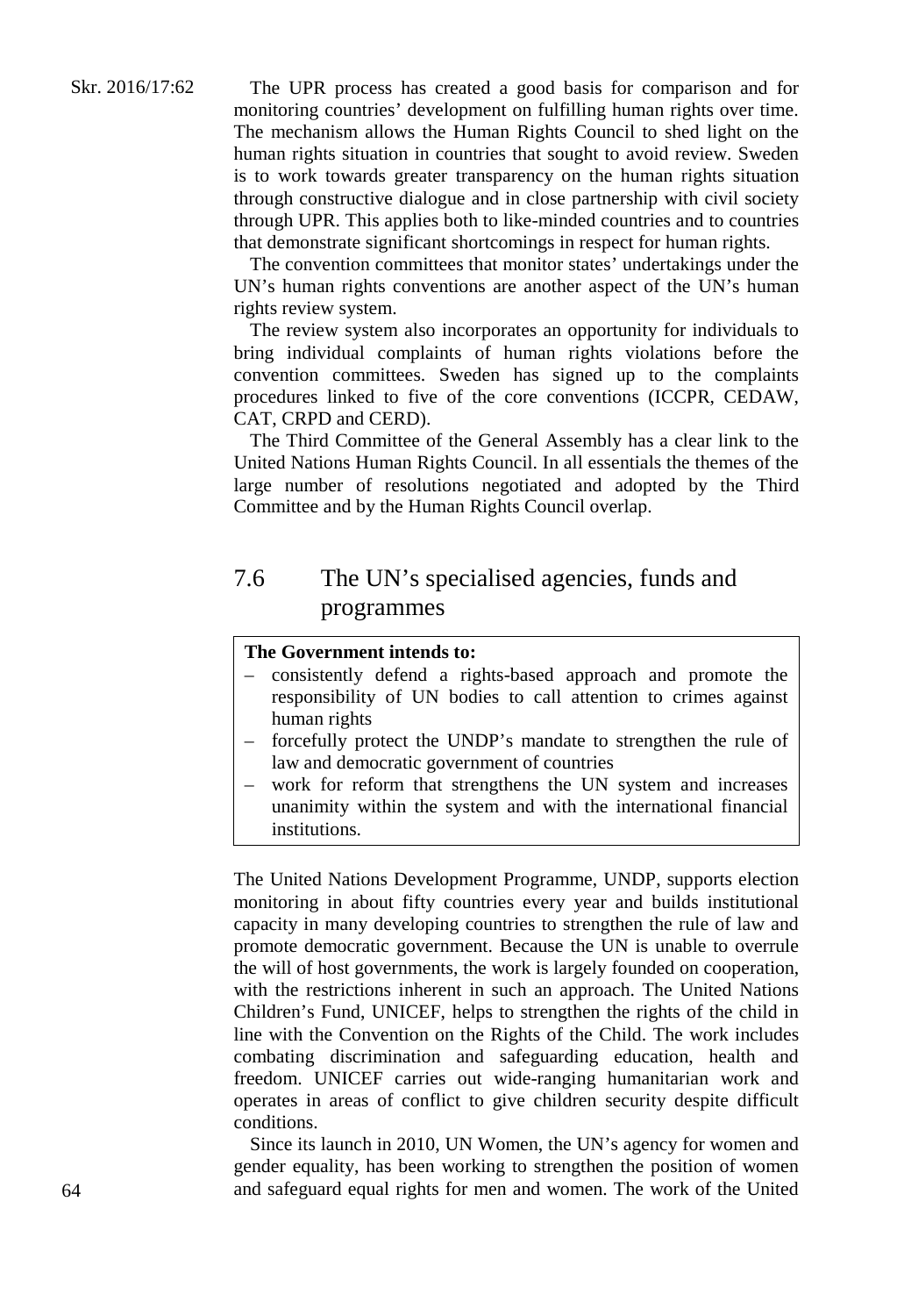The UPR process has created a good basis for comparison and for monitoring countries' development on fulfilling human rights over time. The mechanism allows the Human Rights Council to shed light on the human rights situation in countries that sought to avoid review. Sweden is to work towards greater transparency on the human rights situation through constructive dialogue and in close partnership with civil society through UPR. This applies both to like-minded countries and to countries that demonstrate significant shortcomings in respect for human rights.

The convention committees that monitor states' undertakings under the UN's human rights conventions are another aspect of the UN's human rights review system.

The review system also incorporates an opportunity for individuals to bring individual complaints of human rights violations before the convention committees. Sweden has signed up to the complaints procedures linked to five of the core conventions (ICCPR, CEDAW, CAT, CRPD and CERD).

The Third Committee of the General Assembly has a clear link to the United Nations Human Rights Council. In all essentials the themes of the large number of resolutions negotiated and adopted by the Third Committee and by the Human Rights Council overlap.

## 7.6 The UN's specialised agencies, funds and programmes

**The Government intends to:**

- consistently defend a rights-based approach and promote the responsibility of UN bodies to call attention to crimes against human rights
- forcefully protect the UNDP's mandate to strengthen the rule of law and democratic government of countries
- work for reform that strengthens the UN system and increases unanimity within the system and with the international financial institutions.

The United Nations Development Programme, UNDP, supports election monitoring in about fifty countries every year and builds institutional capacity in many developing countries to strengthen the rule of law and promote democratic government. Because the UN is unable to overrule the will of host governments, the work is largely founded on cooperation, with the restrictions inherent in such an approach. The United Nations Children's Fund, UNICEF, helps to strengthen the rights of the child in line with the Convention on the Rights of the Child. The work includes combating discrimination and safeguarding education, health and freedom. UNICEF carries out wide-ranging humanitarian work and operates in areas of conflict to give children security despite difficult conditions.

Since its launch in 2010, UN Women, the UN's agency for women and gender equality, has been working to strengthen the position of women and safeguard equal rights for men and women. The work of the United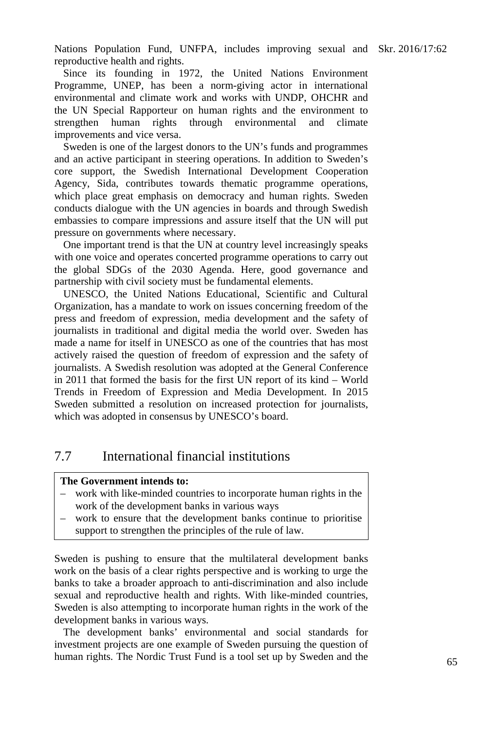Nations Population Fund, UNFPA, includes improving sexual and reproductive health and rights.

Since its founding in 1972, the United Nations Environment Programme, UNEP, has been a norm-giving actor in international environmental and climate work and works with UNDP, OHCHR and the UN Special Rapporteur on human rights and the environment to strengthen human rights through environmental and climate improvements and vice versa.

Sweden is one of the largest donors to the UN's funds and programmes and an active participant in steering operations. In addition to Sweden's core support, the Swedish International Development Cooperation Agency, Sida, contributes towards thematic programme operations, which place great emphasis on democracy and human rights. Sweden conducts dialogue with the UN agencies in boards and through Swedish embassies to compare impressions and assure itself that the UN will put pressure on governments where necessary.

One important trend is that the UN at country level increasingly speaks with one voice and operates concerted programme operations to carry out the global SDGs of the 2030 Agenda. Here, good governance and partnership with civil society must be fundamental elements.

UNESCO, the United Nations Educational, Scientific and Cultural Organization, has a mandate to work on issues concerning freedom of the press and freedom of expression, media development and the safety of journalists in traditional and digital media the world over. Sweden has made a name for itself in UNESCO as one of the countries that has most actively raised the question of freedom of expression and the safety of journalists. A Swedish resolution was adopted at the General Conference in 2011 that formed the basis for the first UN report of its kind – World Trends in Freedom of Expression and Media Development. In 2015 Sweden submitted a resolution on increased protection for journalists, which was adopted in consensus by UNESCO's board.

## 7.7 International financial institutions

**The Government intends to:**

- work with like-minded countries to incorporate human rights in the work of the development banks in various ways
- work to ensure that the development banks continue to prioritise support to strengthen the principles of the rule of law.

Sweden is pushing to ensure that the multilateral development banks work on the basis of a clear rights perspective and is working to urge the banks to take a broader approach to anti-discrimination and also include sexual and reproductive health and rights. With like-minded countries, Sweden is also attempting to incorporate human rights in the work of the development banks in various ways.

The development banks' environmental and social standards for investment projects are one example of Sweden pursuing the question of human rights. The Nordic Trust Fund is a tool set up by Sweden and the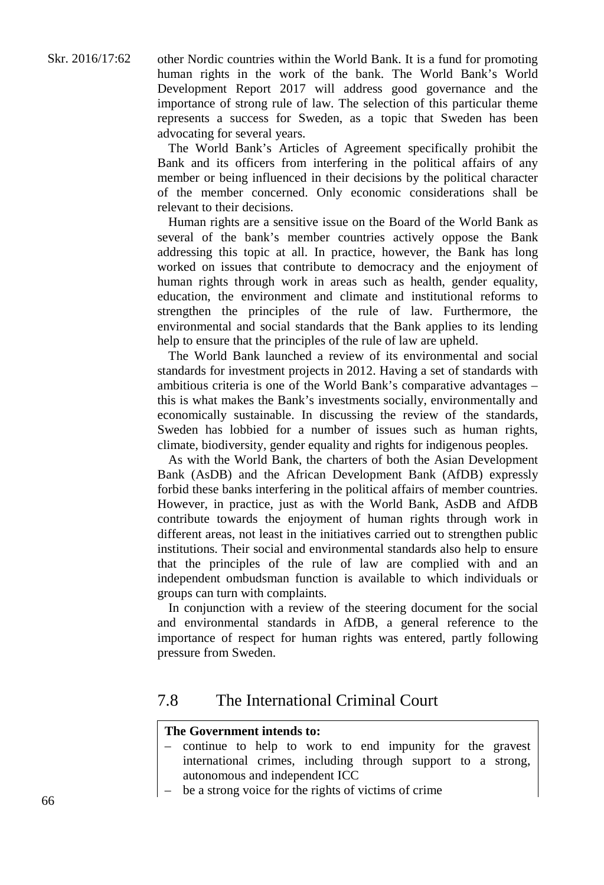other Nordic countries within the World Bank. It is a fund for promoting human rights in the work of the bank. The World Bank's World Development Report 2017 will address good governance and the importance of strong rule of law. The selection of this particular theme represents a success for Sweden, as a topic that Sweden has been advocating for several years.

The World Bank's Articles of Agreement specifically prohibit the Bank and its officers from interfering in the political affairs of any member or being influenced in their decisions by the political character of the member concerned. Only economic considerations shall be relevant to their decisions.

Human rights are a sensitive issue on the Board of the World Bank as several of the bank's member countries actively oppose the Bank addressing this topic at all. In practice, however, the Bank has long worked on issues that contribute to democracy and the enjoyment of human rights through work in areas such as health, gender equality, education, the environment and climate and institutional reforms to strengthen the principles of the rule of law. Furthermore, the environmental and social standards that the Bank applies to its lending help to ensure that the principles of the rule of law are upheld.

The World Bank launched a review of its environmental and social standards for investment projects in 2012. Having a set of standards with ambitious criteria is one of the World Bank's comparative advantages – this is what makes the Bank's investments socially, environmentally and economically sustainable. In discussing the review of the standards, Sweden has lobbied for a number of issues such as human rights, climate, biodiversity, gender equality and rights for indigenous peoples.

As with the World Bank, the charters of both the Asian Development Bank (AsDB) and the African Development Bank (AfDB) expressly forbid these banks interfering in the political affairs of member countries. However, in practice, just as with the World Bank, AsDB and AfDB contribute towards the enjoyment of human rights through work in different areas, not least in the initiatives carried out to strengthen public institutions. Their social and environmental standards also help to ensure that the principles of the rule of law are complied with and an independent ombudsman function is available to which individuals or groups can turn with complaints.

In conjunction with a review of the steering document for the social and environmental standards in AfDB, a general reference to the importance of respect for human rights was entered, partly following pressure from Sweden.

## 7.8 The International Criminal Court

**The Government intends to:**

- continue to help to work to end impunity for the gravest international crimes, including through support to a strong, autonomous and independent ICC
- be a strong voice for the rights of victims of crime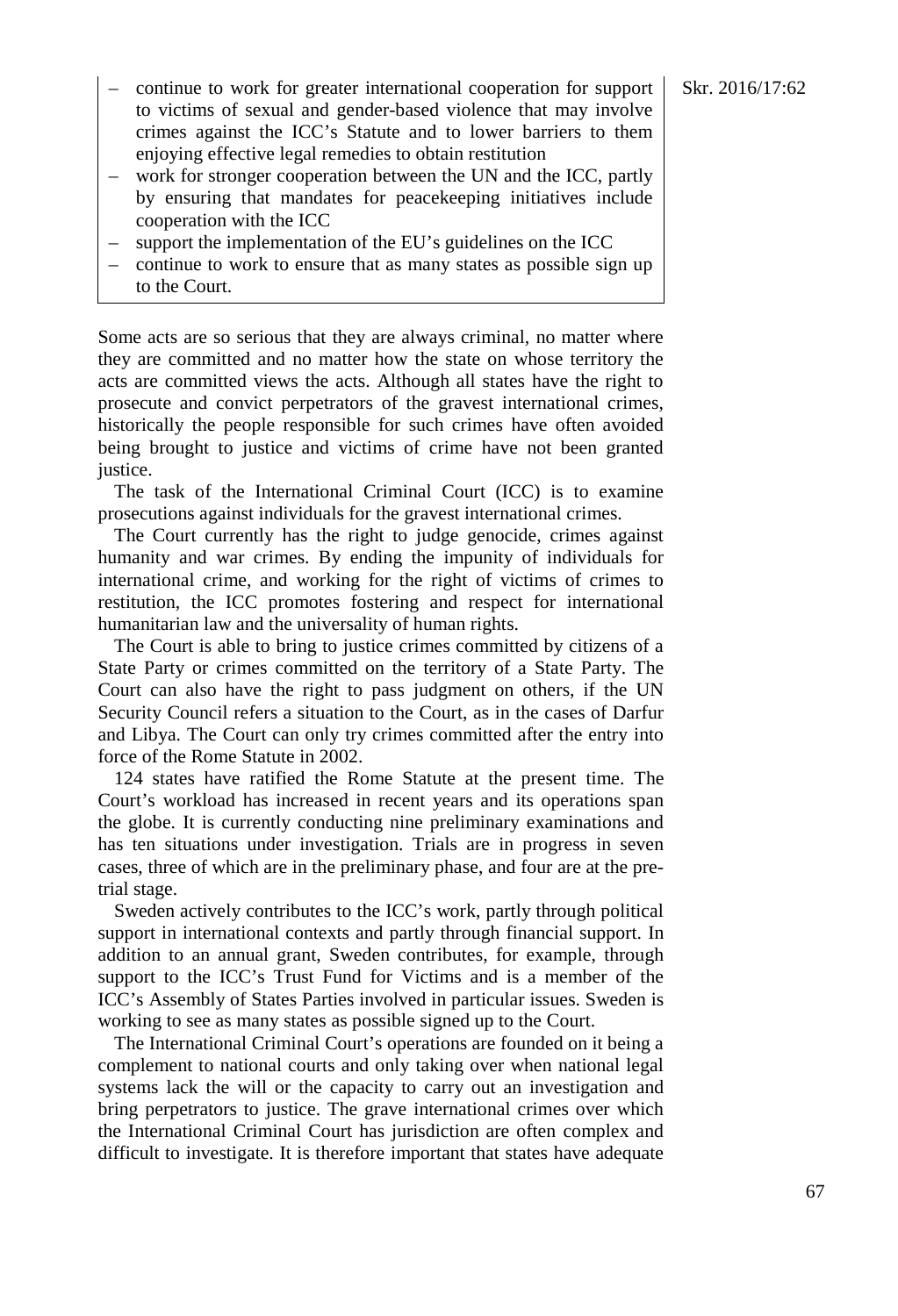- continue to work for greater international cooperation for support to victims of sexual and gender-based violence that may involve crimes against the ICC's Statute and to lower barriers to them enjoying effective legal remedies to obtain restitution
- work for stronger cooperation between the UN and the ICC, partly by ensuring that mandates for peacekeeping initiatives include cooperation with the ICC
- support the implementation of the EU's guidelines on the ICC
- continue to work to ensure that as many states as possible sign up to the Court.

Some acts are so serious that they are always criminal, no matter where they are committed and no matter how the state on whose territory the acts are committed views the acts. Although all states have the right to prosecute and convict perpetrators of the gravest international crimes, historically the people responsible for such crimes have often avoided being brought to justice and victims of crime have not been granted justice.

The task of the International Criminal Court (ICC) is to examine prosecutions against individuals for the gravest international crimes.

The Court currently has the right to judge genocide, crimes against humanity and war crimes. By ending the impunity of individuals for international crime, and working for the right of victims of crimes to restitution, the ICC promotes fostering and respect for international humanitarian law and the universality of human rights.

The Court is able to bring to justice crimes committed by citizens of a State Party or crimes committed on the territory of a State Party. The Court can also have the right to pass judgment on others, if the UN Security Council refers a situation to the Court, as in the cases of Darfur and Libya. The Court can only try crimes committed after the entry into force of the Rome Statute in 2002.

124 states have ratified the Rome Statute at the present time. The Court's workload has increased in recent years and its operations span the globe. It is currently conducting nine preliminary examinations and has ten situations under investigation. Trials are in progress in seven cases, three of which are in the preliminary phase, and four are at the pre-trial stage.

Sweden actively contributes to the ICC's work, partly through political support in international contexts and partly through financial support. In addition to an annual grant, Sweden contributes, for example, through support to the ICC's Trust Fund for Victims and is a member of the ICC's Assembly of States Parties involved in particular issues. Sweden is working to see as many states as possible signed up to the Court.

The International Criminal Court's operations are founded on it being a complement to national courts and only taking over when national legal systems lack the will or the capacity to carry out an investigation and bring perpetrators to justice. The grave international crimes over which the International Criminal Court has jurisdiction are often complex and difficult to investigate. It is therefore important that states have adequate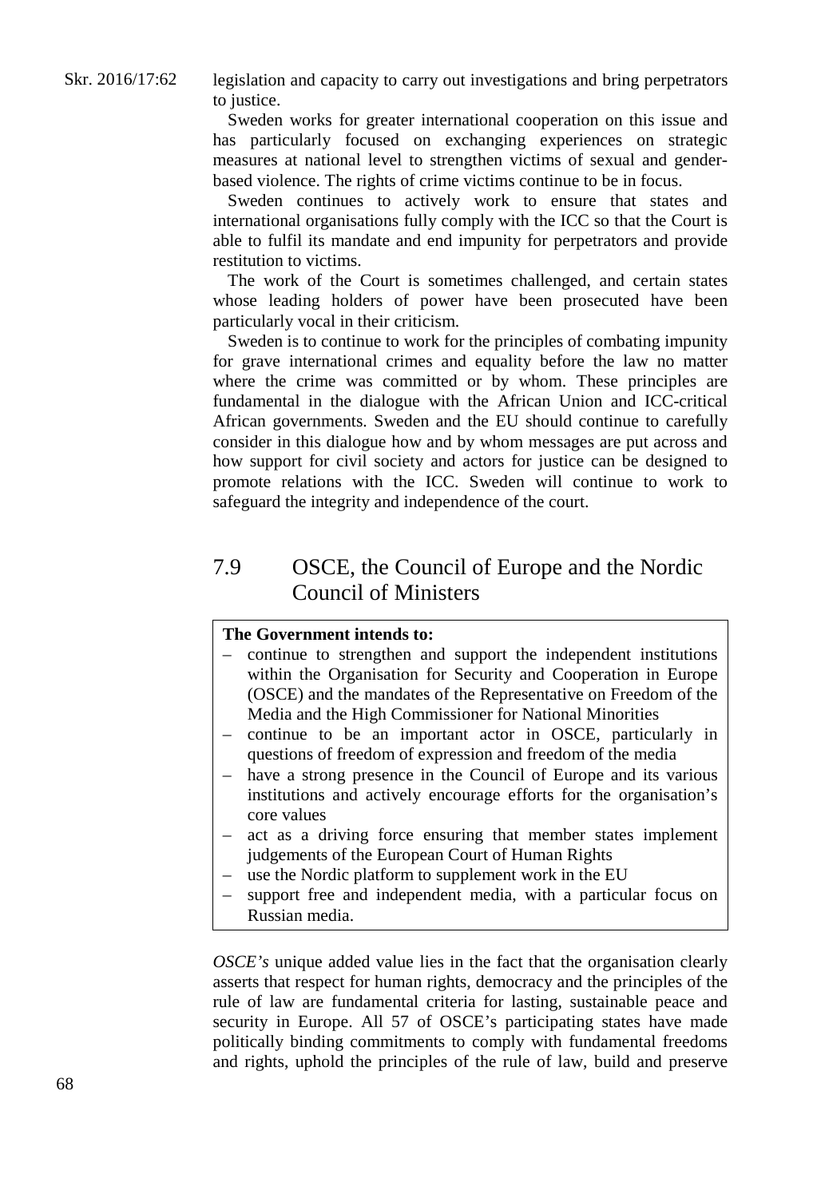legislation and capacity to carry out investigations and bring perpetrators to justice.

Sweden works for greater international cooperation on this issue and has particularly focused on exchanging experiences on strategic measures at national level to strengthen victims of sexual and gender-based violence. The rights of crime victims continue to be in focus.

Sweden continues to actively work to ensure that states and international organisations fully comply with the ICC so that the Court is able to fulfil its mandate and end impunity for perpetrators and provide restitution to victims.

The work of the Court is sometimes challenged, and certain states whose leading holders of power have been prosecuted have been particularly vocal in their criticism.

Sweden is to continue to work for the principles of combating impunity for grave international crimes and equality before the law no matter where the crime was committed or by whom. These principles are fundamental in the dialogue with the African Union and ICC-critical African governments. Sweden and the EU should continue to carefully consider in this dialogue how and by whom messages are put across and how support for civil society and actors for justice can be designed to promote relations with the ICC. Sweden will continue to work to safeguard the integrity and independence of the court.

## 7.9 OSCE, the Council of Europe and the Nordic Council of Ministers

**The Government intends to:**

- continue to strengthen and support the independent institutions within the Organisation for Security and Cooperation in Europe (OSCE) and the mandates of the Representative on Freedom of the Media and the High Commissioner for National Minorities
- continue to be an important actor in OSCE, particularly in questions of freedom of expression and freedom of the media
- have a strong presence in the Council of Europe and its various institutions and actively encourage efforts for the organisation's core values
- act as a driving force ensuring that member states implement judgements of the European Court of Human Rights
- use the Nordic platform to supplement work in the EU
- support free and independent media, with a particular focus on Russian media.

*OSCE's* unique added value lies in the fact that the organisation clearly asserts that respect for human rights, democracy and the principles of the rule of law are fundamental criteria for lasting, sustainable peace and security in Europe. All 57 of OSCE's participating states have made politically binding commitments to comply with fundamental freedoms and rights, uphold the principles of the rule of law, build and preserve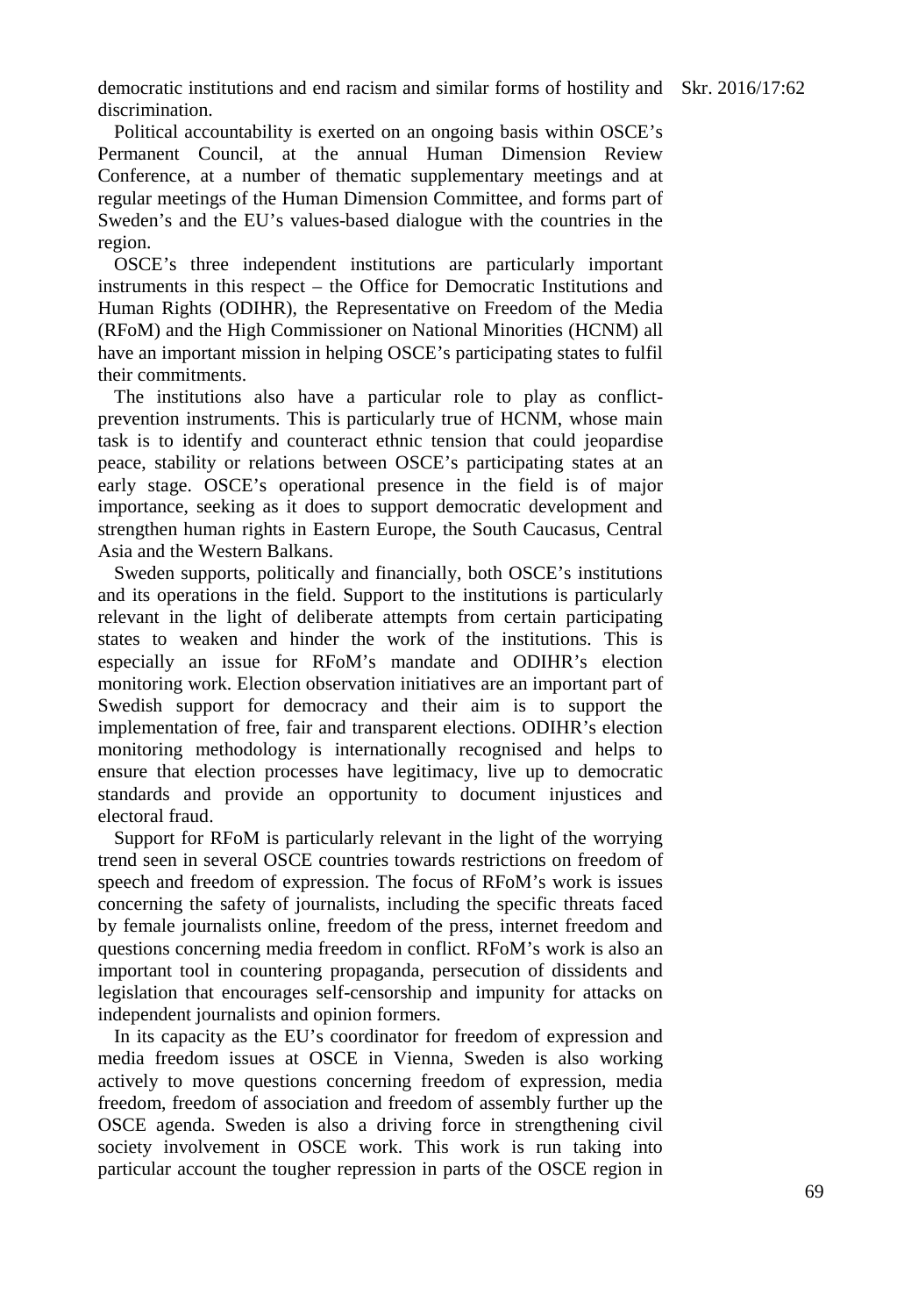democratic institutions and end racism and similar forms of hostility and discrimination.

Political accountability is exerted on an ongoing basis within OSCE's Permanent Council, at the annual Human Dimension Review Conference, at a number of thematic supplementary meetings and at regular meetings of the Human Dimension Committee, and forms part of Sweden's and the EU's values-based dialogue with the countries in the region.

OSCE's three independent institutions are particularly important instruments in this respect – the Office for Democratic Institutions and Human Rights (ODIHR), the Representative on Freedom of the Media (RFoM) and the High Commissioner on National Minorities (HCNM) all have an important mission in helping OSCE's participating states to fulfil their commitments.

The institutions also have a particular role to play as conflict-prevention instruments. This is particularly true of HCNM, whose main task is to identify and counteract ethnic tension that could jeopardise peace, stability or relations between OSCE's participating states at an early stage. OSCE's operational presence in the field is of major importance, seeking as it does to support democratic development and strengthen human rights in Eastern Europe, the South Caucasus, Central Asia and the Western Balkans.

Sweden supports, politically and financially, both OSCE's institutions and its operations in the field. Support to the institutions is particularly relevant in the light of deliberate attempts from certain participating states to weaken and hinder the work of the institutions. This is especially an issue for RFoM's mandate and ODIHR's election monitoring work. Election observation initiatives are an important part of Swedish support for democracy and their aim is to support the implementation of free, fair and transparent elections. ODIHR's election monitoring methodology is internationally recognised and helps to ensure that election processes have legitimacy, live up to democratic standards and provide an opportunity to document injustices and electoral fraud.

Support for RFoM is particularly relevant in the light of the worrying trend seen in several OSCE countries towards restrictions on freedom of speech and freedom of expression. The focus of RFoM's work is issues concerning the safety of journalists, including the specific threats faced by female journalists online, freedom of the press, internet freedom and questions concerning media freedom in conflict. RFoM's work is also an important tool in countering propaganda, persecution of dissidents and legislation that encourages self-censorship and impunity for attacks on independent journalists and opinion formers.

In its capacity as the EU's coordinator for freedom of expression and media freedom issues at OSCE in Vienna, Sweden is also working actively to move questions concerning freedom of expression, media freedom, freedom of association and freedom of assembly further up the OSCE agenda. Sweden is also a driving force in strengthening civil society involvement in OSCE work. This work is run taking into particular account the tougher repression in parts of the OSCE region in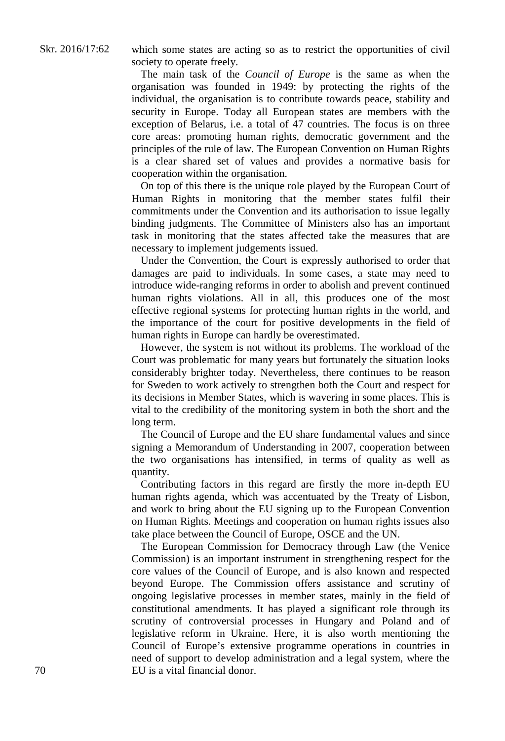which some states are acting so as to restrict the opportunities of civil society to operate freely.

The main task of the *Council of Europe* is the same as when the organisation was founded in 1949: by protecting the rights of the individual, the organisation is to contribute towards peace, stability and security in Europe. Today all European states are members with the exception of Belarus, i.e. a total of 47 countries. The focus is on three core areas: promoting human rights, democratic government and the principles of the rule of law. The European Convention on Human Rights is a clear shared set of values and provides a normative basis for cooperation within the organisation.

On top of this there is the unique role played by the European Court of Human Rights in monitoring that the member states fulfil their commitments under the Convention and its authorisation to issue legally binding judgments. The Committee of Ministers also has an important task in monitoring that the states affected take the measures that are necessary to implement judgements issued.

Under the Convention, the Court is expressly authorised to order that damages are paid to individuals. In some cases, a state may need to introduce wide-ranging reforms in order to abolish and prevent continued human rights violations. All in all, this produces one of the most effective regional systems for protecting human rights in the world, and the importance of the court for positive developments in the field of human rights in Europe can hardly be overestimated.

However, the system is not without its problems. The workload of the Court was problematic for many years but fortunately the situation looks considerably brighter today. Nevertheless, there continues to be reason for Sweden to work actively to strengthen both the Court and respect for its decisions in Member States, which is wavering in some places. This is vital to the credibility of the monitoring system in both the short and the long term.

The Council of Europe and the EU share fundamental values and since signing a Memorandum of Understanding in 2007, cooperation between the two organisations has intensified, in terms of quality as well as quantity.

Contributing factors in this regard are firstly the more in-depth EU human rights agenda, which was accentuated by the Treaty of Lisbon, and work to bring about the EU signing up to the European Convention on Human Rights. Meetings and cooperation on human rights issues also take place between the Council of Europe, OSCE and the UN.

The European Commission for Democracy through Law (the Venice Commission) is an important instrument in strengthening respect for the core values of the Council of Europe, and is also known and respected beyond Europe. The Commission offers assistance and scrutiny of ongoing legislative processes in member states, mainly in the field of constitutional amendments. It has played a significant role through its scrutiny of controversial processes in Hungary and Poland and of legislative reform in Ukraine. Here, it is also worth mentioning the Council of Europe's extensive programme operations in countries in need of support to develop administration and a legal system, where the EU is a vital financial donor.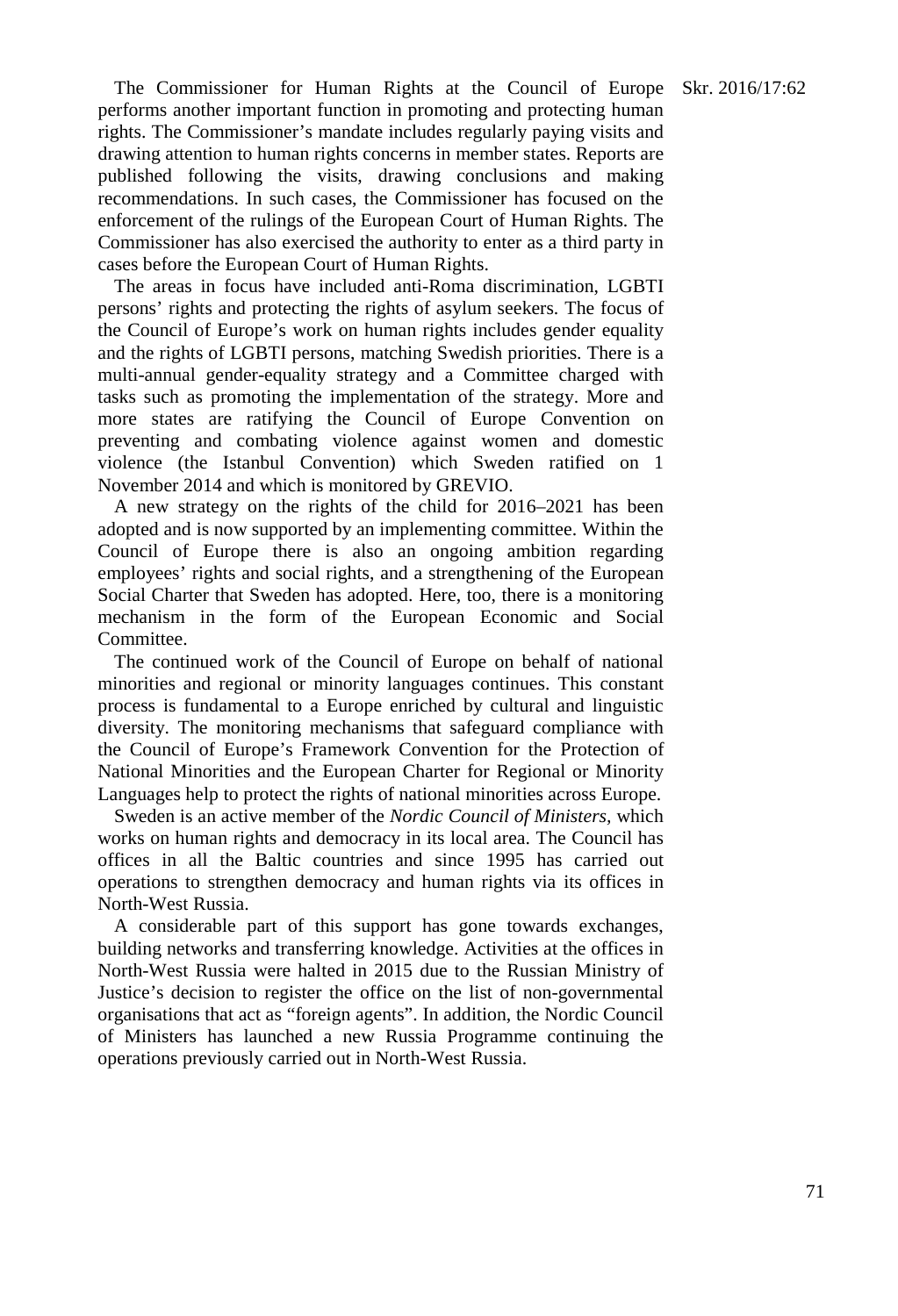The Commissioner for Human Rights at the Council of Europe performs another important function in promoting and protecting human rights. The Commissioner's mandate includes regularly paying visits and drawing attention to human rights concerns in member states. Reports are published following the visits, drawing conclusions and making recommendations. In such cases, the Commissioner has focused on the enforcement of the rulings of the European Court of Human Rights. The Commissioner has also exercised the authority to enter as a third party in cases before the European Court of Human Rights.

The areas in focus have included anti-Roma discrimination, LGBTI persons' rights and protecting the rights of asylum seekers. The focus of the Council of Europe's work on human rights includes gender equality and the rights of LGBTI persons, matching Swedish priorities. There is a multi-annual gender-equality strategy and a Committee charged with tasks such as promoting the implementation of the strategy. More and more states are ratifying the Council of Europe Convention on preventing and combating violence against women and domestic violence (the Istanbul Convention) which Sweden ratified on 1 November 2014 and which is monitored by GREVIO.

A new strategy on the rights of the child for 2016–2021 has been adopted and is now supported by an implementing committee. Within the Council of Europe there is also an ongoing ambition regarding employees' rights and social rights, and a strengthening of the European Social Charter that Sweden has adopted. Here, too, there is a monitoring mechanism in the form of the European Economic and Social Committee.

The continued work of the Council of Europe on behalf of national minorities and regional or minority languages continues. This constant process is fundamental to a Europe enriched by cultural and linguistic diversity. The monitoring mechanisms that safeguard compliance with the Council of Europe's Framework Convention for the Protection of National Minorities and the European Charter for Regional or Minority Languages help to protect the rights of national minorities across Europe.

Sweden is an active member of the *Nordic Council of Ministers,* which works on human rights and democracy in its local area. The Council has offices in all the Baltic countries and since 1995 has carried out operations to strengthen democracy and human rights via its offices in North-West Russia.

A considerable part of this support has gone towards exchanges, building networks and transferring knowledge. Activities at the offices in North-West Russia were halted in 2015 due to the Russian Ministry of Justice's decision to register the office on the list of non-governmental organisations that act as "foreign agents". In addition, the Nordic Council of Ministers has launched a new Russia Programme continuing the operations previously carried out in North-West Russia.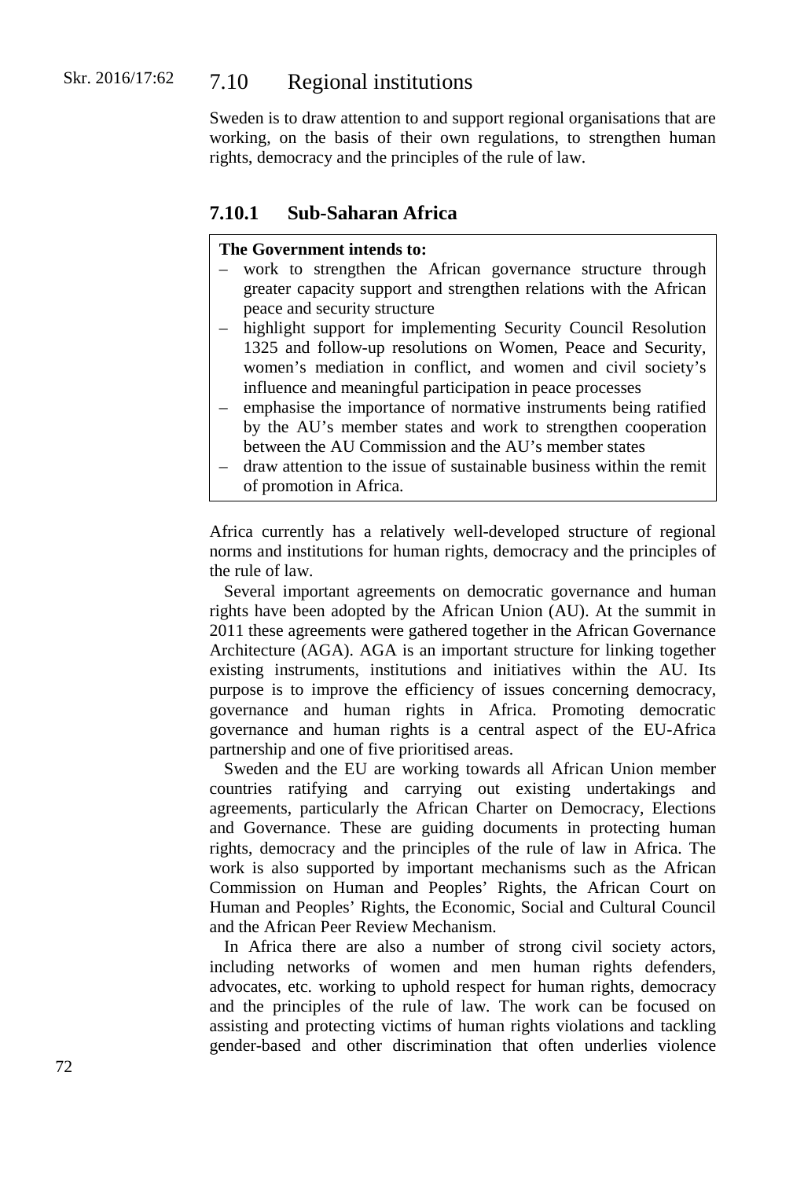## 7.10 Regional institutions

Sweden is to draw attention to and support regional organisations that are working, on the basis of their own regulations, to strengthen human rights, democracy and the principles of the rule of law.

### 7.10.1 Sub-Saharan Africa

**The Government intends to:**

- work to strengthen the African governance structure through greater capacity support and strengthen relations with the African peace and security structure
- highlight support for implementing Security Council Resolution 1325 and follow-up resolutions on Women, Peace and Security, women's mediation in conflict, and women and civil society's influence and meaningful participation in peace processes
- emphasise the importance of normative instruments being ratified by the AU's member states and work to strengthen cooperation between the AU Commission and the AU's member states
- draw attention to the issue of sustainable business within the remit of promotion in Africa.

Africa currently has a relatively well-developed structure of regional norms and institutions for human rights, democracy and the principles of the rule of law.

Several important agreements on democratic governance and human rights have been adopted by the African Union (AU). At the summit in 2011 these agreements were gathered together in the African Governance Architecture (AGA). AGA is an important structure for linking together existing instruments, institutions and initiatives within the AU. Its purpose is to improve the efficiency of issues concerning democracy, governance and human rights in Africa. Promoting democratic governance and human rights is a central aspect of the EU-Africa partnership and one of five prioritised areas.

Sweden and the EU are working towards all African Union member countries ratifying and carrying out existing undertakings and agreements, particularly the African Charter on Democracy, Elections and Governance. These are guiding documents in protecting human rights, democracy and the principles of the rule of law in Africa. The work is also supported by important mechanisms such as the African Commission on Human and Peoples' Rights, the African Court on Human and Peoples' Rights, the Economic, Social and Cultural Council and the African Peer Review Mechanism.

In Africa there are also a number of strong civil society actors, including networks of women and men human rights defenders, advocates, etc. working to uphold respect for human rights, democracy and the principles of the rule of law. The work can be focused on assisting and protecting victims of human rights violations and tackling gender-based and other discrimination that often underlies violence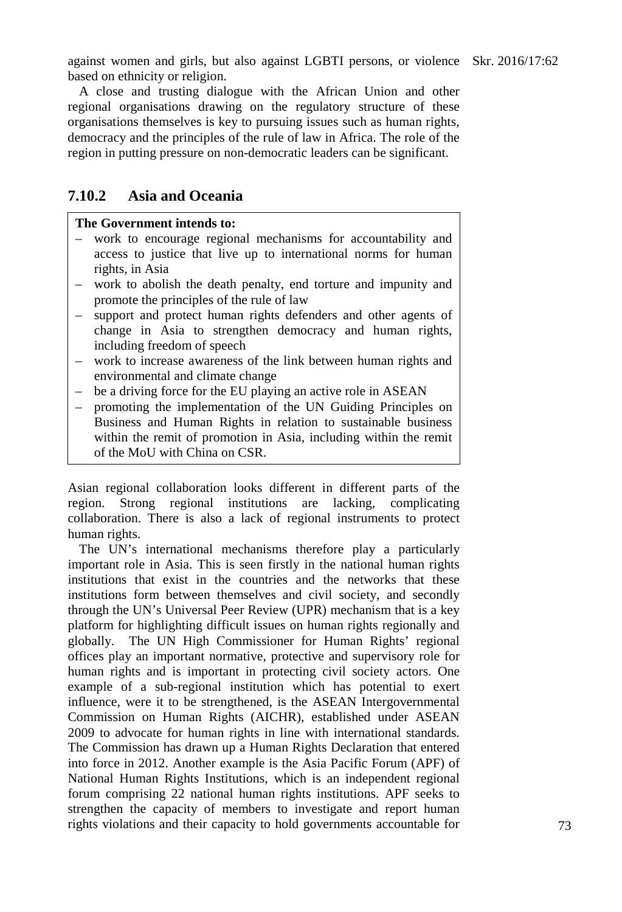against women and girls, but also against LGBTI persons, or violence based on ethnicity or religion.

A close and trusting dialogue with the African Union and other regional organisations drawing on the regulatory structure of these organisations themselves is key to pursuing issues such as human rights, democracy and the principles of the rule of law in Africa. The role of the region in putting pressure on non-democratic leaders can be significant.

### 7.10.2 Asia and Oceania

**The Government intends to:**

- work to encourage regional mechanisms for accountability and access to justice that live up to international norms for human rights, in Asia
- work to abolish the death penalty, end torture and impunity and promote the principles of the rule of law
- support and protect human rights defenders and other agents of change in Asia to strengthen democracy and human rights, including freedom of speech
- work to increase awareness of the link between human rights and environmental and climate change
- be a driving force for the EU playing an active role in ASEAN
- promoting the implementation of the UN Guiding Principles on Business and Human Rights in relation to sustainable business within the remit of promotion in Asia, including within the remit of the MoU with China on CSR.

Asian regional collaboration looks different in different parts of the region. Strong regional institutions are lacking, complicating collaboration. There is also a lack of regional instruments to protect human rights.

The UN's international mechanisms therefore play a particularly important role in Asia. This is seen firstly in the national human rights institutions that exist in the countries and the networks that these institutions form between themselves and civil society, and secondly through the UN's Universal Peer Review (UPR) mechanism that is a key platform for highlighting difficult issues on human rights regionally and globally. The UN High Commissioner for Human Rights' regional offices play an important normative, protective and supervisory role for human rights and is important in protecting civil society actors. One example of a sub-regional institution which has potential to exert influence, were it to be strengthened, is the ASEAN Intergovernmental Commission on Human Rights (AICHR), established under ASEAN 2009 to advocate for human rights in line with international standards. The Commission has drawn up a Human Rights Declaration that entered into force in 2012. Another example is the Asia Pacific Forum (APF) of National Human Rights Institutions, which is an independent regional forum comprising 22 national human rights institutions. APF seeks to strengthen the capacity of members to investigate and report human rights violations and their capacity to hold governments accountable for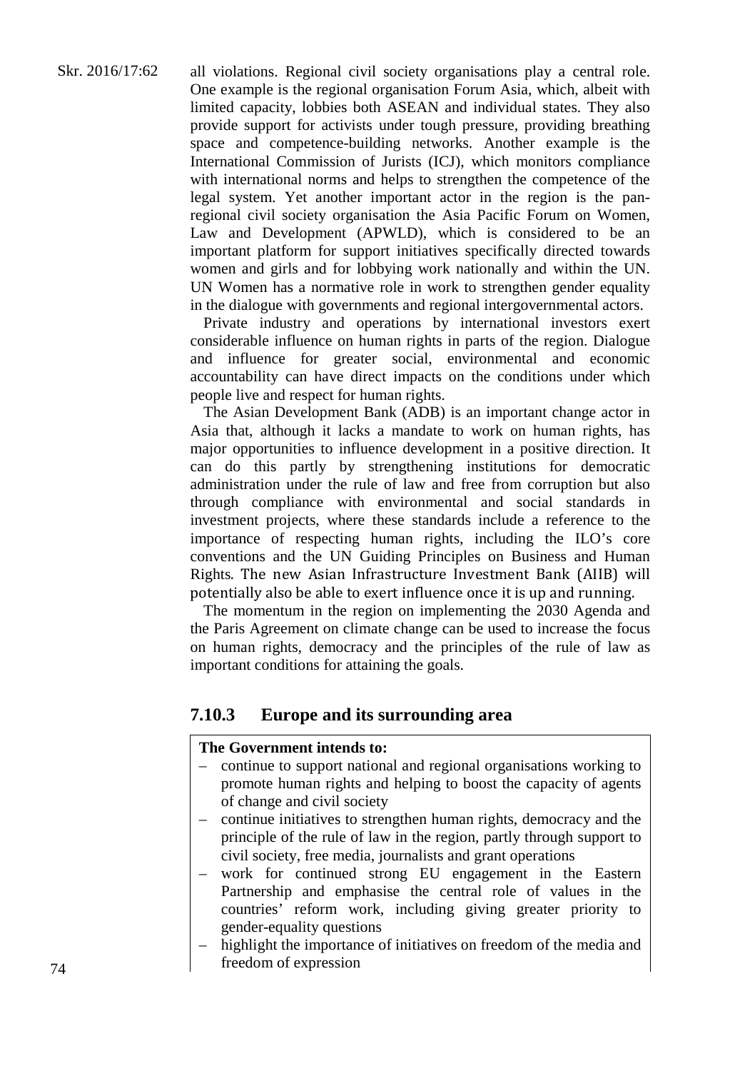all violations. Regional civil society organisations play a central role. One example is the regional organisation Forum Asia, which, albeit with limited capacity, lobbies both ASEAN and individual states. They also provide support for activists under tough pressure, providing breathing space and competence-building networks. Another example is the International Commission of Jurists (ICJ), which monitors compliance with international norms and helps to strengthen the competence of the legal system. Yet another important actor in the region is the pan-regional civil society organisation the Asia Pacific Forum on Women, Law and Development (APWLD), which is considered to be an important platform for support initiatives specifically directed towards women and girls and for lobbying work nationally and within the UN. UN Women has a normative role in work to strengthen gender equality in the dialogue with governments and regional intergovernmental actors.

Private industry and operations by international investors exert considerable influence on human rights in parts of the region. Dialogue and influence for greater social, environmental and economic accountability can have direct impacts on the conditions under which people live and respect for human rights.

The Asian Development Bank (ADB) is an important change actor in Asia that, although it lacks a mandate to work on human rights, has major opportunities to influence development in a positive direction. It can do this partly by strengthening institutions for democratic administration under the rule of law and free from corruption but also through compliance with environmental and social standards in investment projects, where these standards include a reference to the importance of respecting human rights, including the ILO's core conventions and the UN Guiding Principles on Business and Human Rights. The new Asian Infrastructure Investment Bank (AIIB) will potentially also be able to exert influence once it is up and running.

The momentum in the region on implementing the 2030 Agenda and the Paris Agreement on climate change can be used to increase the focus on human rights, democracy and the principles of the rule of law as important conditions for attaining the goals.

### 7.10.3 Europe and its surrounding area

**The Government intends to:**

- continue to support national and regional organisations working to promote human rights and helping to boost the capacity of agents of change and civil society
- continue initiatives to strengthen human rights, democracy and the principle of the rule of law in the region, partly through support to civil society, free media, journalists and grant operations
- work for continued strong EU engagement in the Eastern Partnership and emphasise the central role of values in the countries' reform work, including giving greater priority to gender-equality questions
- highlight the importance of initiatives on freedom of the media and freedom of expression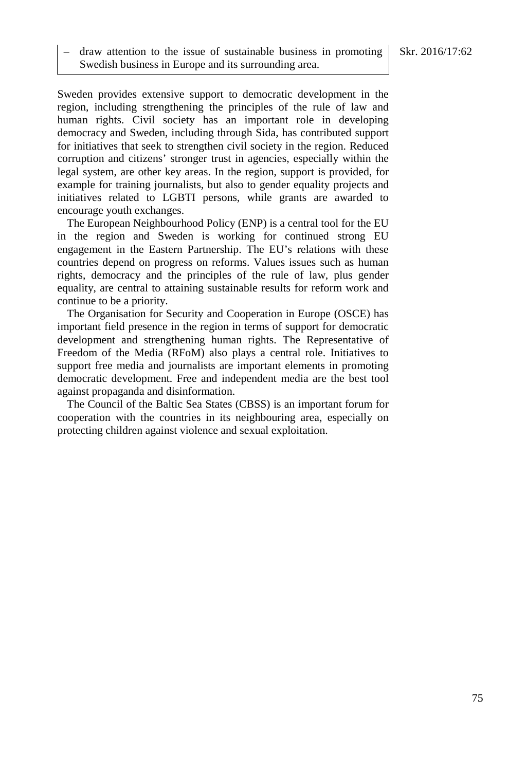– draw attention to the issue of sustainable business in promoting Swedish business in Europe and its surrounding area.

Sweden provides extensive support to democratic development in the region, including strengthening the principles of the rule of law and human rights. Civil society has an important role in developing democracy and Sweden, including through Sida, has contributed support for initiatives that seek to strengthen civil society in the region. Reduced corruption and citizens' stronger trust in agencies, especially within the legal system, are other key areas. In the region, support is provided, for example for training journalists, but also to gender equality projects and initiatives related to LGBTI persons, while grants are awarded to encourage youth exchanges.

The European Neighbourhood Policy (ENP) is a central tool for the EU in the region and Sweden is working for continued strong EU engagement in the Eastern Partnership. The EU's relations with these countries depend on progress on reforms. Values issues such as human rights, democracy and the principles of the rule of law, plus gender equality, are central to attaining sustainable results for reform work and continue to be a priority.

The Organisation for Security and Cooperation in Europe (OSCE) has important field presence in the region in terms of support for democratic development and strengthening human rights. The Representative of Freedom of the Media (RFoM) also plays a central role. Initiatives to support free media and journalists are important elements in promoting democratic development. Free and independent media are the best tool against propaganda and disinformation.

The Council of the Baltic Sea States (CBSS) is an important forum for cooperation with the countries in its neighbouring area, especially on protecting children against violence and sexual exploitation.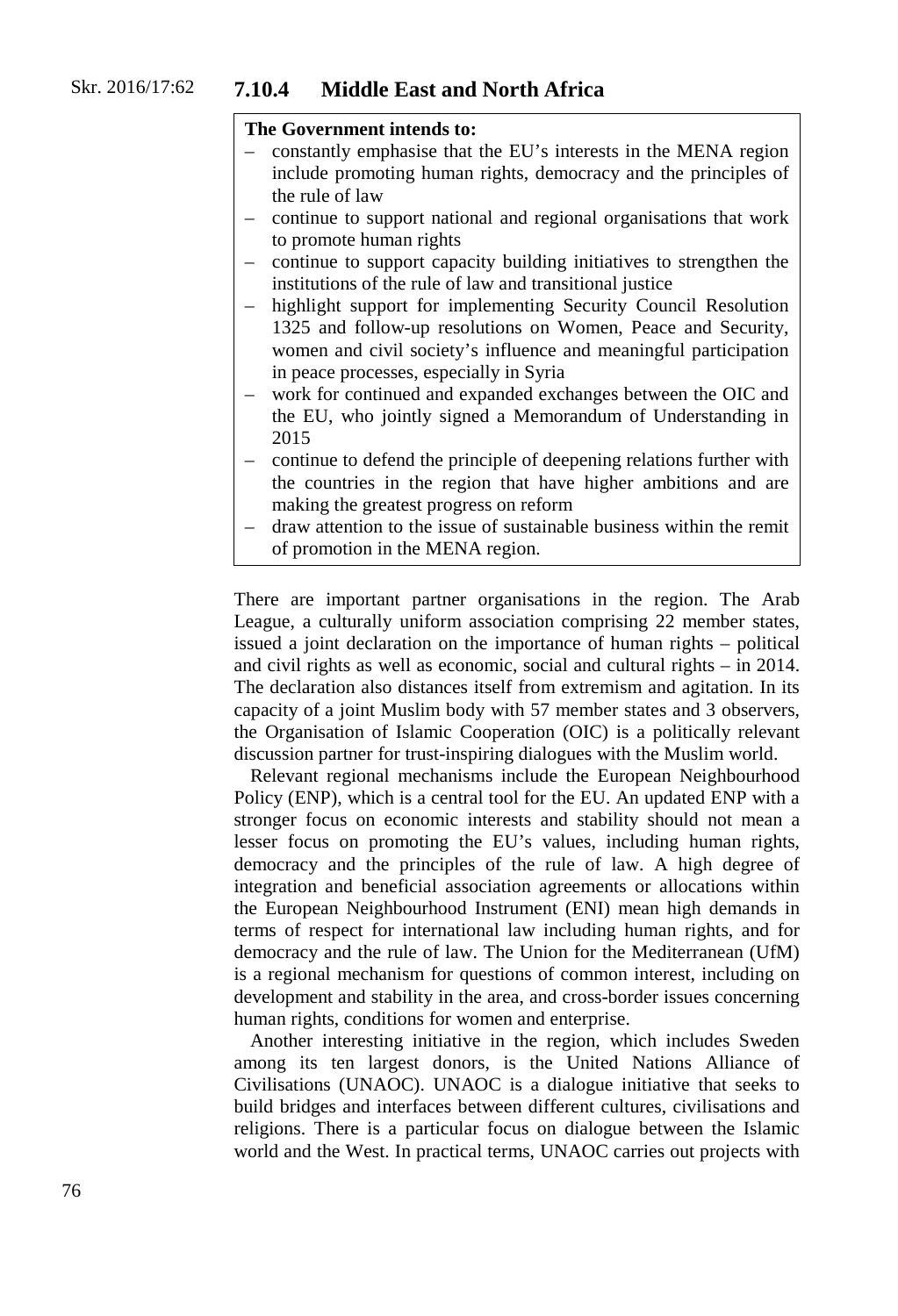### 7.10.4 Middle East and North Africa

**The Government intends to:**

- constantly emphasise that the EU's interests in the MENA region include promoting human rights, democracy and the principles of the rule of law
- continue to support national and regional organisations that work to promote human rights
- continue to support capacity building initiatives to strengthen the institutions of the rule of law and transitional justice
- highlight support for implementing Security Council Resolution 1325 and follow-up resolutions on Women, Peace and Security, women and civil society's influence and meaningful participation in peace processes, especially in Syria
- work for continued and expanded exchanges between the OIC and the EU, who jointly signed a Memorandum of Understanding in 2015
- continue to defend the principle of deepening relations further with the countries in the region that have higher ambitions and are making the greatest progress on reform
- draw attention to the issue of sustainable business within the remit of promotion in the MENA region.

There are important partner organisations in the region. The Arab League, a culturally uniform association comprising 22 member states, issued a joint declaration on the importance of human rights – political and civil rights as well as economic, social and cultural rights – in 2014. The declaration also distances itself from extremism and agitation. In its capacity of a joint Muslim body with 57 member states and 3 observers, the Organisation of Islamic Cooperation (OIC) is a politically relevant discussion partner for trust-inspiring dialogues with the Muslim world.

Relevant regional mechanisms include the European Neighbourhood Policy (ENP), which is a central tool for the EU. An updated ENP with a stronger focus on economic interests and stability should not mean a lesser focus on promoting the EU's values, including human rights, democracy and the principles of the rule of law. A high degree of integration and beneficial association agreements or allocations within the European Neighbourhood Instrument (ENI) mean high demands in terms of respect for international law including human rights, and for democracy and the rule of law. The Union for the Mediterranean (UfM) is a regional mechanism for questions of common interest, including on development and stability in the area, and cross-border issues concerning human rights, conditions for women and enterprise.

Another interesting initiative in the region, which includes Sweden among its ten largest donors, is the United Nations Alliance of Civilisations (UNAOC). UNAOC is a dialogue initiative that seeks to build bridges and interfaces between different cultures, civilisations and religions. There is a particular focus on dialogue between the Islamic world and the West. In practical terms, UNAOC carries out projects with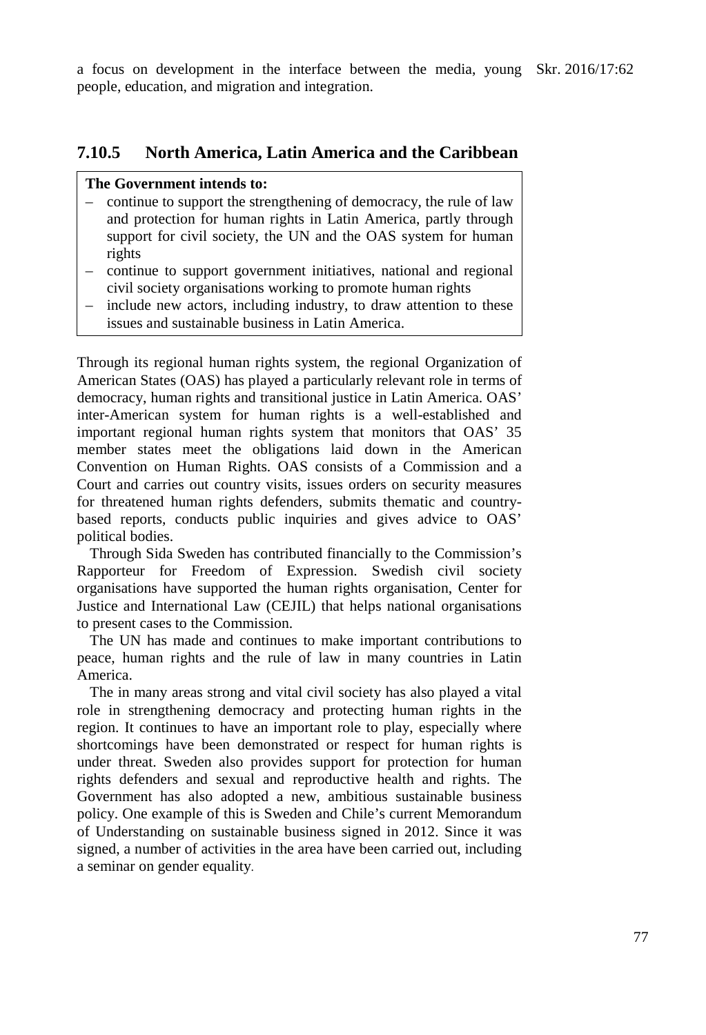a focus on development in the interface between the media, young people, education, and migration and integration.

### 7.10.5 North America, Latin America and the Caribbean

**The Government intends to:**

- continue to support the strengthening of democracy, the rule of law and protection for human rights in Latin America, partly through support for civil society, the UN and the OAS system for human rights
- continue to support government initiatives, national and regional civil society organisations working to promote human rights
- include new actors, including industry, to draw attention to these issues and sustainable business in Latin America.

Through its regional human rights system, the regional Organization of American States (OAS) has played a particularly relevant role in terms of democracy, human rights and transitional justice in Latin America. OAS' inter-American system for human rights is a well-established and important regional human rights system that monitors that OAS' 35 member states meet the obligations laid down in the American Convention on Human Rights. OAS consists of a Commission and a Court and carries out country visits, issues orders on security measures for threatened human rights defenders, submits thematic and country-based reports, conducts public inquiries and gives advice to OAS' political bodies.

Through Sida Sweden has contributed financially to the Commission's Rapporteur for Freedom of Expression. Swedish civil society organisations have supported the human rights organisation, Center for Justice and International Law (CEJIL) that helps national organisations to present cases to the Commission.

The UN has made and continues to make important contributions to peace, human rights and the rule of law in many countries in Latin America.

The in many areas strong and vital civil society has also played a vital role in strengthening democracy and protecting human rights in the region. It continues to have an important role to play, especially where shortcomings have been demonstrated or respect for human rights is under threat. Sweden also provides support for protection for human rights defenders and sexual and reproductive health and rights. The Government has also adopted a new, ambitious sustainable business policy. One example of this is Sweden and Chile's current Memorandum of Understanding on sustainable business signed in 2012. Since it was signed, a number of activities in the area have been carried out, including a seminar on gender equality.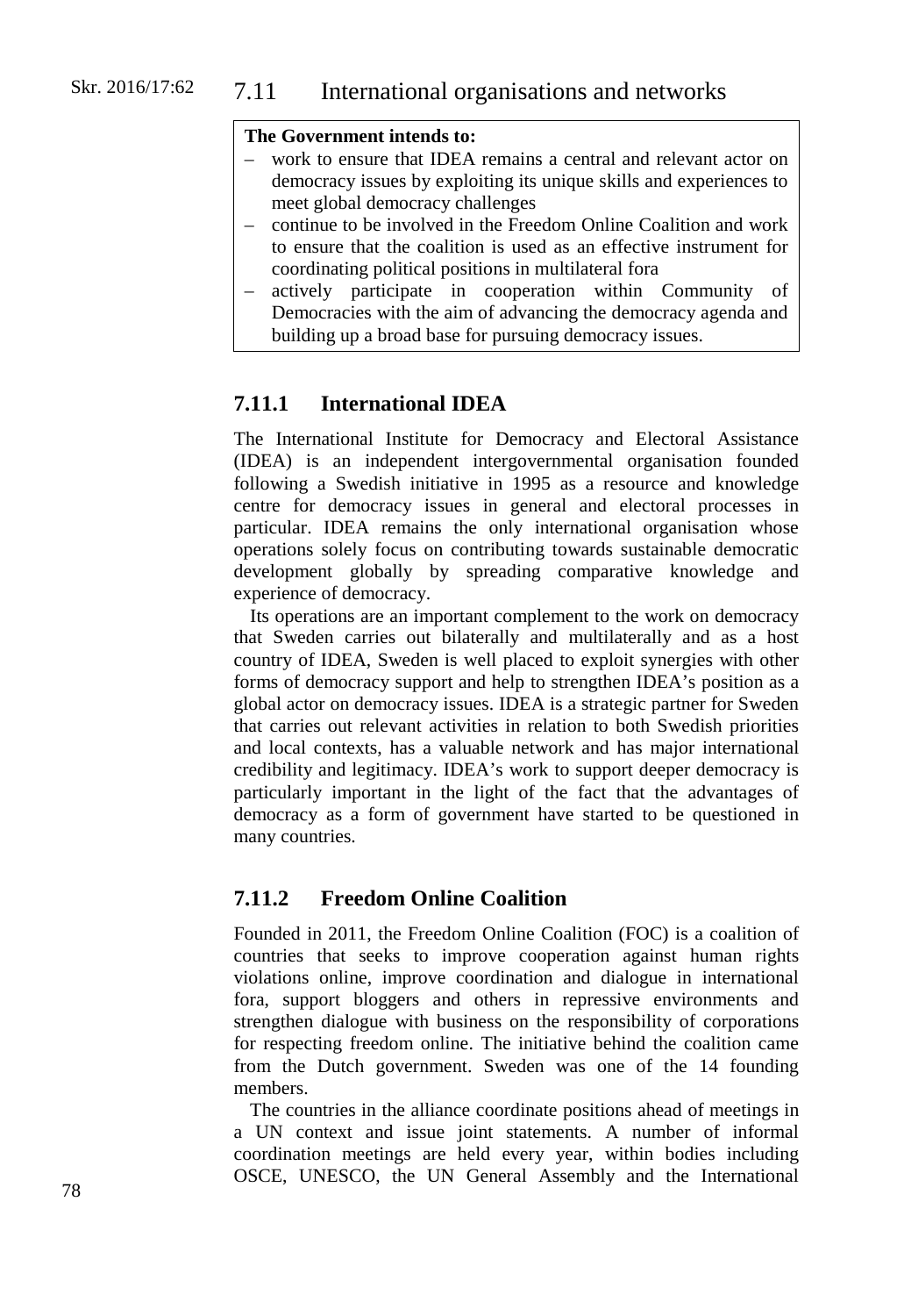## 7.11 International organisations and networks

**The Government intends to:**

- work to ensure that IDEA remains a central and relevant actor on democracy issues by exploiting its unique skills and experiences to meet global democracy challenges
- continue to be involved in the Freedom Online Coalition and work to ensure that the coalition is used as an effective instrument for coordinating political positions in multilateral fora
- actively participate in cooperation within Community of Democracies with the aim of advancing the democracy agenda and building up a broad base for pursuing democracy issues.

### 7.11.1 International IDEA

The International Institute for Democracy and Electoral Assistance (IDEA) is an independent intergovernmental organisation founded following a Swedish initiative in 1995 as a resource and knowledge centre for democracy issues in general and electoral processes in particular. IDEA remains the only international organisation whose operations solely focus on contributing towards sustainable democratic development globally by spreading comparative knowledge and experience of democracy.

Its operations are an important complement to the work on democracy that Sweden carries out bilaterally and multilaterally and as a host country of IDEA, Sweden is well placed to exploit synergies with other forms of democracy support and help to strengthen IDEA's position as a global actor on democracy issues. IDEA is a strategic partner for Sweden that carries out relevant activities in relation to both Swedish priorities and local contexts, has a valuable network and has major international credibility and legitimacy. IDEA's work to support deeper democracy is particularly important in the light of the fact that the advantages of democracy as a form of government have started to be questioned in many countries.

### 7.11.2 Freedom Online Coalition

Founded in 2011, the Freedom Online Coalition (FOC) is a coalition of countries that seeks to improve cooperation against human rights violations online, improve coordination and dialogue in international fora, support bloggers and others in repressive environments and strengthen dialogue with business on the responsibility of corporations for respecting freedom online. The initiative behind the coalition came from the Dutch government. Sweden was one of the 14 founding members.

The countries in the alliance coordinate positions ahead of meetings in a UN context and issue joint statements. A number of informal coordination meetings are held every year, within bodies including OSCE, UNESCO, the UN General Assembly and the International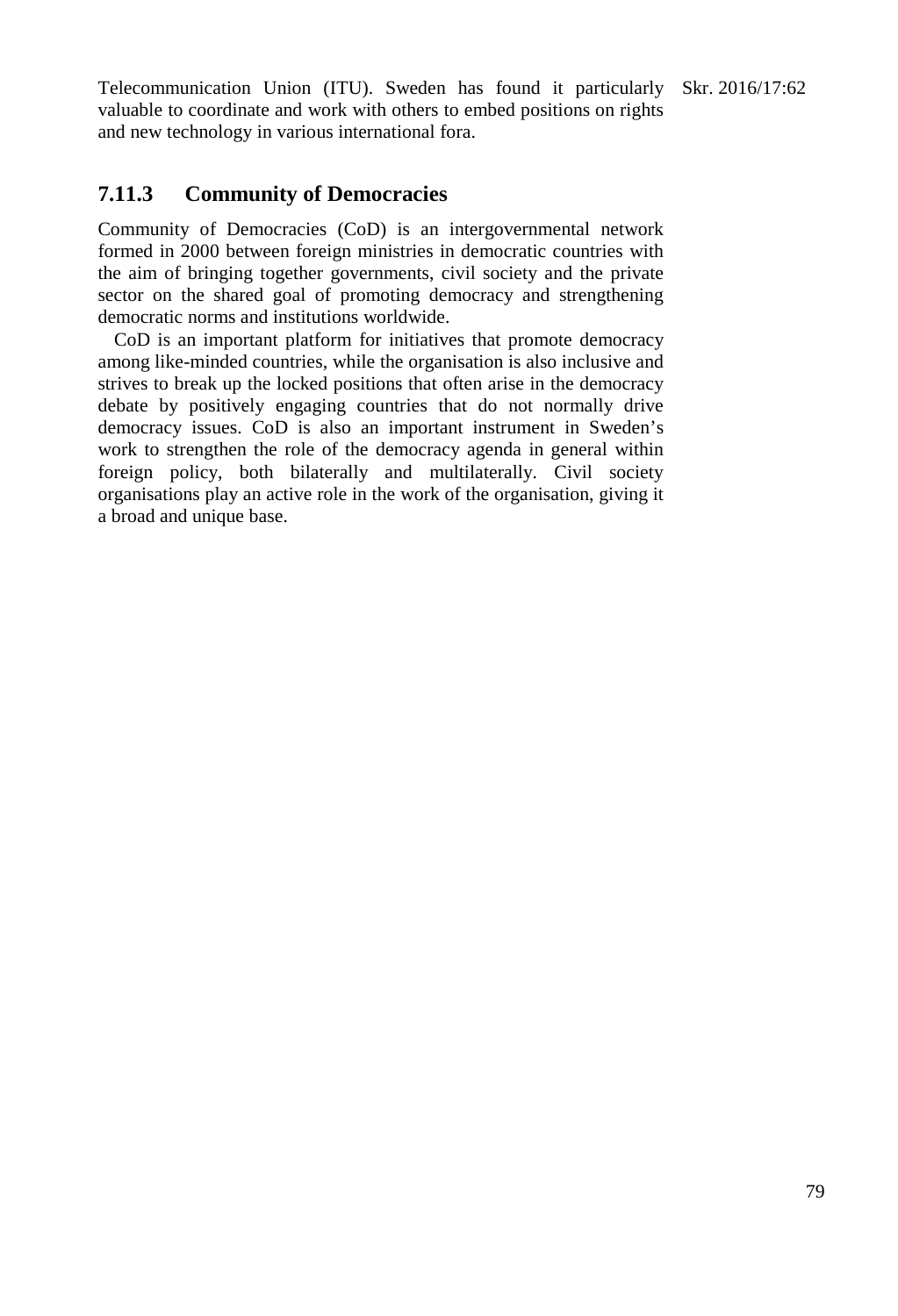Telecommunication Union (ITU). Sweden has found it particularly valuable to coordinate and work with others to embed positions on rights and new technology in various international fora.

### 7.11.3 Community of Democracies

Community of Democracies (CoD) is an intergovernmental network formed in 2000 between foreign ministries in democratic countries with the aim of bringing together governments, civil society and the private sector on the shared goal of promoting democracy and strengthening democratic norms and institutions worldwide.

CoD is an important platform for initiatives that promote democracy among like-minded countries, while the organisation is also inclusive and strives to break up the locked positions that often arise in the democracy debate by positively engaging countries that do not normally drive democracy issues. CoD is also an important instrument in Sweden's work to strengthen the role of the democracy agenda in general within foreign policy, both bilaterally and multilaterally. Civil society organisations play an active role in the work of the organisation, giving it a broad and unique base.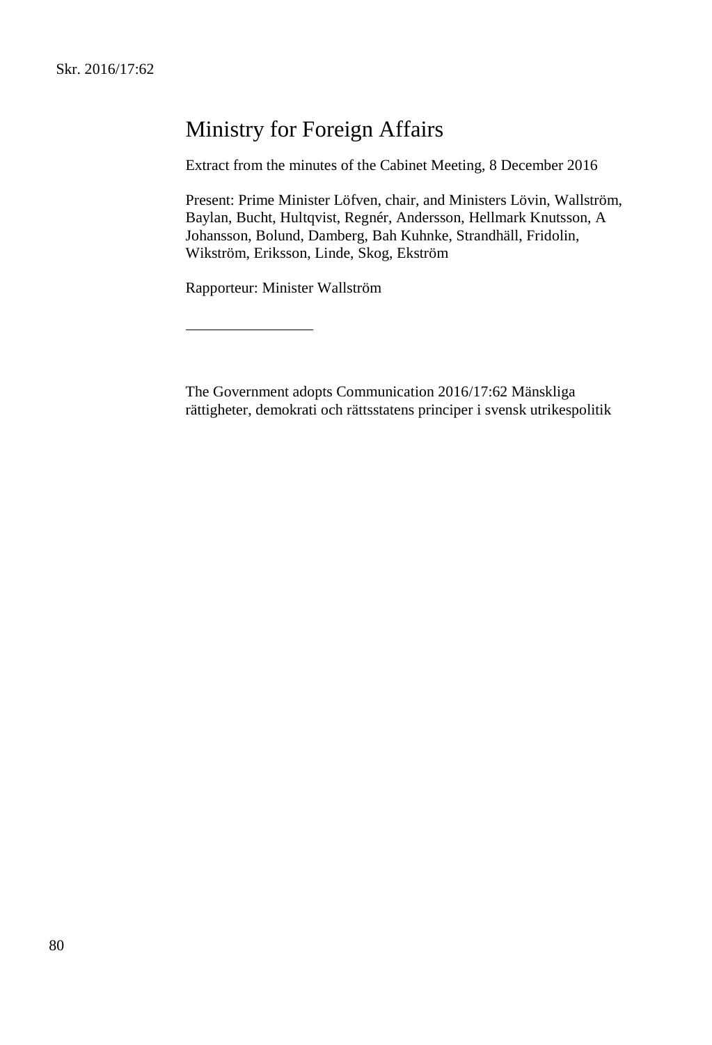# Ministry for Foreign Affairs

Extract from the minutes of the Cabinet Meeting, 8 December 2016

Present: Prime Minister Löfven, chair, and Ministers Lövin, Wallström, Baylan, Bucht, Hultqvist, Regnér, Andersson, Hellmark Knutsson, A Johansson, Bolund, Damberg, Bah Kuhnke, Strandhäll, Fridolin, Wikström, Eriksson, Linde, Skog, Ekström

Rapporteur: Minister Wallström

---

The Government adopts Communication 2016/17:62 Mänskliga rättigheter, demokrati och rättsstatens principer i svensk utrikespolitik